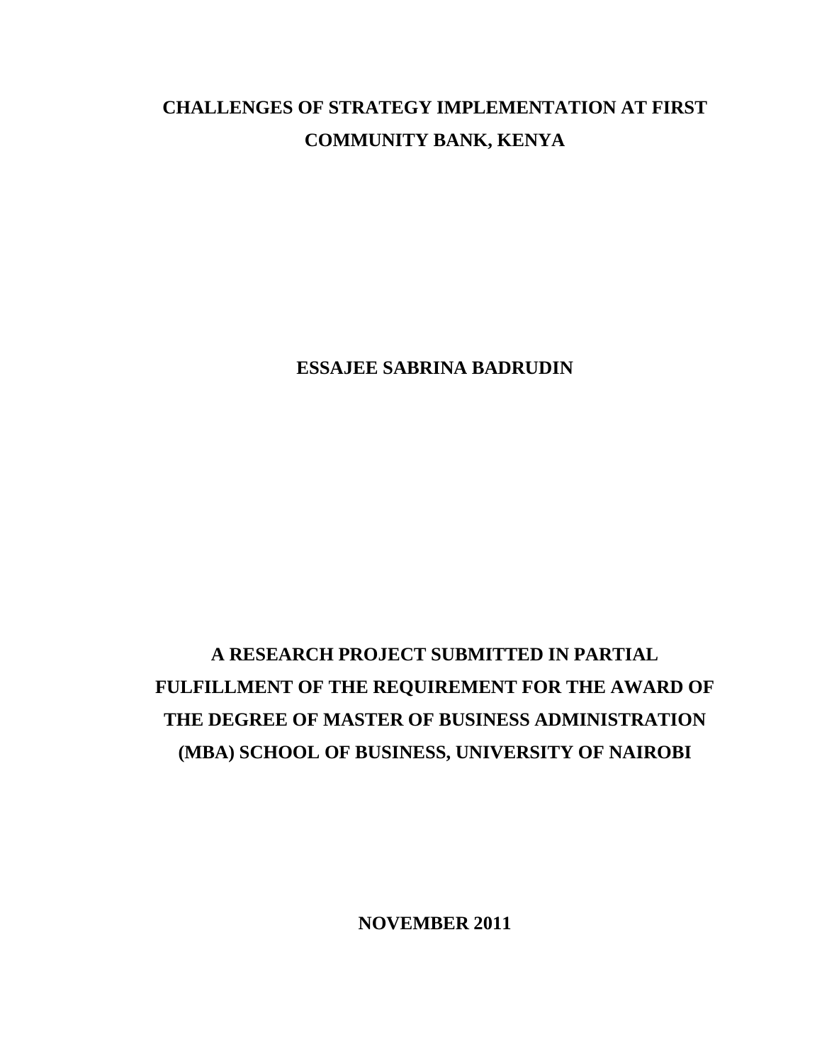# CHALLENGES OF STRATEGY IMPLEMENTATION AT FIRST COMMUNITY BANK, KENYA

**ESSAJEE SABRINA BADRUDIN**

**A RESEARCH PROJECT SUBMITTED IN PARTIAL FULFILLMENT OF THE REQUIREMENT FOR THE AWARD OF THE DEGREE OF MASTER OF BUSINESS ADMINISTRATION (MBA) SCHOOL OF BUSINESS, UNIVERSITY OF NAIROBI**

**NOVEMBER 2011**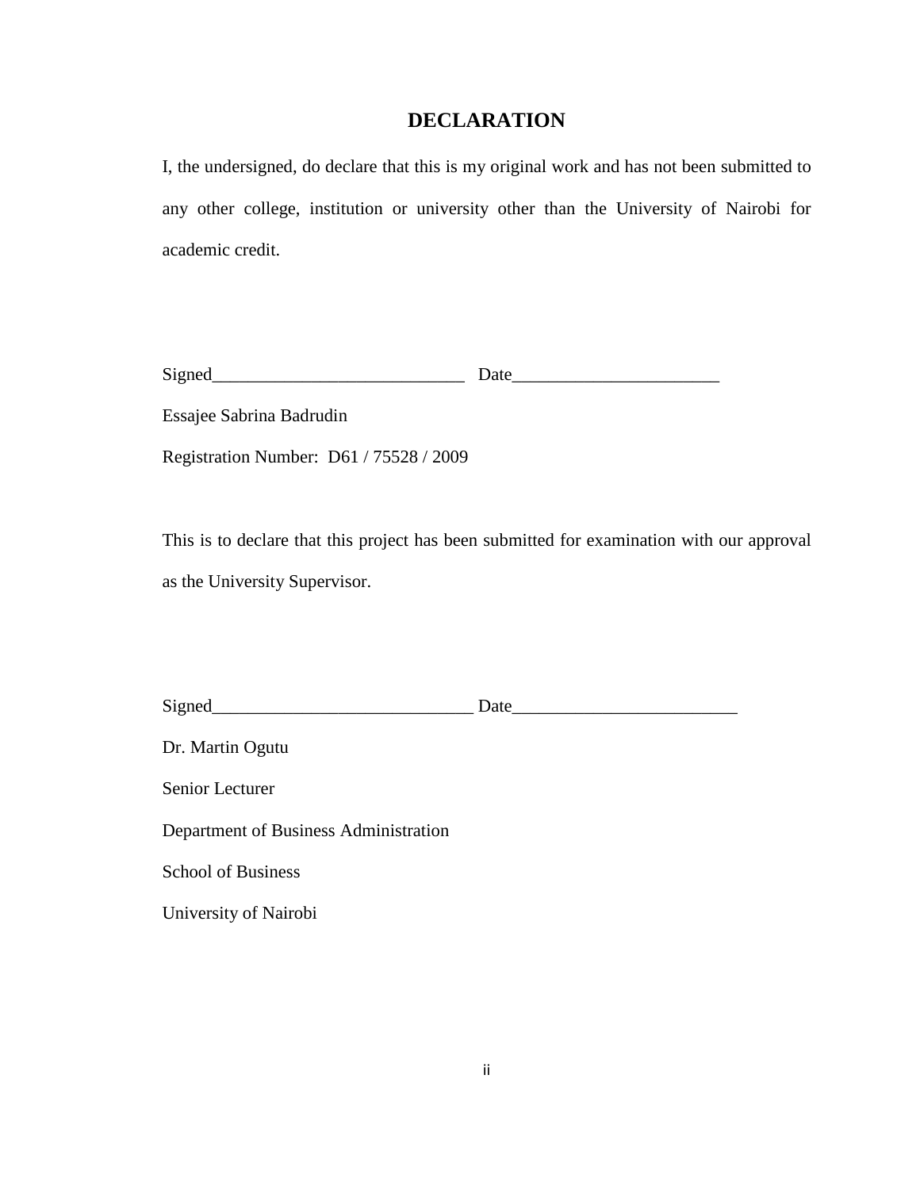# DECLARATION

I, the undersigned, do declare that this is my original work and has not been submitted to any other college, institution or university other than the University of Nairobi for academic credit.

Signed____________________________ Date_______________________

Essajee Sabrina Badrudin

Registration Number: D61 / 75528 / 2009

This is to declare that this project has been submitted for examination with our approval as the University Supervisor.

Signed_____________________________ Date_________________________

Dr. Martin Ogutu

Senior Lecturer

Department of Business Administration

School of Business

University of Nairobi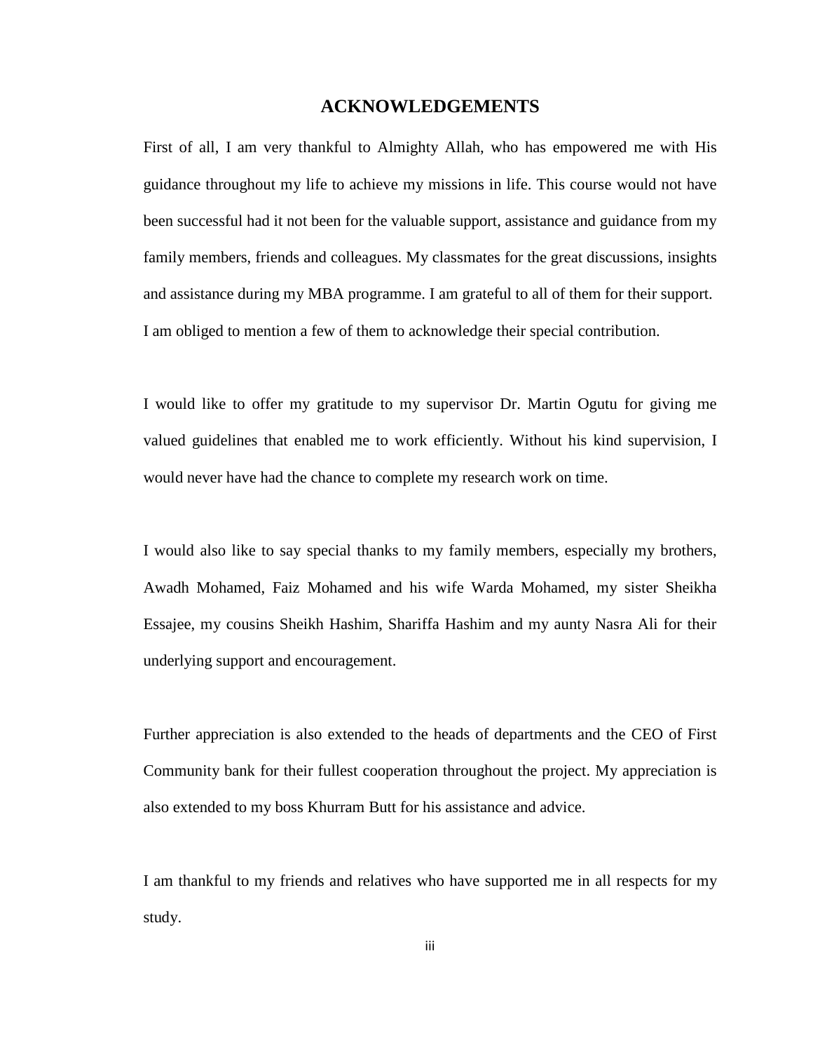# ACKNOWLEDGEMENTS

First of all, I am very thankful to Almighty Allah, who has empowered me with His guidance throughout my life to achieve my missions in life. This course would not have been successful had it not been for the valuable support, assistance and guidance from my family members, friends and colleagues. My classmates for the great discussions, insights and assistance during my MBA programme. I am grateful to all of them for their support. I am obliged to mention a few of them to acknowledge their special contribution.

I would like to offer my gratitude to my supervisor Dr. Martin Ogutu for giving me valued guidelines that enabled me to work efficiently. Without his kind supervision, I would never have had the chance to complete my research work on time.

I would also like to say special thanks to my family members, especially my brothers, Awadh Mohamed, Faiz Mohamed and his wife Warda Mohamed, my sister Sheikha Essajee, my cousins Sheikh Hashim, Shariffa Hashim and my aunty Nasra Ali for their underlying support and encouragement.

Further appreciation is also extended to the heads of departments and the CEO of First Community bank for their fullest cooperation throughout the project. My appreciation is also extended to my boss Khurram Butt for his assistance and advice.

I am thankful to my friends and relatives who have supported me in all respects for my study.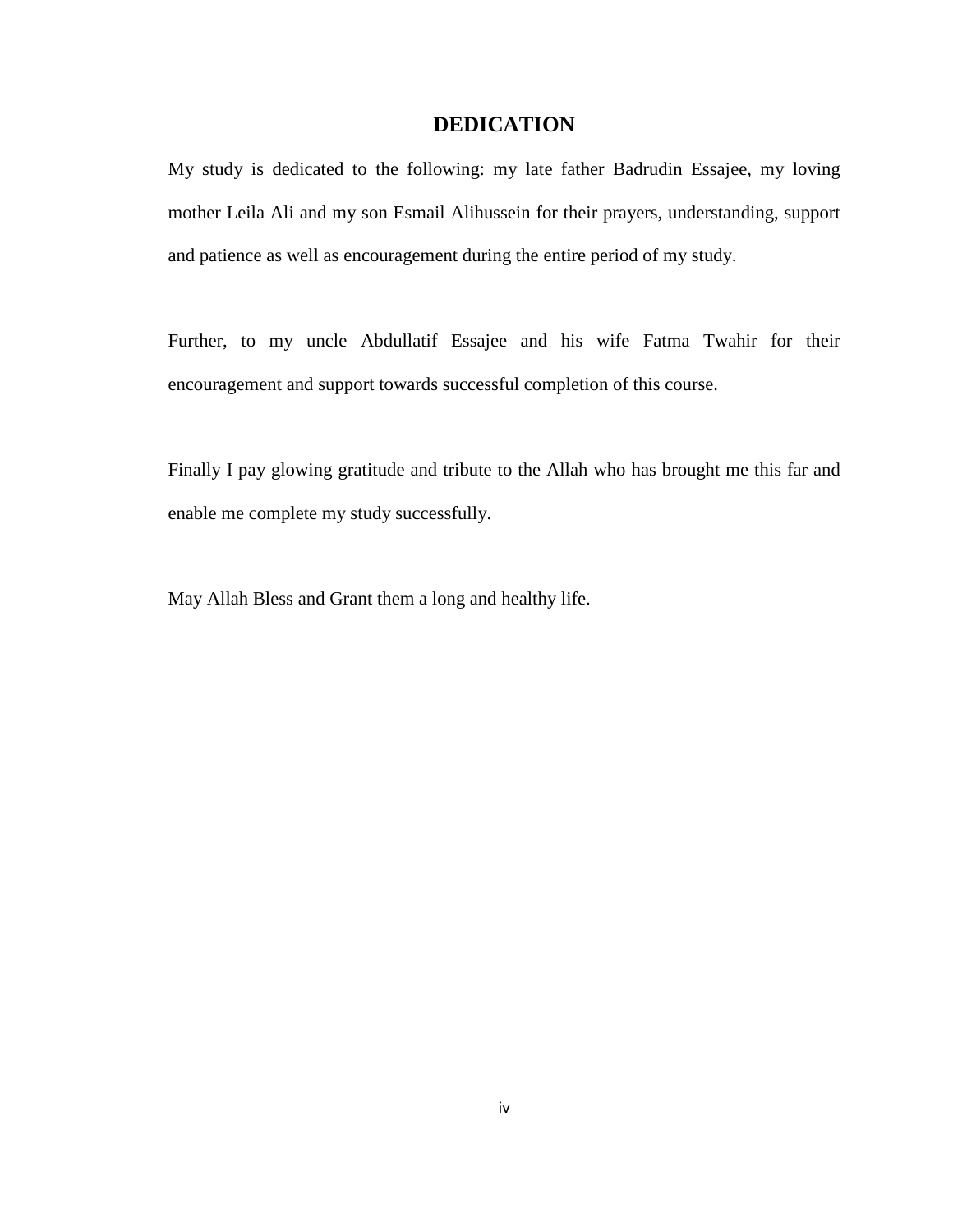# DEDICATION

My study is dedicated to the following: my late father Badrudin Essajee, my loving mother Leila Ali and my son Esmail Alihussein for their prayers, understanding, support and patience as well as encouragement during the entire period of my study.

Further, to my uncle Abdullatif Essajee and his wife Fatma Twahir for their encouragement and support towards successful completion of this course.

Finally I pay glowing gratitude and tribute to the Allah who has brought me this far and enable me complete my study successfully.

May Allah Bless and Grant them a long and healthy life.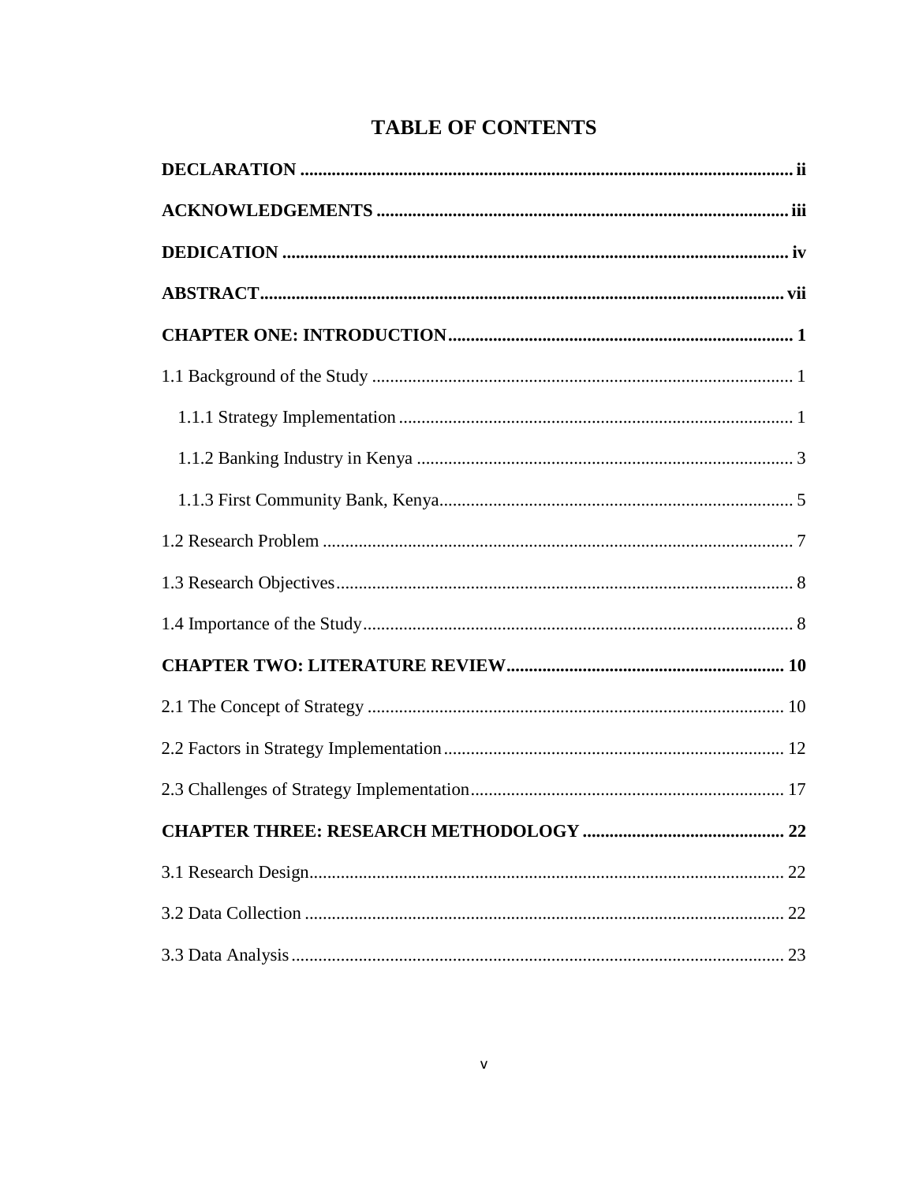# TABLE OF CONTENTS

**DECLARATION** .............................................................................................................. **ii**

**ACKNOWLEDGEMENTS** ........................................................................................... **iii**

**DEDICATION** ................................................................................................................ **iv**

**ABSTRACT**..................................................................................................................... **vii**

**CHAPTER ONE: INTRODUCTION**............................................................................ **1**

1.1 Background of the Study ............................................................................................. 1

1.1.1 Strategy Implementation ....................................................................................... 1

1.1.2 Banking Industry in Kenya .................................................................................... 3

1.1.3 First Community Bank, Kenya............................................................................... 5

1.2 Research Problem ........................................................................................................ 7

1.3 Research Objectives..................................................................................................... 8

1.4 Importance of the Study................................................................................................ 8

**CHAPTER TWO: LITERATURE REVIEW**............................................................. **10**

2.1 The Concept of Strategy ............................................................................................ 10

2.2 Factors in Strategy Implementation........................................................................... 12

2.3 Challenges of Strategy Implementation..................................................................... 17

**CHAPTER THREE: RESEARCH METHODOLOGY** ............................................. **22**

3.1 Research Design......................................................................................................... 22

3.2 Data Collection .......................................................................................................... 22

3.3 Data Analysis............................................................................................................. 23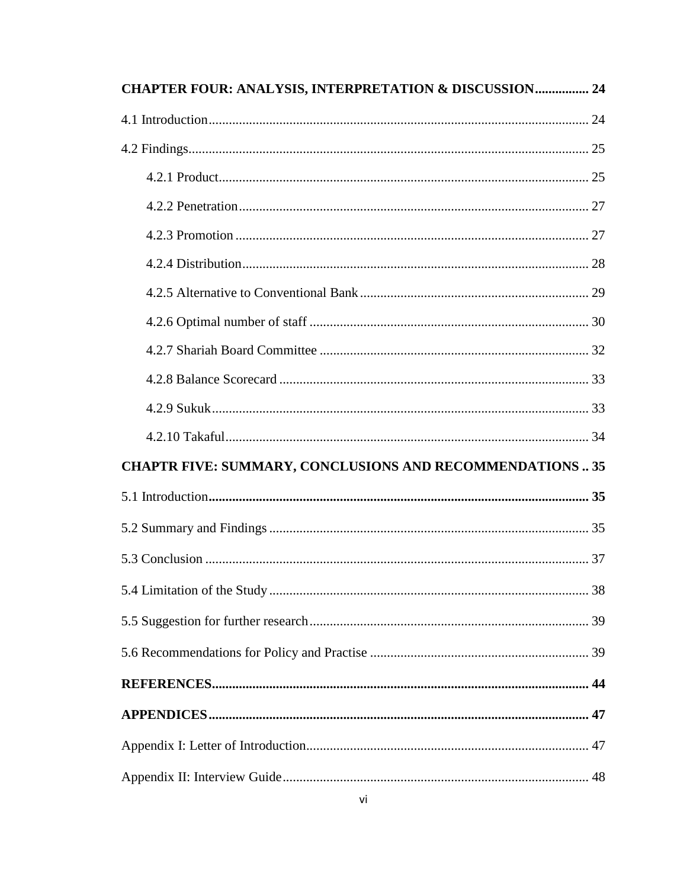**CHAPTER FOUR: ANALYSIS, INTERPRETATION & DISCUSSION................ 24**

4.1 Introduction................................................................................................................ 24

4.2 Findings...................................................................................................................... 25

&nbsp;&nbsp;&nbsp;&nbsp;4.2.1 Product............................................................................................................. 25

&nbsp;&nbsp;&nbsp;&nbsp;4.2.2 Penetration....................................................................................................... 27

&nbsp;&nbsp;&nbsp;&nbsp;4.2.3 Promotion ........................................................................................................ 27

&nbsp;&nbsp;&nbsp;&nbsp;4.2.4 Distribution...................................................................................................... 28

&nbsp;&nbsp;&nbsp;&nbsp;4.2.5 Alternative to Conventional Bank................................................................... 29

&nbsp;&nbsp;&nbsp;&nbsp;4.2.6 Optimal number of staff .................................................................................. 30

&nbsp;&nbsp;&nbsp;&nbsp;4.2.7 Shariah Board Committee ............................................................................... 32

&nbsp;&nbsp;&nbsp;&nbsp;4.2.8 Balance Scorecard ........................................................................................... 33

&nbsp;&nbsp;&nbsp;&nbsp;4.2.9 Sukuk............................................................................................................... 33

&nbsp;&nbsp;&nbsp;&nbsp;4.2.10 Takaful........................................................................................................... 34

**CHAPTR FIVE: SUMMARY, CONCLUSIONS AND RECOMMENDATIONS .. 35**

5.1 Introduction**................................................................................................................ 35**

5.2 Summary and Findings .............................................................................................. 35

5.3 Conclusion ................................................................................................................. 37

5.4 Limitation of the Study.............................................................................................. 38

5.5 Suggestion for further research.................................................................................. 39

5.6 Recommendations for Policy and Practise ................................................................ 39

**REFERENCES................................................................................................................ 44**

**APPENDICES................................................................................................................ 47**

Appendix I: Letter of Introduction................................................................................... 47

Appendix II: Interview Guide.......................................................................................... 48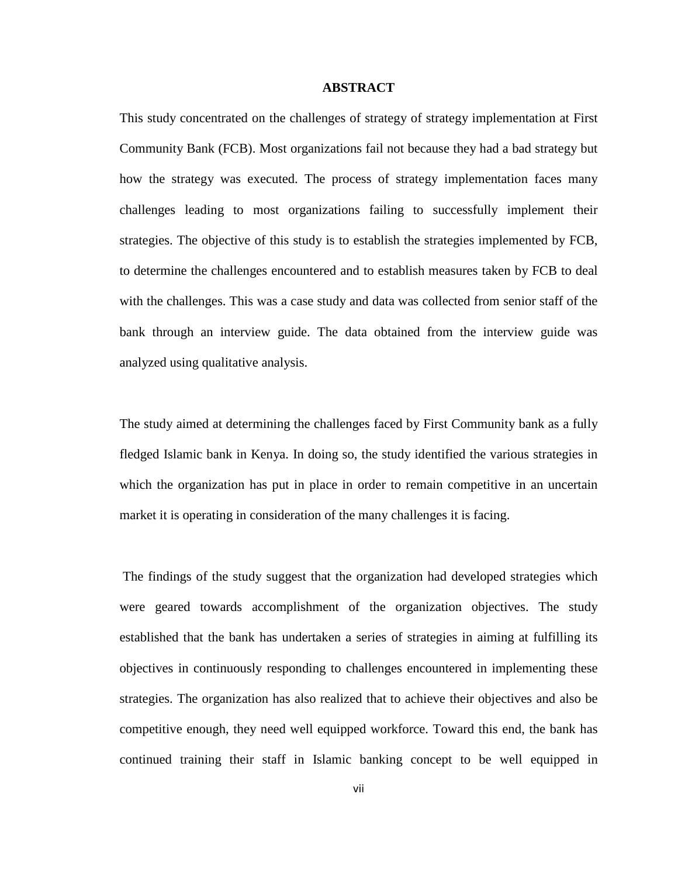# ABSTRACT

This study concentrated on the challenges of strategy of strategy implementation at First Community Bank (FCB). Most organizations fail not because they had a bad strategy but how the strategy was executed. The process of strategy implementation faces many challenges leading to most organizations failing to successfully implement their strategies. The objective of this study is to establish the strategies implemented by FCB, to determine the challenges encountered and to establish measures taken by FCB to deal with the challenges. This was a case study and data was collected from senior staff of the bank through an interview guide. The data obtained from the interview guide was analyzed using qualitative analysis.

The study aimed at determining the challenges faced by First Community bank as a fully fledged Islamic bank in Kenya. In doing so, the study identified the various strategies in which the organization has put in place in order to remain competitive in an uncertain market it is operating in consideration of the many challenges it is facing.

The findings of the study suggest that the organization had developed strategies which were geared towards accomplishment of the organization objectives. The study established that the bank has undertaken a series of strategies in aiming at fulfilling its objectives in continuously responding to challenges encountered in implementing these strategies. The organization has also realized that to achieve their objectives and also be competitive enough, they need well equipped workforce. Toward this end, the bank has continued training their staff in Islamic banking concept to be well equipped in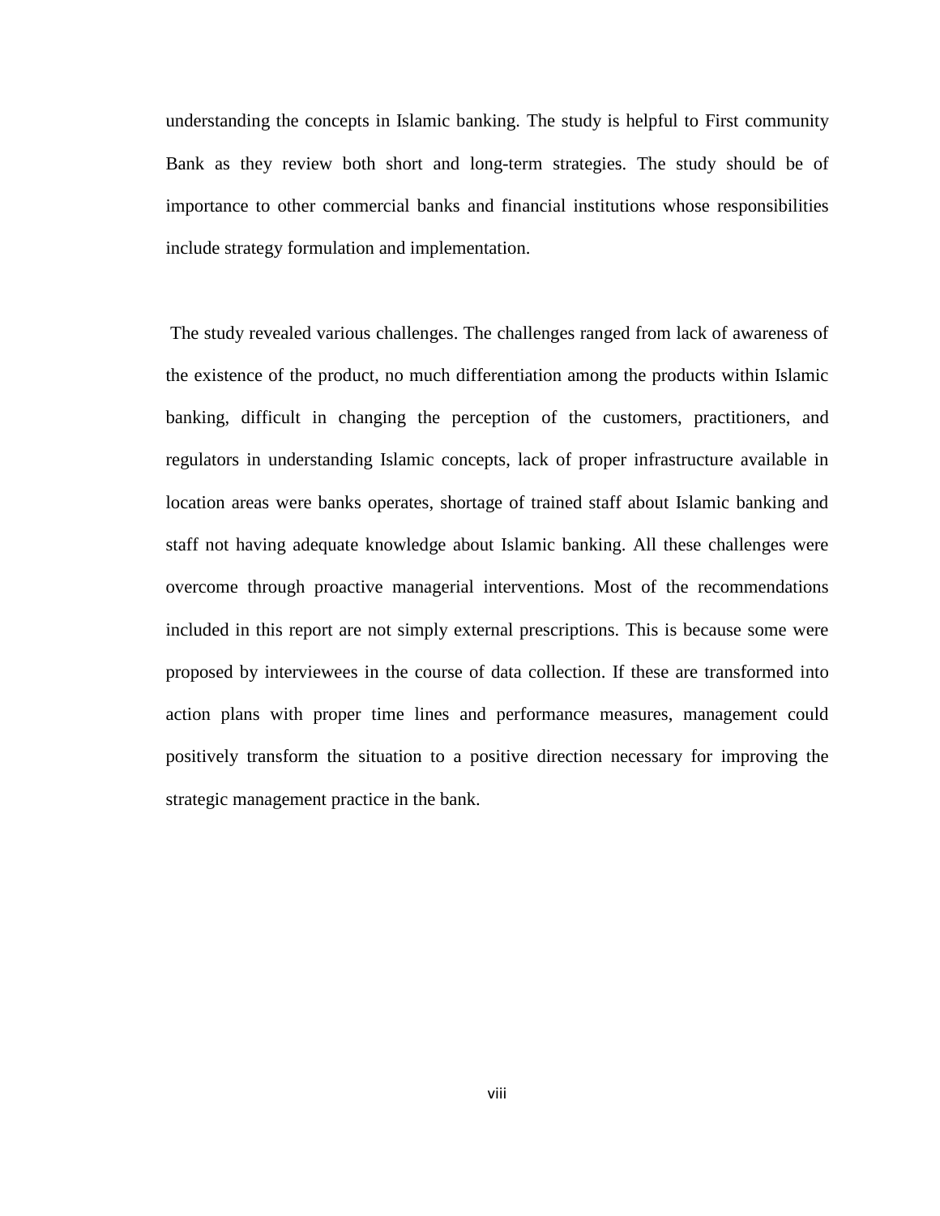understanding the concepts in Islamic banking. The study is helpful to First community Bank as they review both short and long-term strategies. The study should be of importance to other commercial banks and financial institutions whose responsibilities include strategy formulation and implementation.

The study revealed various challenges. The challenges ranged from lack of awareness of the existence of the product, no much differentiation among the products within Islamic banking, difficult in changing the perception of the customers, practitioners, and regulators in understanding Islamic concepts, lack of proper infrastructure available in location areas were banks operates, shortage of trained staff about Islamic banking and staff not having adequate knowledge about Islamic banking. All these challenges were overcome through proactive managerial interventions. Most of the recommendations included in this report are not simply external prescriptions. This is because some were proposed by interviewees in the course of data collection. If these are transformed into action plans with proper time lines and performance measures, management could positively transform the situation to a positive direction necessary for improving the strategic management practice in the bank.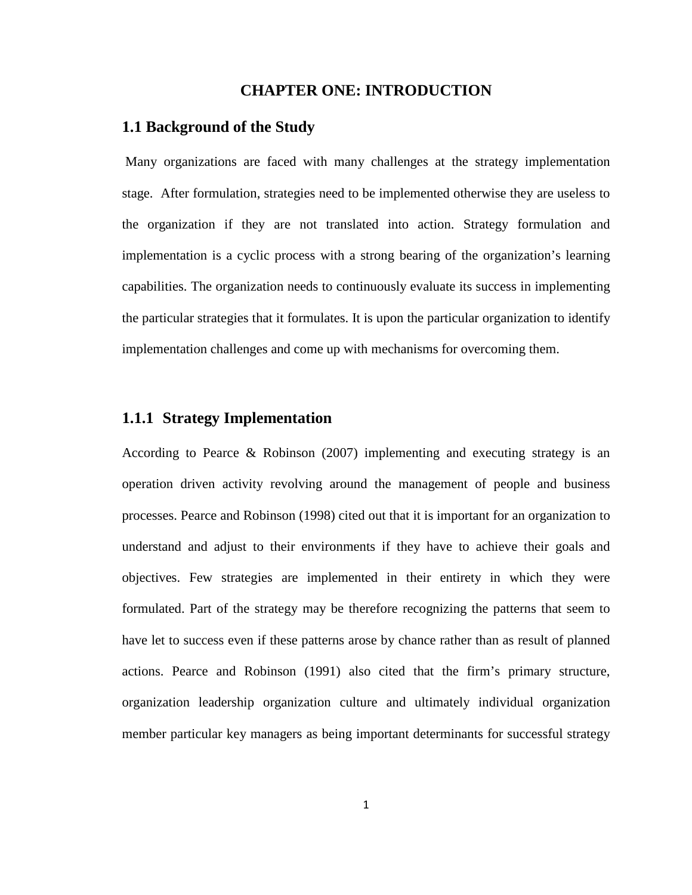# CHAPTER ONE: INTRODUCTION

## 1.1 Background of the Study

Many organizations are faced with many challenges at the strategy implementation stage. After formulation, strategies need to be implemented otherwise they are useless to the organization if they are not translated into action. Strategy formulation and implementation is a cyclic process with a strong bearing of the organization's learning capabilities. The organization needs to continuously evaluate its success in implementing the particular strategies that it formulates. It is upon the particular organization to identify implementation challenges and come up with mechanisms for overcoming them.

### 1.1.1 Strategy Implementation

According to Pearce & Robinson (2007) implementing and executing strategy is an operation driven activity revolving around the management of people and business processes. Pearce and Robinson (1998) cited out that it is important for an organization to understand and adjust to their environments if they have to achieve their goals and objectives. Few strategies are implemented in their entirety in which they were formulated. Part of the strategy may be therefore recognizing the patterns that seem to have let to success even if these patterns arose by chance rather than as result of planned actions. Pearce and Robinson (1991) also cited that the firm's primary structure, organization leadership organization culture and ultimately individual organization member particular key managers as being important determinants for successful strategy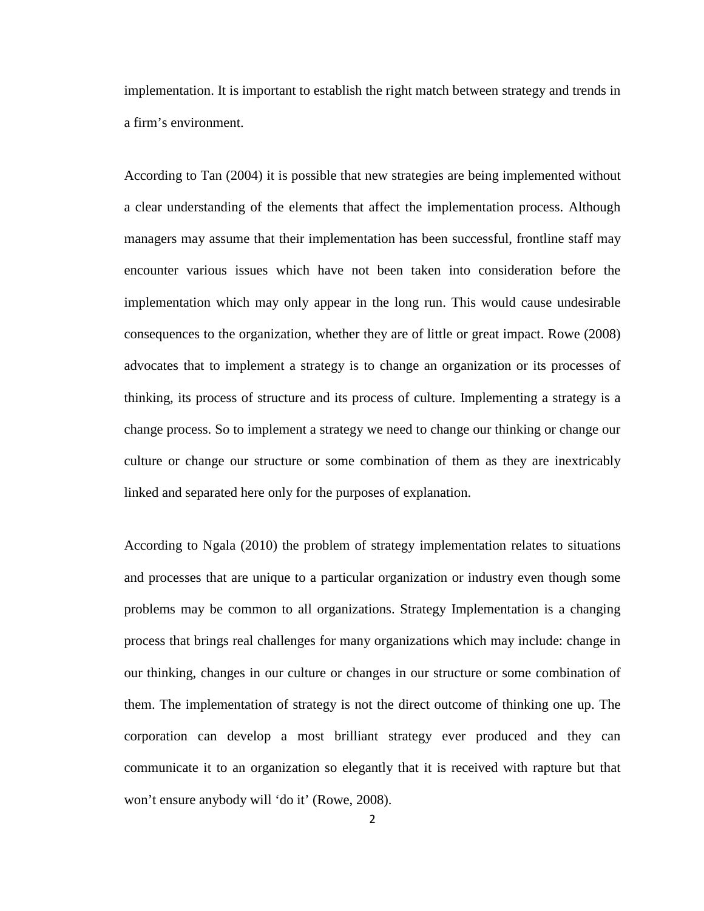implementation. It is important to establish the right match between strategy and trends in a firm's environment.

According to Tan (2004) it is possible that new strategies are being implemented without a clear understanding of the elements that affect the implementation process. Although managers may assume that their implementation has been successful, frontline staff may encounter various issues which have not been taken into consideration before the implementation which may only appear in the long run. This would cause undesirable consequences to the organization, whether they are of little or great impact. Rowe (2008) advocates that to implement a strategy is to change an organization or its processes of thinking, its process of structure and its process of culture. Implementing a strategy is a change process. So to implement a strategy we need to change our thinking or change our culture or change our structure or some combination of them as they are inextricably linked and separated here only for the purposes of explanation.

According to Ngala (2010) the problem of strategy implementation relates to situations and processes that are unique to a particular organization or industry even though some problems may be common to all organizations. Strategy Implementation is a changing process that brings real challenges for many organizations which may include: change in our thinking, changes in our culture or changes in our structure or some combination of them. The implementation of strategy is not the direct outcome of thinking one up. The corporation can develop a most brilliant strategy ever produced and they can communicate it to an organization so elegantly that it is received with rapture but that won't ensure anybody will 'do it' (Rowe, 2008).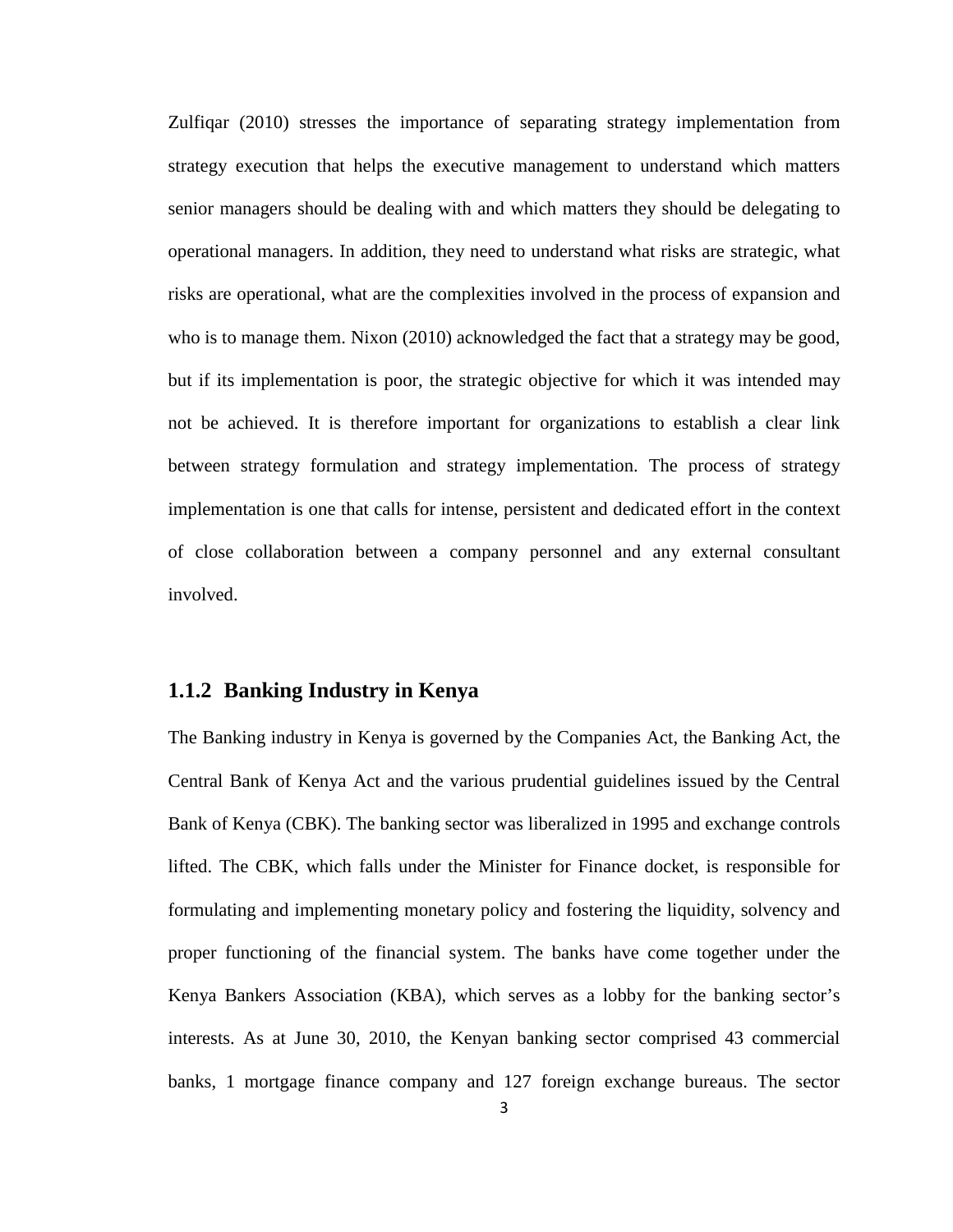Zulfiqar (2010) stresses the importance of separating strategy implementation from strategy execution that helps the executive management to understand which matters senior managers should be dealing with and which matters they should be delegating to operational managers. In addition, they need to understand what risks are strategic, what risks are operational, what are the complexities involved in the process of expansion and who is to manage them. Nixon (2010) acknowledged the fact that a strategy may be good, but if its implementation is poor, the strategic objective for which it was intended may not be achieved. It is therefore important for organizations to establish a clear link between strategy formulation and strategy implementation. The process of strategy implementation is one that calls for intense, persistent and dedicated effort in the context of close collaboration between a company personnel and any external consultant involved.

### 1.1.2 Banking Industry in Kenya

The Banking industry in Kenya is governed by the Companies Act, the Banking Act, the Central Bank of Kenya Act and the various prudential guidelines issued by the Central Bank of Kenya (CBK). The banking sector was liberalized in 1995 and exchange controls lifted. The CBK, which falls under the Minister for Finance docket, is responsible for formulating and implementing monetary policy and fostering the liquidity, solvency and proper functioning of the financial system. The banks have come together under the Kenya Bankers Association (KBA), which serves as a lobby for the banking sector's interests. As at June 30, 2010, the Kenyan banking sector comprised 43 commercial banks, 1 mortgage finance company and 127 foreign exchange bureaus. The sector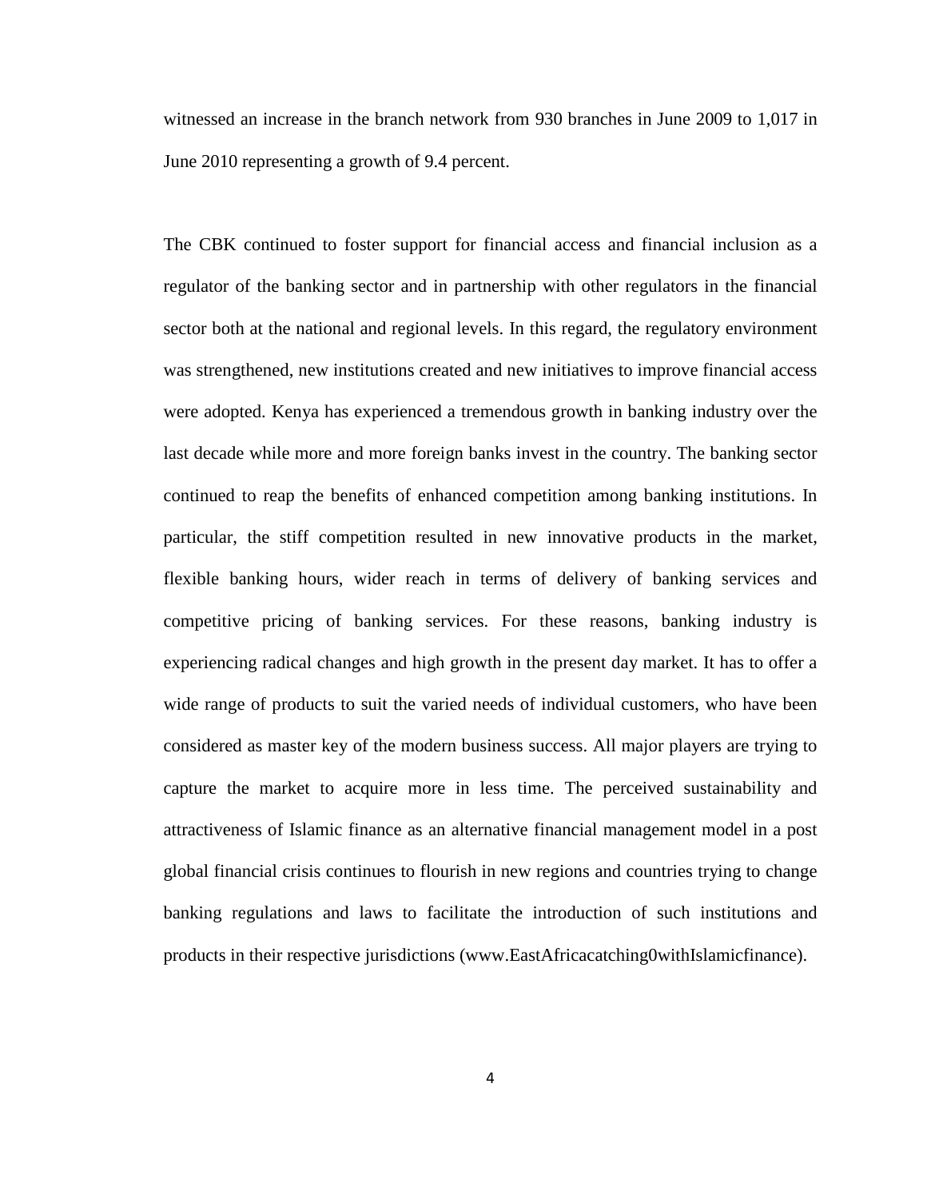witnessed an increase in the branch network from 930 branches in June 2009 to 1,017 in June 2010 representing a growth of 9.4 percent.

The CBK continued to foster support for financial access and financial inclusion as a regulator of the banking sector and in partnership with other regulators in the financial sector both at the national and regional levels. In this regard, the regulatory environment was strengthened, new institutions created and new initiatives to improve financial access were adopted. Kenya has experienced a tremendous growth in banking industry over the last decade while more and more foreign banks invest in the country. The banking sector continued to reap the benefits of enhanced competition among banking institutions. In particular, the stiff competition resulted in new innovative products in the market, flexible banking hours, wider reach in terms of delivery of banking services and competitive pricing of banking services. For these reasons, banking industry is experiencing radical changes and high growth in the present day market. It has to offer a wide range of products to suit the varied needs of individual customers, who have been considered as master key of the modern business success. All major players are trying to capture the market to acquire more in less time. The perceived sustainability and attractiveness of Islamic finance as an alternative financial management model in a post global financial crisis continues to flourish in new regions and countries trying to change banking regulations and laws to facilitate the introduction of such institutions and products in their respective jurisdictions (www.EastAfricacatching0withIslamicfinance).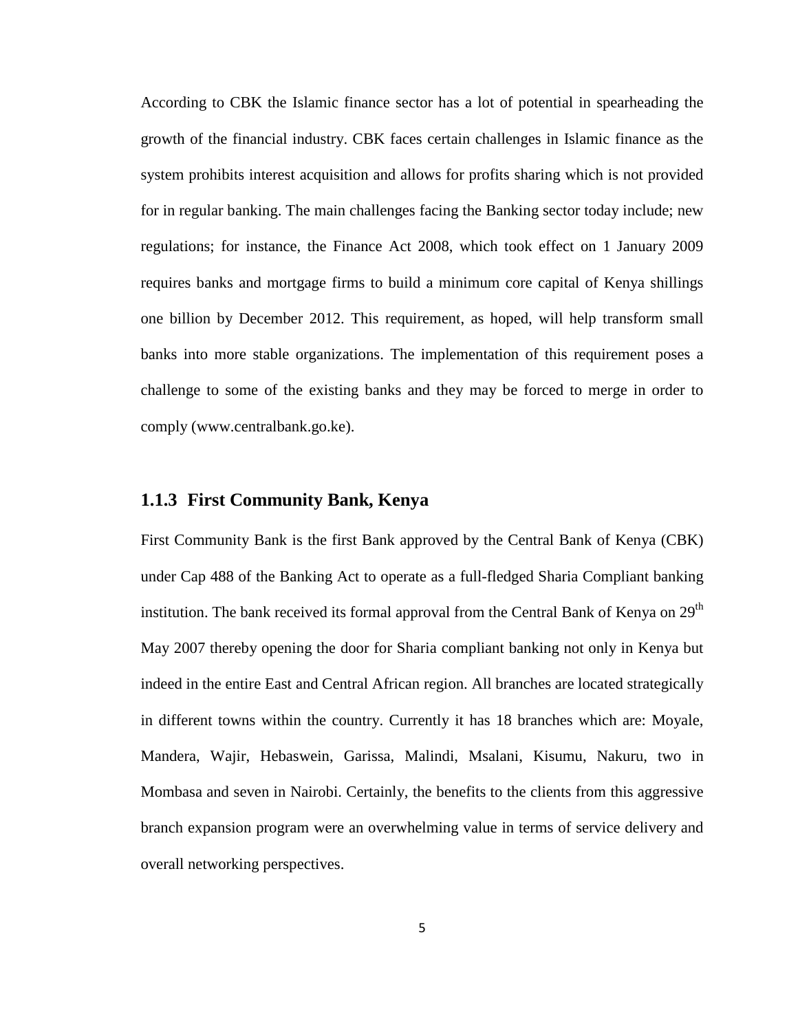According to CBK the Islamic finance sector has a lot of potential in spearheading the growth of the financial industry. CBK faces certain challenges in Islamic finance as the system prohibits interest acquisition and allows for profits sharing which is not provided for in regular banking. The main challenges facing the Banking sector today include; new regulations; for instance, the Finance Act 2008, which took effect on 1 January 2009 requires banks and mortgage firms to build a minimum core capital of Kenya shillings one billion by December 2012. This requirement, as hoped, will help transform small banks into more stable organizations. The implementation of this requirement poses a challenge to some of the existing banks and they may be forced to merge in order to comply (www.centralbank.go.ke).

### 1.1.3 First Community Bank, Kenya

First Community Bank is the first Bank approved by the Central Bank of Kenya (CBK) under Cap 488 of the Banking Act to operate as a full-fledged Sharia Compliant banking institution. The bank received its formal approval from the Central Bank of Kenya on 29th May 2007 thereby opening the door for Sharia compliant banking not only in Kenya but indeed in the entire East and Central African region. All branches are located strategically in different towns within the country. Currently it has 18 branches which are: Moyale, Mandera, Wajir, Hebaswein, Garissa, Malindi, Msalani, Kisumu, Nakuru, two in Mombasa and seven in Nairobi. Certainly, the benefits to the clients from this aggressive branch expansion program were an overwhelming value in terms of service delivery and overall networking perspectives.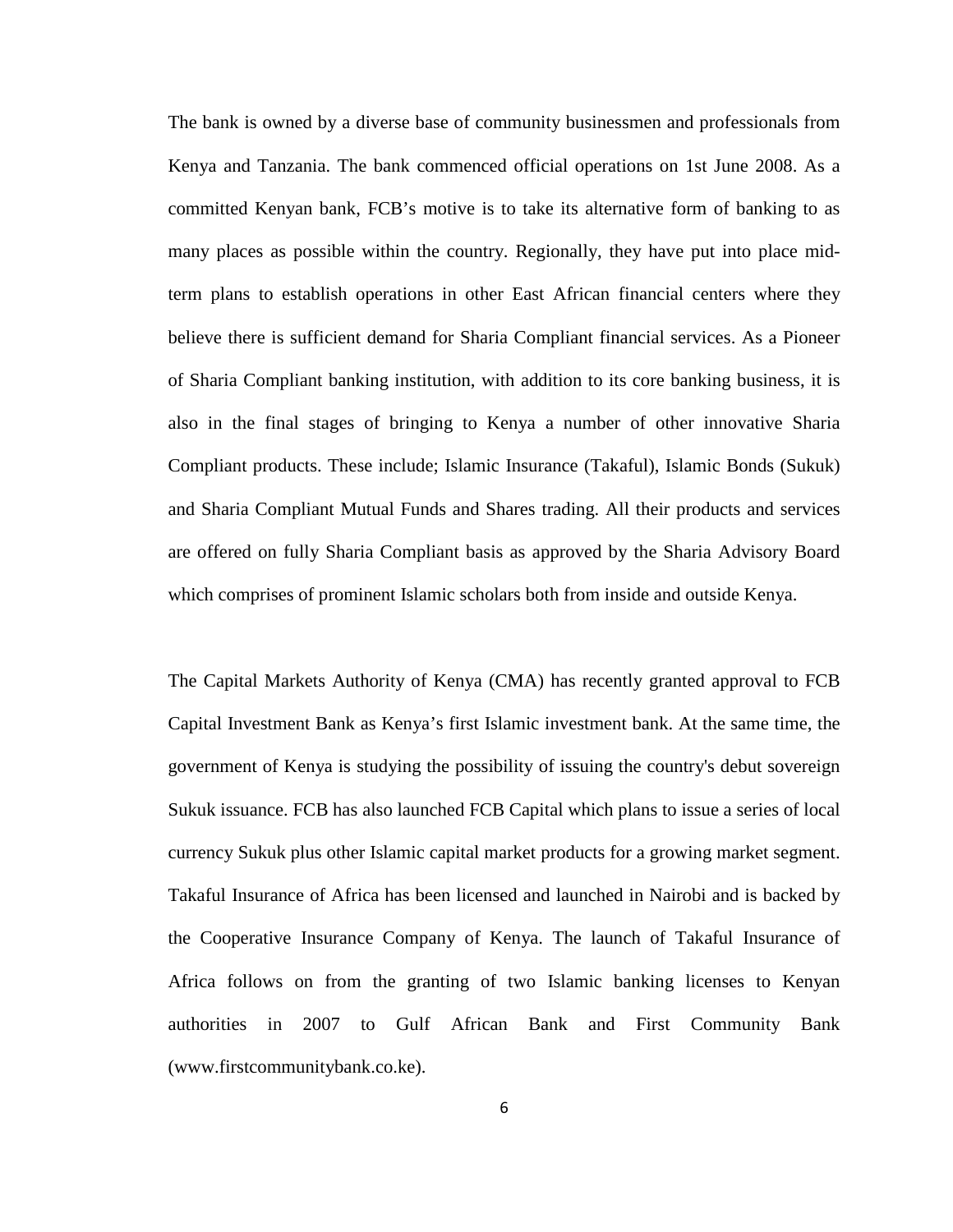The bank is owned by a diverse base of community businessmen and professionals from Kenya and Tanzania. The bank commenced official operations on 1st June 2008. As a committed Kenyan bank, FCB's motive is to take its alternative form of banking to as many places as possible within the country. Regionally, they have put into place mid-term plans to establish operations in other East African financial centers where they believe there is sufficient demand for Sharia Compliant financial services. As a Pioneer of Sharia Compliant banking institution, with addition to its core banking business, it is also in the final stages of bringing to Kenya a number of other innovative Sharia Compliant products. These include; Islamic Insurance (Takaful), Islamic Bonds (Sukuk) and Sharia Compliant Mutual Funds and Shares trading. All their products and services are offered on fully Sharia Compliant basis as approved by the Sharia Advisory Board which comprises of prominent Islamic scholars both from inside and outside Kenya.

The Capital Markets Authority of Kenya (CMA) has recently granted approval to FCB Capital Investment Bank as Kenya's first Islamic investment bank. At the same time, the government of Kenya is studying the possibility of issuing the country's debut sovereign Sukuk issuance. FCB has also launched FCB Capital which plans to issue a series of local currency Sukuk plus other Islamic capital market products for a growing market segment. Takaful Insurance of Africa has been licensed and launched in Nairobi and is backed by the Cooperative Insurance Company of Kenya. The launch of Takaful Insurance of Africa follows on from the granting of two Islamic banking licenses to Kenyan authorities in 2007 to Gulf African Bank and First Community Bank (www.firstcommunitybank.co.ke).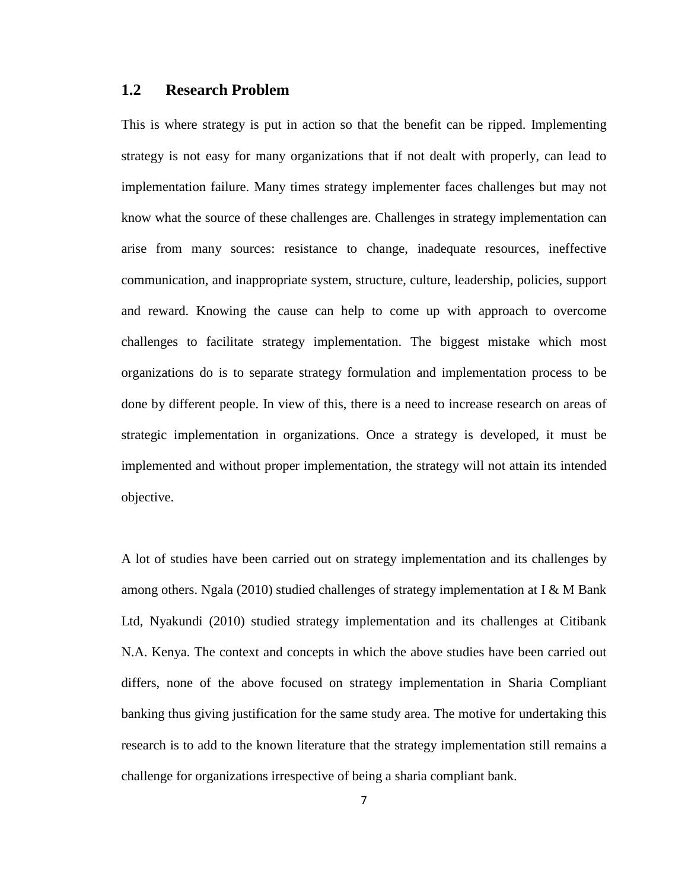## 1.2 Research Problem

This is where strategy is put in action so that the benefit can be ripped. Implementing strategy is not easy for many organizations that if not dealt with properly, can lead to implementation failure. Many times strategy implementer faces challenges but may not know what the source of these challenges are. Challenges in strategy implementation can arise from many sources: resistance to change, inadequate resources, ineffective communication, and inappropriate system, structure, culture, leadership, policies, support and reward. Knowing the cause can help to come up with approach to overcome challenges to facilitate strategy implementation. The biggest mistake which most organizations do is to separate strategy formulation and implementation process to be done by different people. In view of this, there is a need to increase research on areas of strategic implementation in organizations. Once a strategy is developed, it must be implemented and without proper implementation, the strategy will not attain its intended objective.

A lot of studies have been carried out on strategy implementation and its challenges by among others. Ngala (2010) studied challenges of strategy implementation at I & M Bank Ltd, Nyakundi (2010) studied strategy implementation and its challenges at Citibank N.A. Kenya. The context and concepts in which the above studies have been carried out differs, none of the above focused on strategy implementation in Sharia Compliant banking thus giving justification for the same study area. The motive for undertaking this research is to add to the known literature that the strategy implementation still remains a challenge for organizations irrespective of being a sharia compliant bank.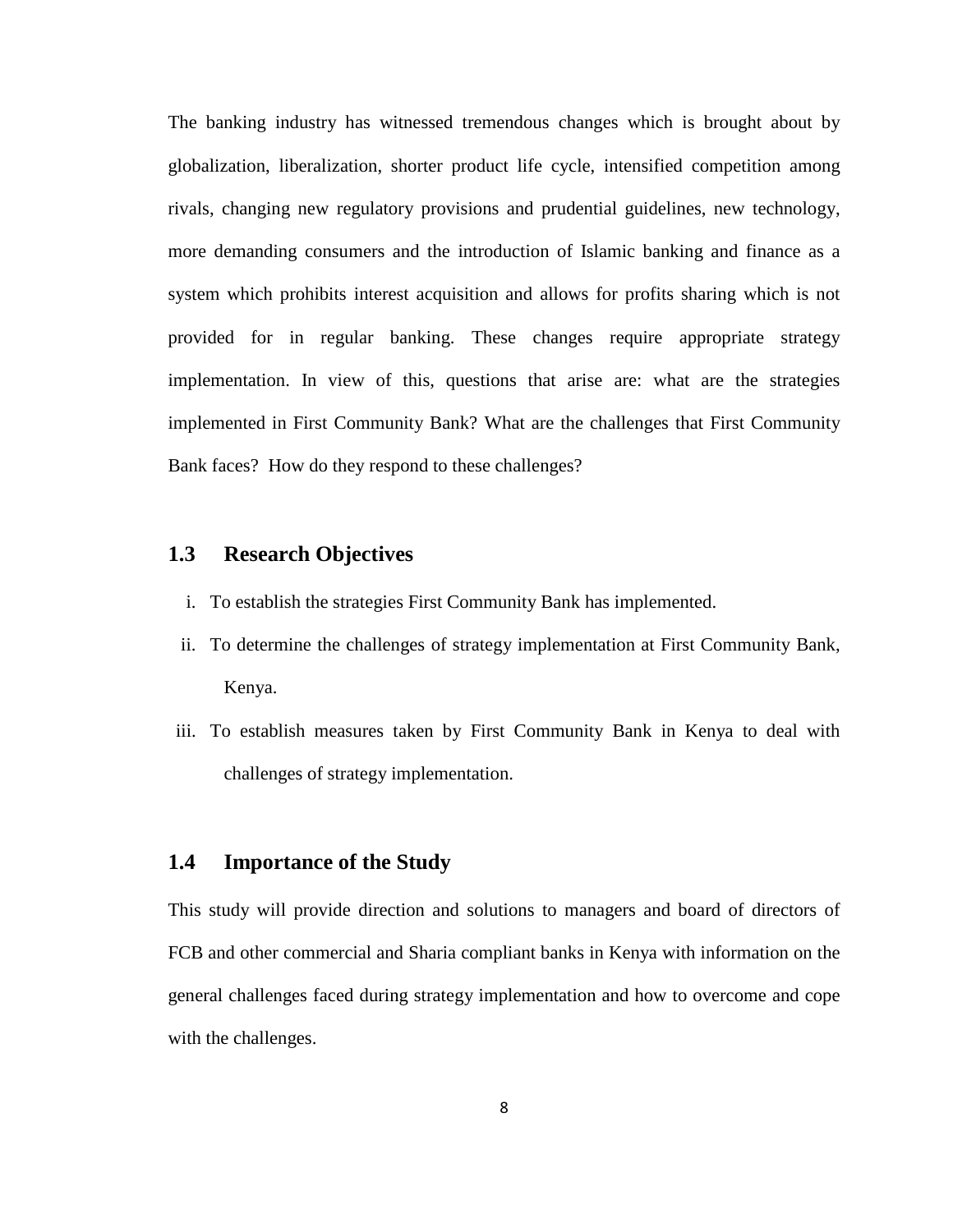The banking industry has witnessed tremendous changes which is brought about by globalization, liberalization, shorter product life cycle, intensified competition among rivals, changing new regulatory provisions and prudential guidelines, new technology, more demanding consumers and the introduction of Islamic banking and finance as a system which prohibits interest acquisition and allows for profits sharing which is not provided for in regular banking. These changes require appropriate strategy implementation. In view of this, questions that arise are: what are the strategies implemented in First Community Bank? What are the challenges that First Community Bank faces? How do they respond to these challenges?

## 1.3 Research Objectives

i. To establish the strategies First Community Bank has implemented.

ii. To determine the challenges of strategy implementation at First Community Bank, Kenya.

iii. To establish measures taken by First Community Bank in Kenya to deal with challenges of strategy implementation.

## 1.4 Importance of the Study

This study will provide direction and solutions to managers and board of directors of FCB and other commercial and Sharia compliant banks in Kenya with information on the general challenges faced during strategy implementation and how to overcome and cope with the challenges.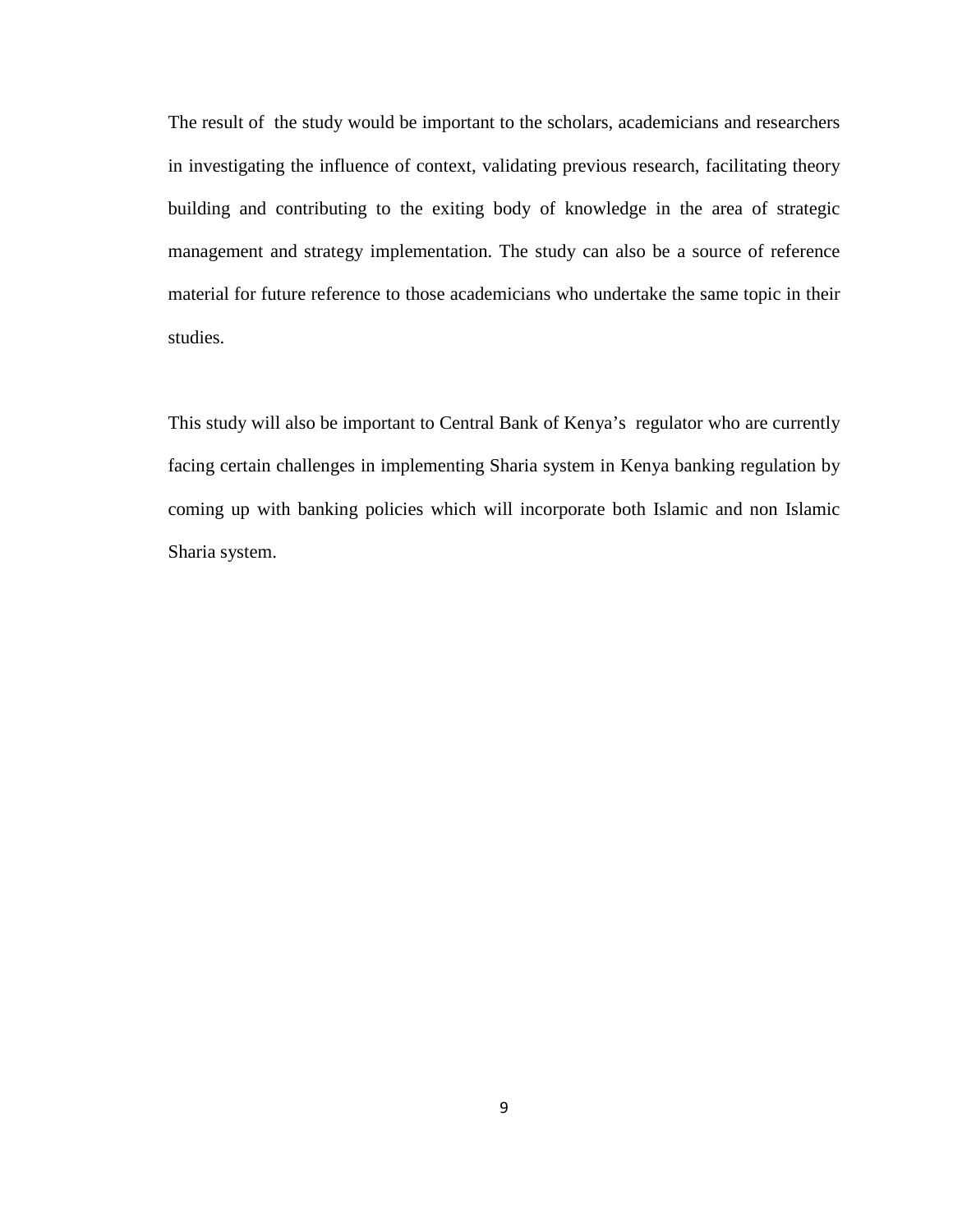The result of the study would be important to the scholars, academicians and researchers in investigating the influence of context, validating previous research, facilitating theory building and contributing to the exiting body of knowledge in the area of strategic management and strategy implementation. The study can also be a source of reference material for future reference to those academicians who undertake the same topic in their studies.

This study will also be important to Central Bank of Kenya's regulator who are currently facing certain challenges in implementing Sharia system in Kenya banking regulation by coming up with banking policies which will incorporate both Islamic and non Islamic Sharia system.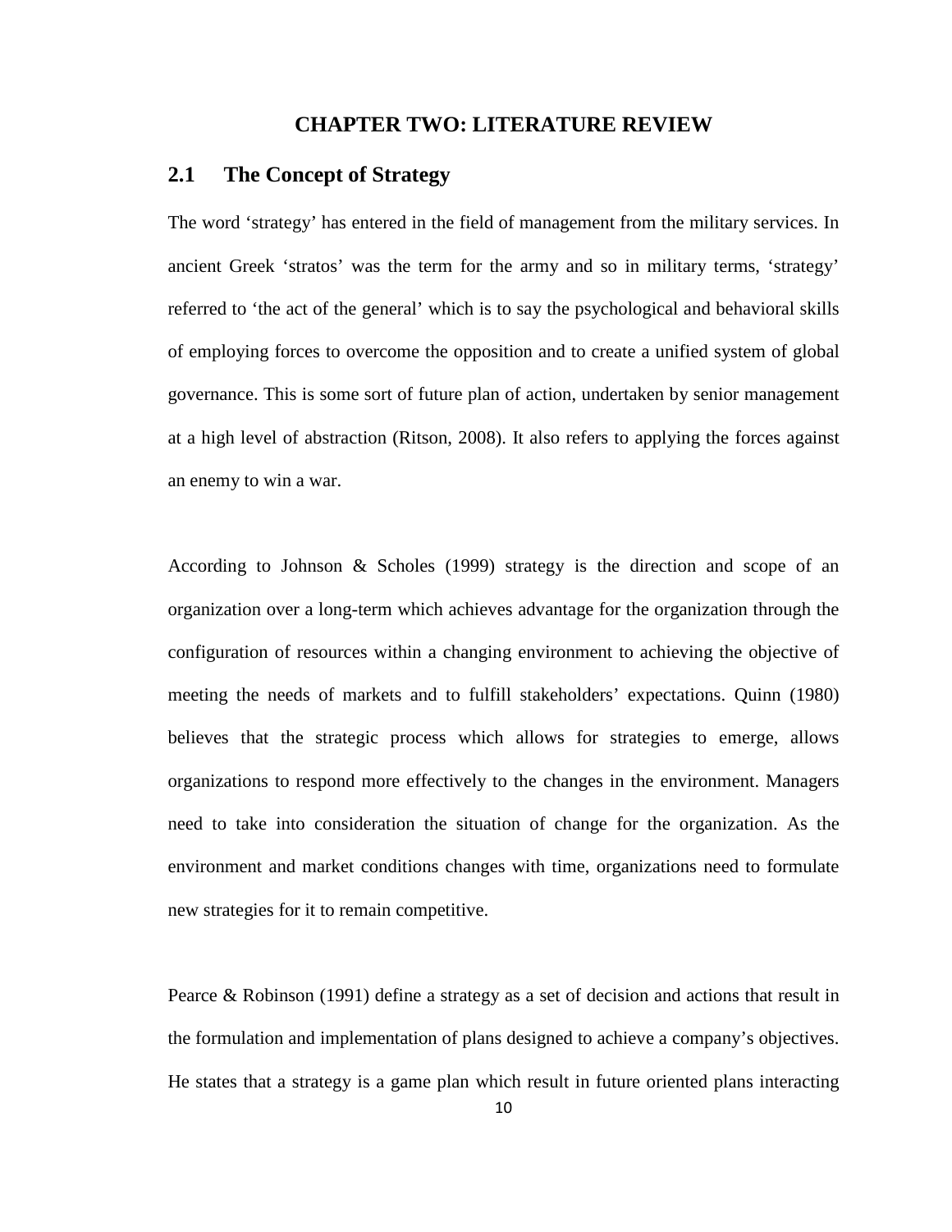# CHAPTER TWO: LITERATURE REVIEW

## 2.1 The Concept of Strategy

The word 'strategy' has entered in the field of management from the military services. In ancient Greek 'stratos' was the term for the army and so in military terms, 'strategy' referred to 'the act of the general' which is to say the psychological and behavioral skills of employing forces to overcome the opposition and to create a unified system of global governance. This is some sort of future plan of action, undertaken by senior management at a high level of abstraction (Ritson, 2008). It also refers to applying the forces against an enemy to win a war.

According to Johnson & Scholes (1999) strategy is the direction and scope of an organization over a long-term which achieves advantage for the organization through the configuration of resources within a changing environment to achieving the objective of meeting the needs of markets and to fulfill stakeholders' expectations. Quinn (1980) believes that the strategic process which allows for strategies to emerge, allows organizations to respond more effectively to the changes in the environment. Managers need to take into consideration the situation of change for the organization. As the environment and market conditions changes with time, organizations need to formulate new strategies for it to remain competitive.

Pearce & Robinson (1991) define a strategy as a set of decision and actions that result in the formulation and implementation of plans designed to achieve a company's objectives. He states that a strategy is a game plan which result in future oriented plans interacting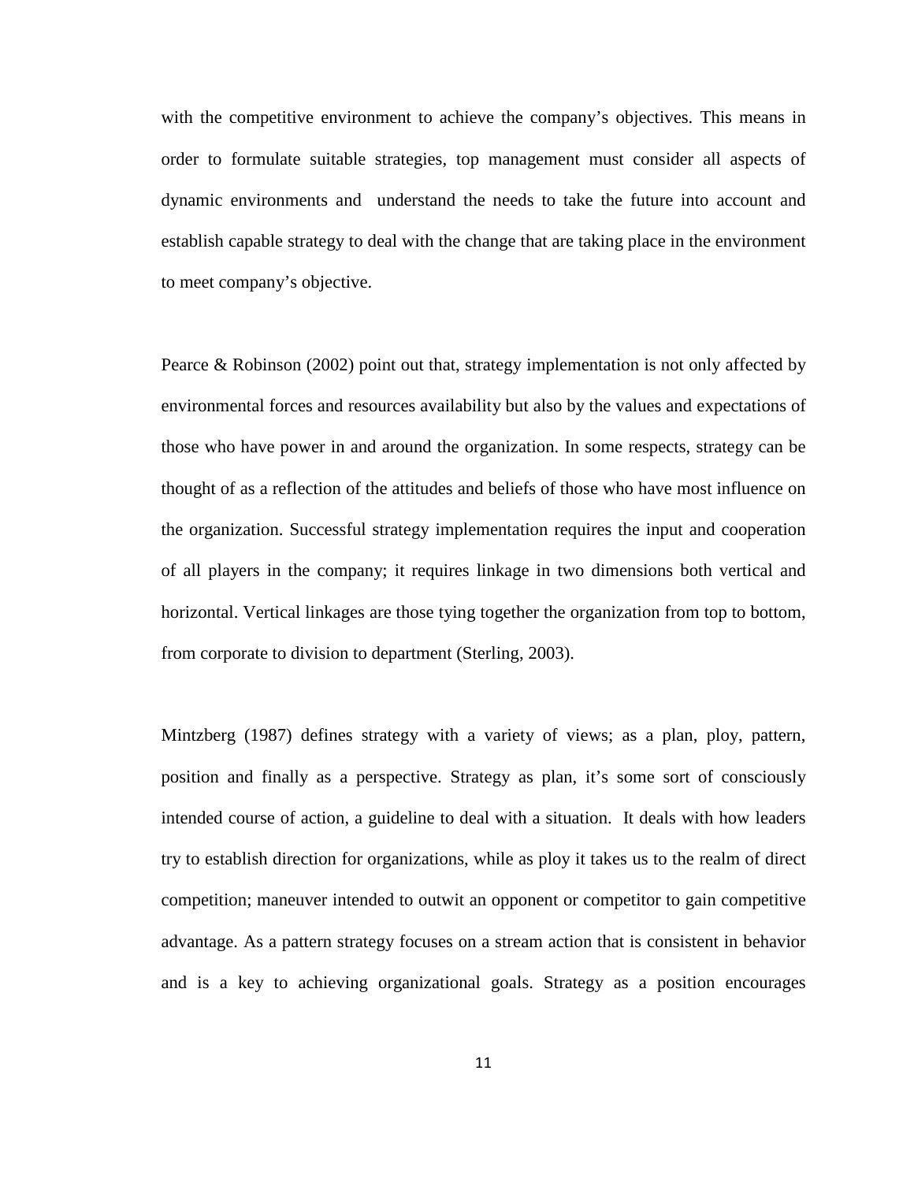with the competitive environment to achieve the company's objectives. This means in order to formulate suitable strategies, top management must consider all aspects of dynamic environments and understand the needs to take the future into account and establish capable strategy to deal with the change that are taking place in the environment to meet company's objective.

Pearce & Robinson (2002) point out that, strategy implementation is not only affected by environmental forces and resources availability but also by the values and expectations of those who have power in and around the organization. In some respects, strategy can be thought of as a reflection of the attitudes and beliefs of those who have most influence on the organization. Successful strategy implementation requires the input and cooperation of all players in the company; it requires linkage in two dimensions both vertical and horizontal. Vertical linkages are those tying together the organization from top to bottom, from corporate to division to department (Sterling, 2003).

Mintzberg (1987) defines strategy with a variety of views; as a plan, ploy, pattern, position and finally as a perspective. Strategy as plan, it's some sort of consciously intended course of action, a guideline to deal with a situation. It deals with how leaders try to establish direction for organizations, while as ploy it takes us to the realm of direct competition; maneuver intended to outwit an opponent or competitor to gain competitive advantage. As a pattern strategy focuses on a stream action that is consistent in behavior and is a key to achieving organizational goals. Strategy as a position encourages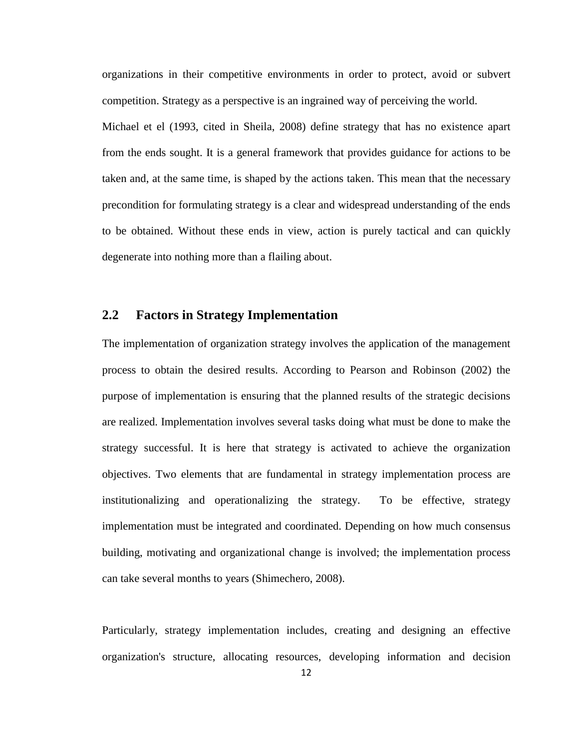organizations in their competitive environments in order to protect, avoid or subvert competition. Strategy as a perspective is an ingrained way of perceiving the world.

Michael et el (1993, cited in Sheila, 2008) define strategy that has no existence apart from the ends sought. It is a general framework that provides guidance for actions to be taken and, at the same time, is shaped by the actions taken. This mean that the necessary precondition for formulating strategy is a clear and widespread understanding of the ends to be obtained. Without these ends in view, action is purely tactical and can quickly degenerate into nothing more than a flailing about.

## 2.2 Factors in Strategy Implementation

The implementation of organization strategy involves the application of the management process to obtain the desired results. According to Pearson and Robinson (2002) the purpose of implementation is ensuring that the planned results of the strategic decisions are realized. Implementation involves several tasks doing what must be done to make the strategy successful. It is here that strategy is activated to achieve the organization objectives. Two elements that are fundamental in strategy implementation process are institutionalizing and operationalizing the strategy. To be effective, strategy implementation must be integrated and coordinated. Depending on how much consensus building, motivating and organizational change is involved; the implementation process can take several months to years (Shimechero, 2008).

Particularly, strategy implementation includes, creating and designing an effective organization's structure, allocating resources, developing information and decision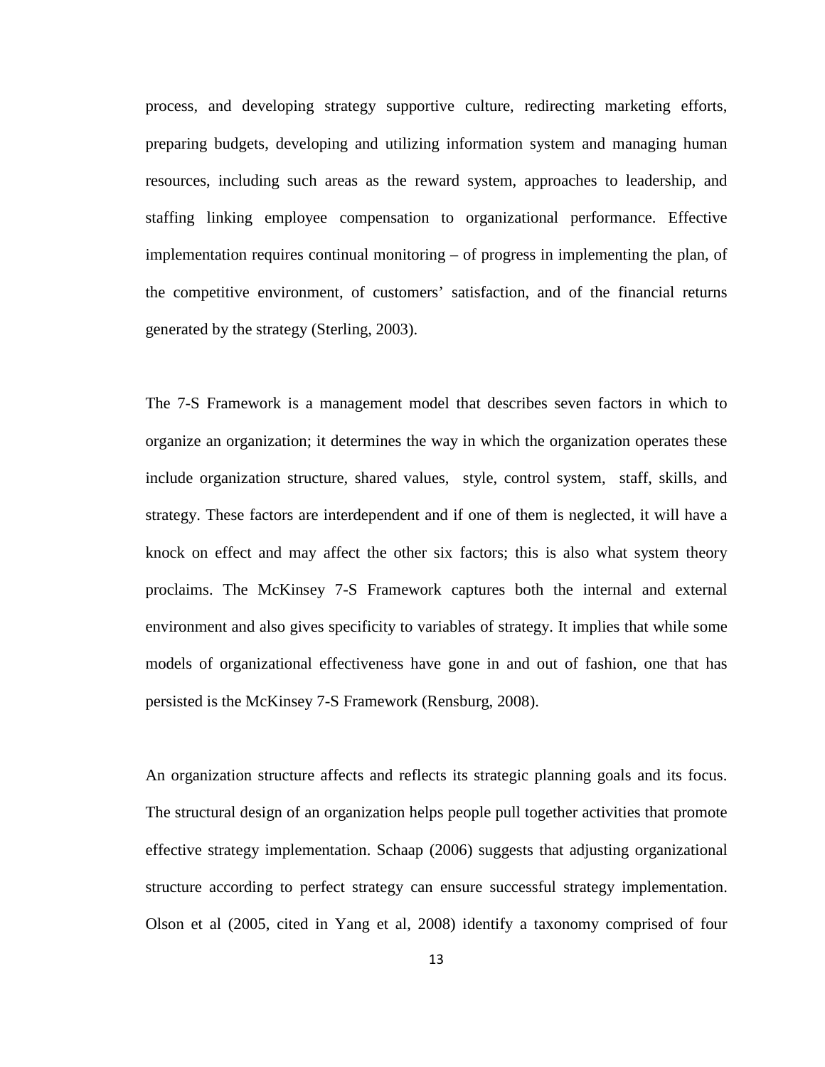process, and developing strategy supportive culture, redirecting marketing efforts, preparing budgets, developing and utilizing information system and managing human resources, including such areas as the reward system, approaches to leadership, and staffing linking employee compensation to organizational performance. Effective implementation requires continual monitoring – of progress in implementing the plan, of the competitive environment, of customers' satisfaction, and of the financial returns generated by the strategy (Sterling, 2003).

The 7-S Framework is a management model that describes seven factors in which to organize an organization; it determines the way in which the organization operates these include organization structure, shared values, style, control system, staff, skills, and strategy. These factors are interdependent and if one of them is neglected, it will have a knock on effect and may affect the other six factors; this is also what system theory proclaims. The McKinsey 7-S Framework captures both the internal and external environment and also gives specificity to variables of strategy. It implies that while some models of organizational effectiveness have gone in and out of fashion, one that has persisted is the McKinsey 7-S Framework (Rensburg, 2008).

An organization structure affects and reflects its strategic planning goals and its focus. The structural design of an organization helps people pull together activities that promote effective strategy implementation. Schaap (2006) suggests that adjusting organizational structure according to perfect strategy can ensure successful strategy implementation. Olson et al (2005, cited in Yang et al, 2008) identify a taxonomy comprised of four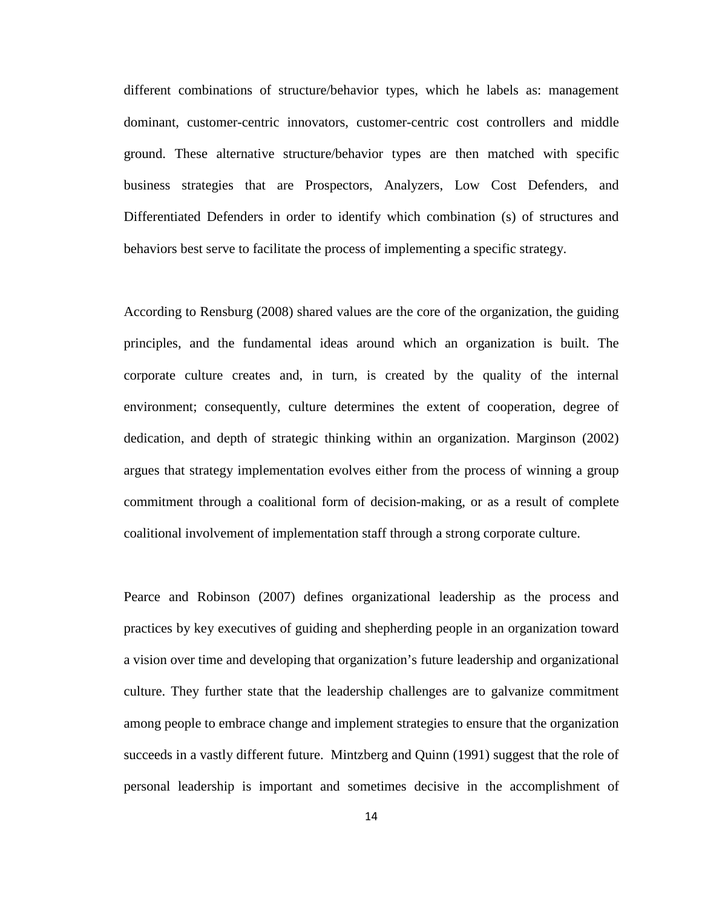different combinations of structure/behavior types, which he labels as: management dominant, customer-centric innovators, customer-centric cost controllers and middle ground. These alternative structure/behavior types are then matched with specific business strategies that are Prospectors, Analyzers, Low Cost Defenders, and Differentiated Defenders in order to identify which combination (s) of structures and behaviors best serve to facilitate the process of implementing a specific strategy.

According to Rensburg (2008) shared values are the core of the organization, the guiding principles, and the fundamental ideas around which an organization is built. The corporate culture creates and, in turn, is created by the quality of the internal environment; consequently, culture determines the extent of cooperation, degree of dedication, and depth of strategic thinking within an organization. Marginson (2002) argues that strategy implementation evolves either from the process of winning a group commitment through a coalitional form of decision-making, or as a result of complete coalitional involvement of implementation staff through a strong corporate culture.

Pearce and Robinson (2007) defines organizational leadership as the process and practices by key executives of guiding and shepherding people in an organization toward a vision over time and developing that organization's future leadership and organizational culture. They further state that the leadership challenges are to galvanize commitment among people to embrace change and implement strategies to ensure that the organization succeeds in a vastly different future. Mintzberg and Quinn (1991) suggest that the role of personal leadership is important and sometimes decisive in the accomplishment of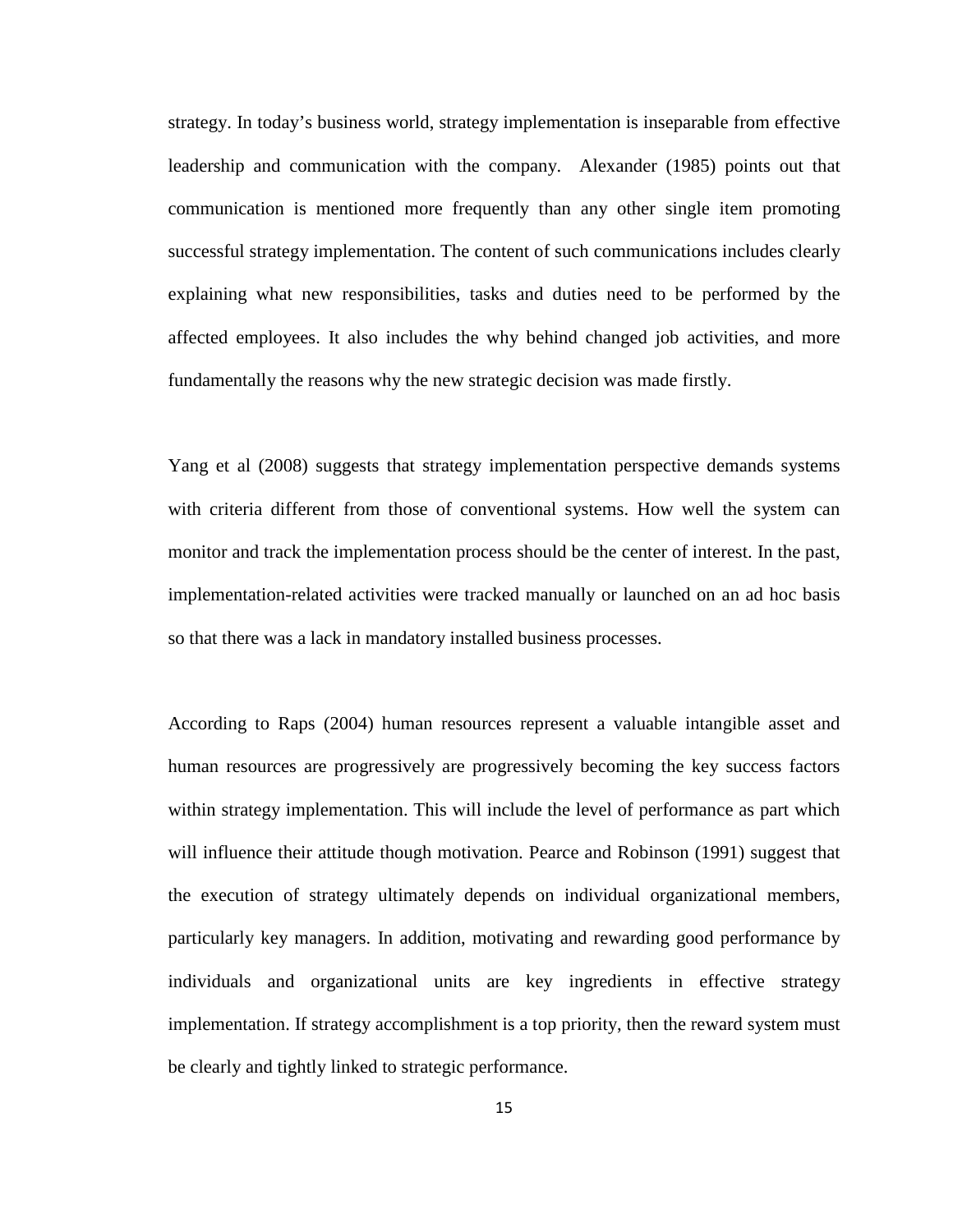strategy. In today's business world, strategy implementation is inseparable from effective leadership and communication with the company. Alexander (1985) points out that communication is mentioned more frequently than any other single item promoting successful strategy implementation. The content of such communications includes clearly explaining what new responsibilities, tasks and duties need to be performed by the affected employees. It also includes the why behind changed job activities, and more fundamentally the reasons why the new strategic decision was made firstly.

Yang et al (2008) suggests that strategy implementation perspective demands systems with criteria different from those of conventional systems. How well the system can monitor and track the implementation process should be the center of interest. In the past, implementation-related activities were tracked manually or launched on an ad hoc basis so that there was a lack in mandatory installed business processes.

According to Raps (2004) human resources represent a valuable intangible asset and human resources are progressively are progressively becoming the key success factors within strategy implementation. This will include the level of performance as part which will influence their attitude though motivation. Pearce and Robinson (1991) suggest that the execution of strategy ultimately depends on individual organizational members, particularly key managers. In addition, motivating and rewarding good performance by individuals and organizational units are key ingredients in effective strategy implementation. If strategy accomplishment is a top priority, then the reward system must be clearly and tightly linked to strategic performance.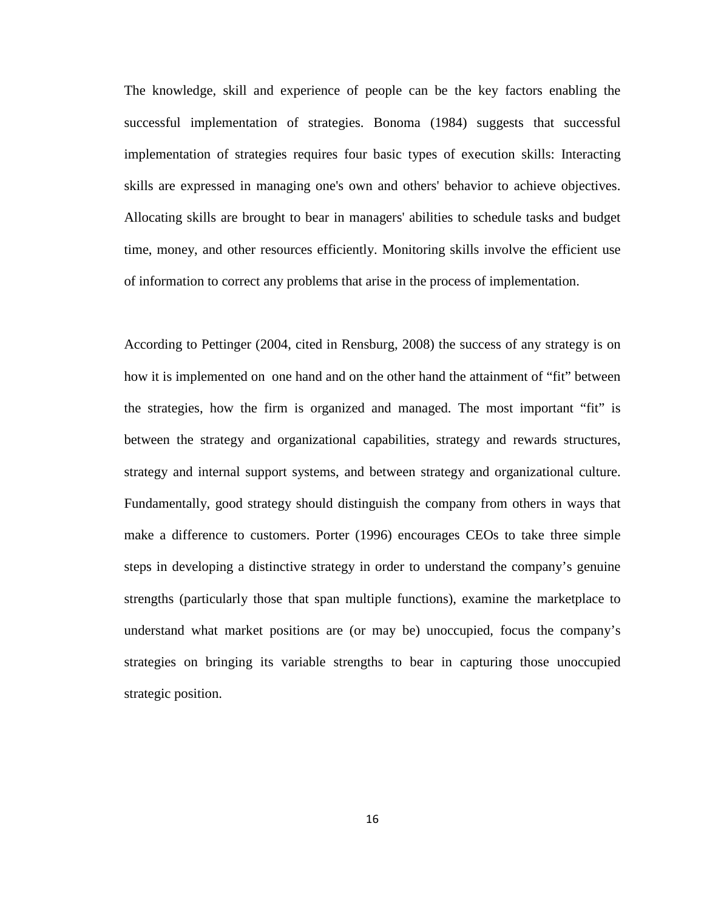The knowledge, skill and experience of people can be the key factors enabling the successful implementation of strategies. Bonoma (1984) suggests that successful implementation of strategies requires four basic types of execution skills: Interacting skills are expressed in managing one's own and others' behavior to achieve objectives. Allocating skills are brought to bear in managers' abilities to schedule tasks and budget time, money, and other resources efficiently. Monitoring skills involve the efficient use of information to correct any problems that arise in the process of implementation.

According to Pettinger (2004, cited in Rensburg, 2008) the success of any strategy is on how it is implemented on one hand and on the other hand the attainment of "fit" between the strategies, how the firm is organized and managed. The most important "fit" is between the strategy and organizational capabilities, strategy and rewards structures, strategy and internal support systems, and between strategy and organizational culture. Fundamentally, good strategy should distinguish the company from others in ways that make a difference to customers. Porter (1996) encourages CEOs to take three simple steps in developing a distinctive strategy in order to understand the company's genuine strengths (particularly those that span multiple functions), examine the marketplace to understand what market positions are (or may be) unoccupied, focus the company's strategies on bringing its variable strengths to bear in capturing those unoccupied strategic position.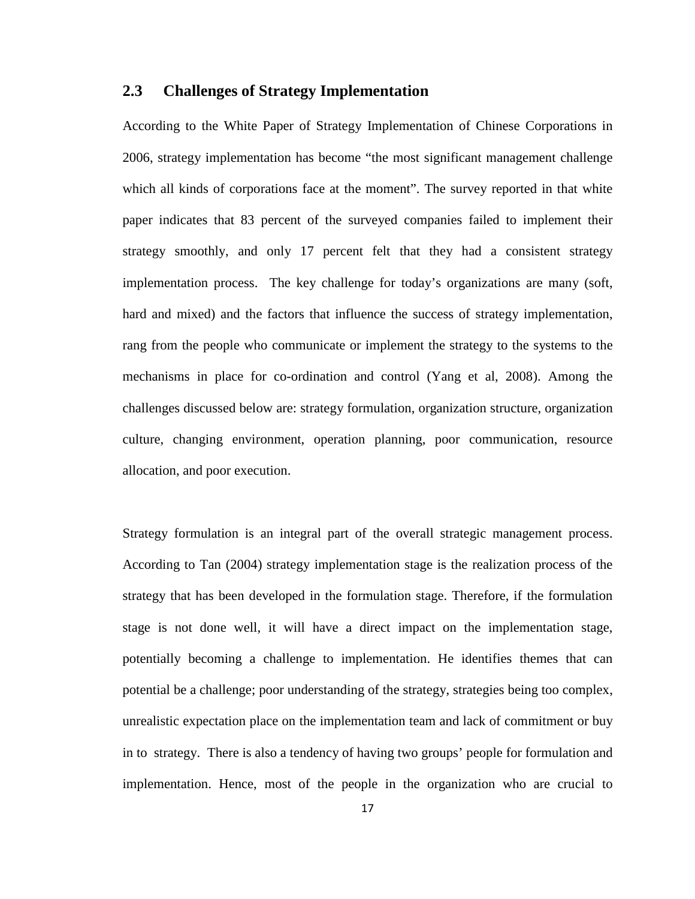## 2.3 Challenges of Strategy Implementation

According to the White Paper of Strategy Implementation of Chinese Corporations in 2006, strategy implementation has become "the most significant management challenge which all kinds of corporations face at the moment". The survey reported in that white paper indicates that 83 percent of the surveyed companies failed to implement their strategy smoothly, and only 17 percent felt that they had a consistent strategy implementation process. The key challenge for today's organizations are many (soft, hard and mixed) and the factors that influence the success of strategy implementation, rang from the people who communicate or implement the strategy to the systems to the mechanisms in place for co-ordination and control (Yang et al, 2008). Among the challenges discussed below are: strategy formulation, organization structure, organization culture, changing environment, operation planning, poor communication, resource allocation, and poor execution.

Strategy formulation is an integral part of the overall strategic management process. According to Tan (2004) strategy implementation stage is the realization process of the strategy that has been developed in the formulation stage. Therefore, if the formulation stage is not done well, it will have a direct impact on the implementation stage, potentially becoming a challenge to implementation. He identifies themes that can potential be a challenge; poor understanding of the strategy, strategies being too complex, unrealistic expectation place on the implementation team and lack of commitment or buy in to strategy. There is also a tendency of having two groups' people for formulation and implementation. Hence, most of the people in the organization who are crucial to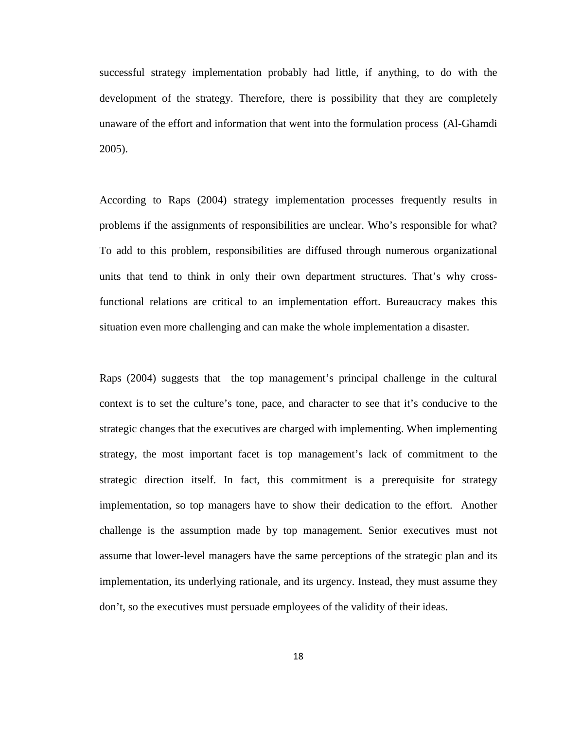successful strategy implementation probably had little, if anything, to do with the development of the strategy. Therefore, there is possibility that they are completely unaware of the effort and information that went into the formulation process (Al-Ghamdi 2005).

According to Raps (2004) strategy implementation processes frequently results in problems if the assignments of responsibilities are unclear. Who's responsible for what? To add to this problem, responsibilities are diffused through numerous organizational units that tend to think in only their own department structures. That's why cross-functional relations are critical to an implementation effort. Bureaucracy makes this situation even more challenging and can make the whole implementation a disaster.

Raps (2004) suggests that the top management's principal challenge in the cultural context is to set the culture's tone, pace, and character to see that it's conducive to the strategic changes that the executives are charged with implementing. When implementing strategy, the most important facet is top management's lack of commitment to the strategic direction itself. In fact, this commitment is a prerequisite for strategy implementation, so top managers have to show their dedication to the effort. Another challenge is the assumption made by top management. Senior executives must not assume that lower-level managers have the same perceptions of the strategic plan and its implementation, its underlying rationale, and its urgency. Instead, they must assume they don't, so the executives must persuade employees of the validity of their ideas.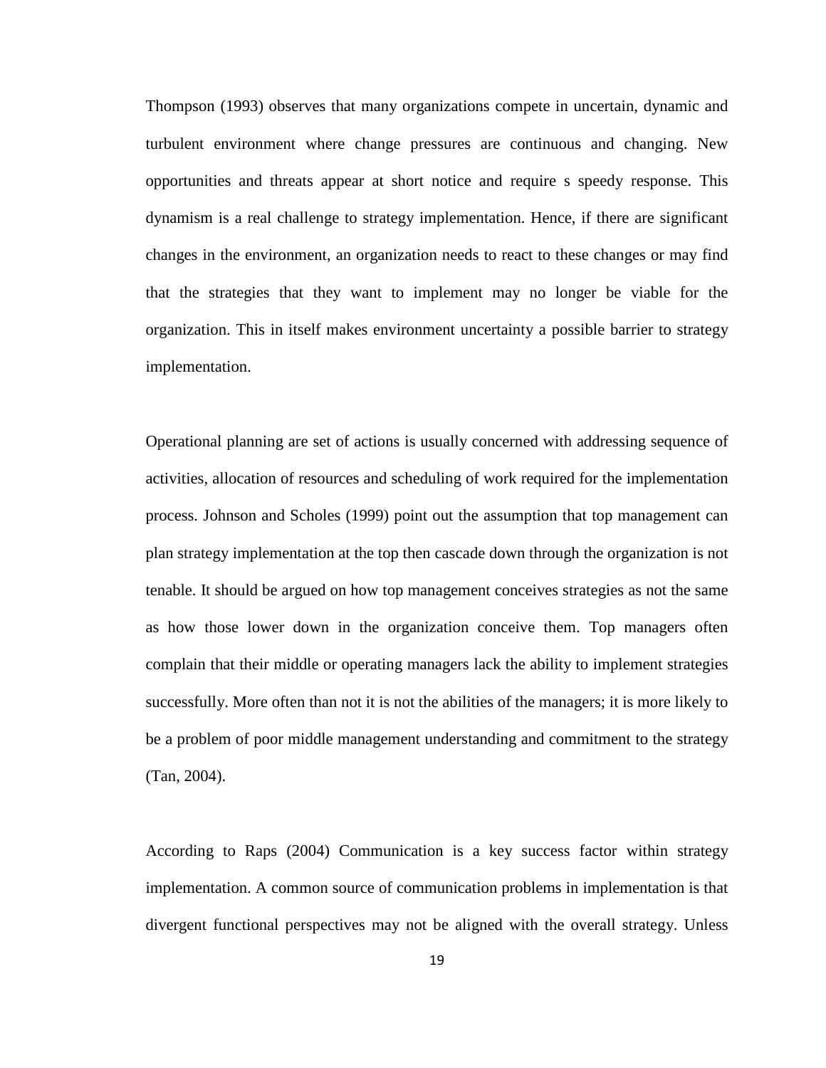Thompson (1993) observes that many organizations compete in uncertain, dynamic and turbulent environment where change pressures are continuous and changing. New opportunities and threats appear at short notice and require s speedy response. This dynamism is a real challenge to strategy implementation. Hence, if there are significant changes in the environment, an organization needs to react to these changes or may find that the strategies that they want to implement may no longer be viable for the organization. This in itself makes environment uncertainty a possible barrier to strategy implementation.

Operational planning are set of actions is usually concerned with addressing sequence of activities, allocation of resources and scheduling of work required for the implementation process. Johnson and Scholes (1999) point out the assumption that top management can plan strategy implementation at the top then cascade down through the organization is not tenable. It should be argued on how top management conceives strategies as not the same as how those lower down in the organization conceive them. Top managers often complain that their middle or operating managers lack the ability to implement strategies successfully. More often than not it is not the abilities of the managers; it is more likely to be a problem of poor middle management understanding and commitment to the strategy (Tan, 2004).

According to Raps (2004) Communication is a key success factor within strategy implementation. A common source of communication problems in implementation is that divergent functional perspectives may not be aligned with the overall strategy. Unless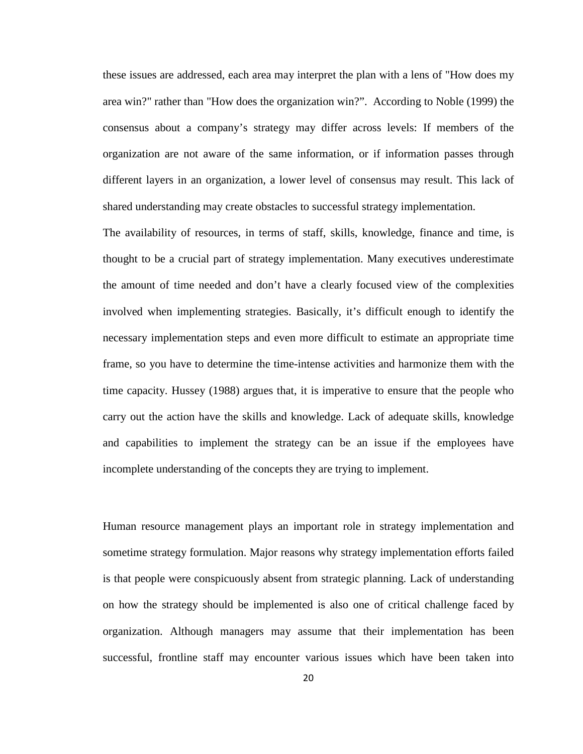these issues are addressed, each area may interpret the plan with a lens of "How does my area win?" rather than "How does the organization win?". According to Noble (1999) the consensus about a company's strategy may differ across levels: If members of the organization are not aware of the same information, or if information passes through different layers in an organization, a lower level of consensus may result. This lack of shared understanding may create obstacles to successful strategy implementation.

The availability of resources, in terms of staff, skills, knowledge, finance and time, is thought to be a crucial part of strategy implementation. Many executives underestimate the amount of time needed and don't have a clearly focused view of the complexities involved when implementing strategies. Basically, it's difficult enough to identify the necessary implementation steps and even more difficult to estimate an appropriate time frame, so you have to determine the time-intense activities and harmonize them with the time capacity. Hussey (1988) argues that, it is imperative to ensure that the people who carry out the action have the skills and knowledge. Lack of adequate skills, knowledge and capabilities to implement the strategy can be an issue if the employees have incomplete understanding of the concepts they are trying to implement.

Human resource management plays an important role in strategy implementation and sometime strategy formulation. Major reasons why strategy implementation efforts failed is that people were conspicuously absent from strategic planning. Lack of understanding on how the strategy should be implemented is also one of critical challenge faced by organization. Although managers may assume that their implementation has been successful, frontline staff may encounter various issues which have been taken into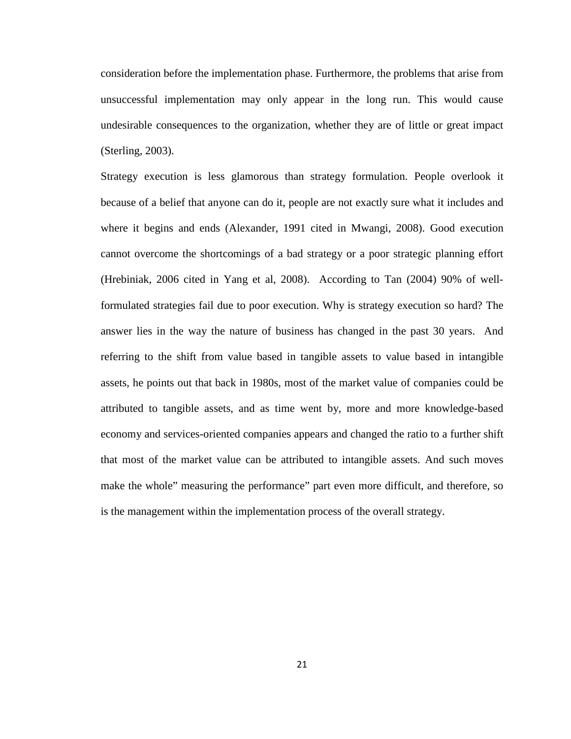consideration before the implementation phase. Furthermore, the problems that arise from unsuccessful implementation may only appear in the long run. This would cause undesirable consequences to the organization, whether they are of little or great impact (Sterling, 2003).

Strategy execution is less glamorous than strategy formulation. People overlook it because of a belief that anyone can do it, people are not exactly sure what it includes and where it begins and ends (Alexander, 1991 cited in Mwangi, 2008). Good execution cannot overcome the shortcomings of a bad strategy or a poor strategic planning effort (Hrebiniak, 2006 cited in Yang et al, 2008). According to Tan (2004) 90% of well-formulated strategies fail due to poor execution. Why is strategy execution so hard? The answer lies in the way the nature of business has changed in the past 30 years. And referring to the shift from value based in tangible assets to value based in intangible assets, he points out that back in 1980s, most of the market value of companies could be attributed to tangible assets, and as time went by, more and more knowledge-based economy and services-oriented companies appears and changed the ratio to a further shift that most of the market value can be attributed to intangible assets. And such moves make the whole" measuring the performance" part even more difficult, and therefore, so is the management within the implementation process of the overall strategy.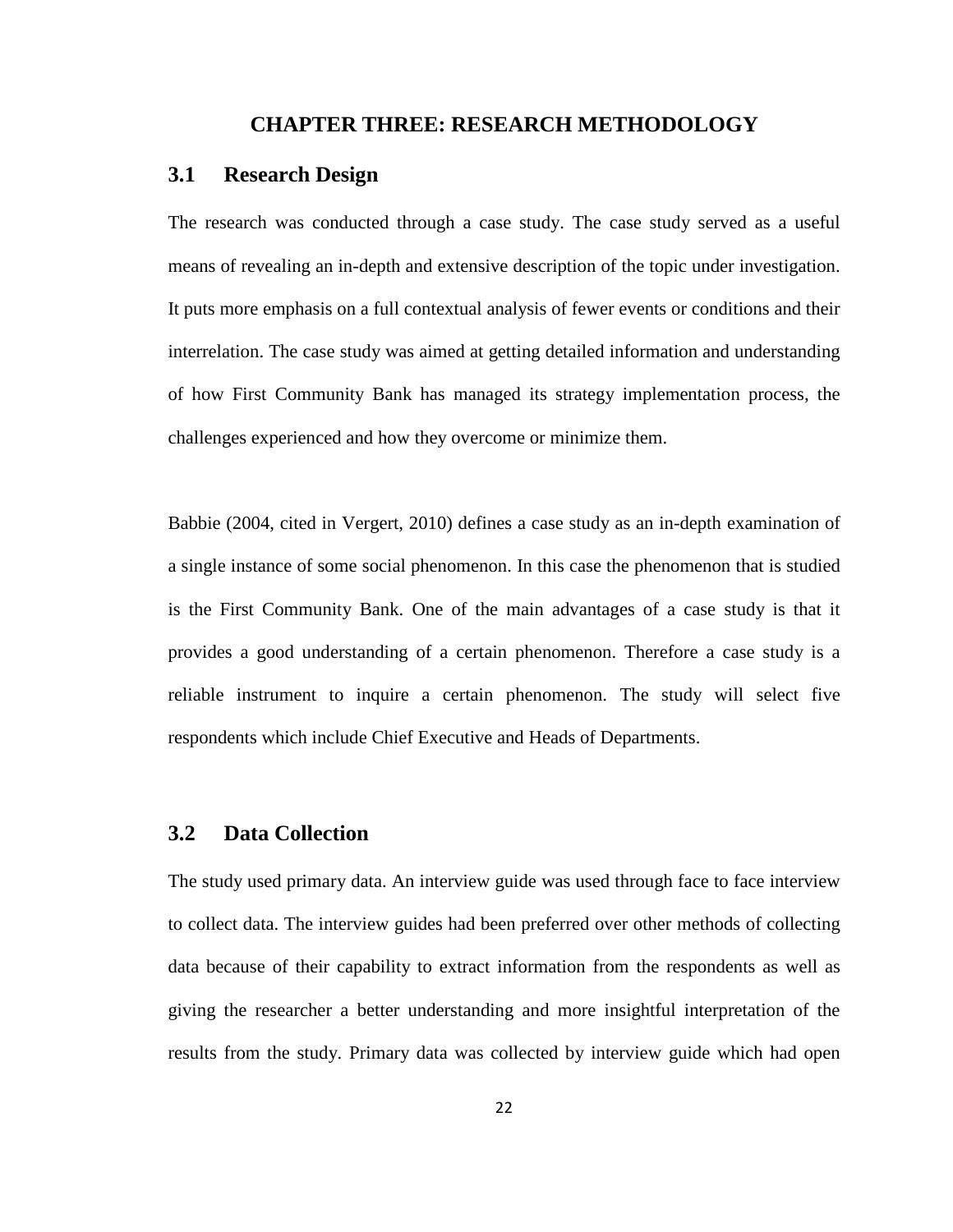# CHAPTER THREE: RESEARCH METHODOLOGY

## 3.1 Research Design

The research was conducted through a case study. The case study served as a useful means of revealing an in-depth and extensive description of the topic under investigation. It puts more emphasis on a full contextual analysis of fewer events or conditions and their interrelation. The case study was aimed at getting detailed information and understanding of how First Community Bank has managed its strategy implementation process, the challenges experienced and how they overcome or minimize them.

Babbie (2004, cited in Vergert, 2010) defines a case study as an in-depth examination of a single instance of some social phenomenon. In this case the phenomenon that is studied is the First Community Bank. One of the main advantages of a case study is that it provides a good understanding of a certain phenomenon. Therefore a case study is a reliable instrument to inquire a certain phenomenon. The study will select five respondents which include Chief Executive and Heads of Departments.

## 3.2 Data Collection

The study used primary data. An interview guide was used through face to face interview to collect data. The interview guides had been preferred over other methods of collecting data because of their capability to extract information from the respondents as well as giving the researcher a better understanding and more insightful interpretation of the results from the study. Primary data was collected by interview guide which had open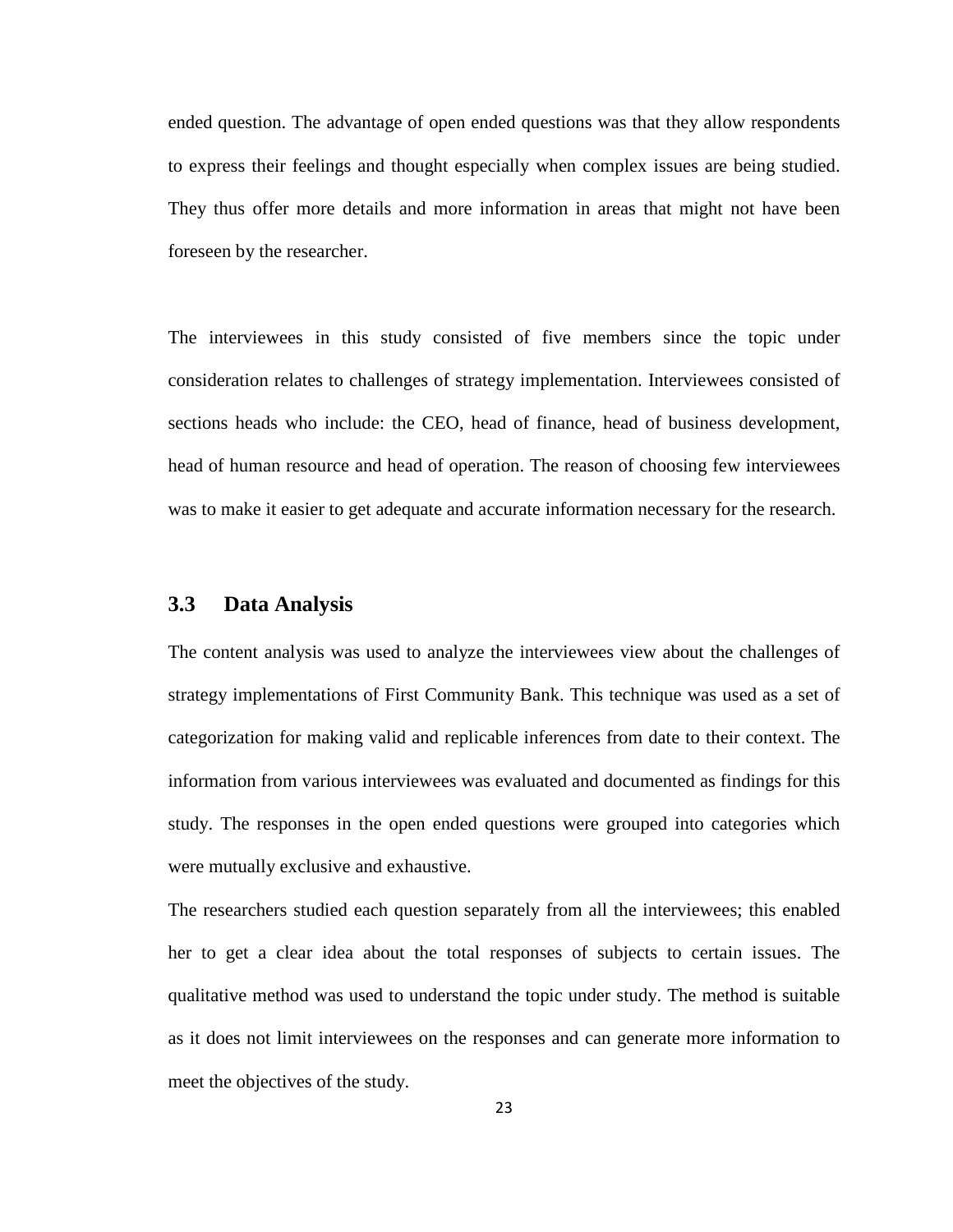ended question. The advantage of open ended questions was that they allow respondents to express their feelings and thought especially when complex issues are being studied. They thus offer more details and more information in areas that might not have been foreseen by the researcher.

The interviewees in this study consisted of five members since the topic under consideration relates to challenges of strategy implementation. Interviewees consisted of sections heads who include: the CEO, head of finance, head of business development, head of human resource and head of operation. The reason of choosing few interviewees was to make it easier to get adequate and accurate information necessary for the research.

## 3.3 Data Analysis

The content analysis was used to analyze the interviewees view about the challenges of strategy implementations of First Community Bank. This technique was used as a set of categorization for making valid and replicable inferences from date to their context. The information from various interviewees was evaluated and documented as findings for this study. The responses in the open ended questions were grouped into categories which were mutually exclusive and exhaustive.

The researchers studied each question separately from all the interviewees; this enabled her to get a clear idea about the total responses of subjects to certain issues. The qualitative method was used to understand the topic under study. The method is suitable as it does not limit interviewees on the responses and can generate more information to meet the objectives of the study.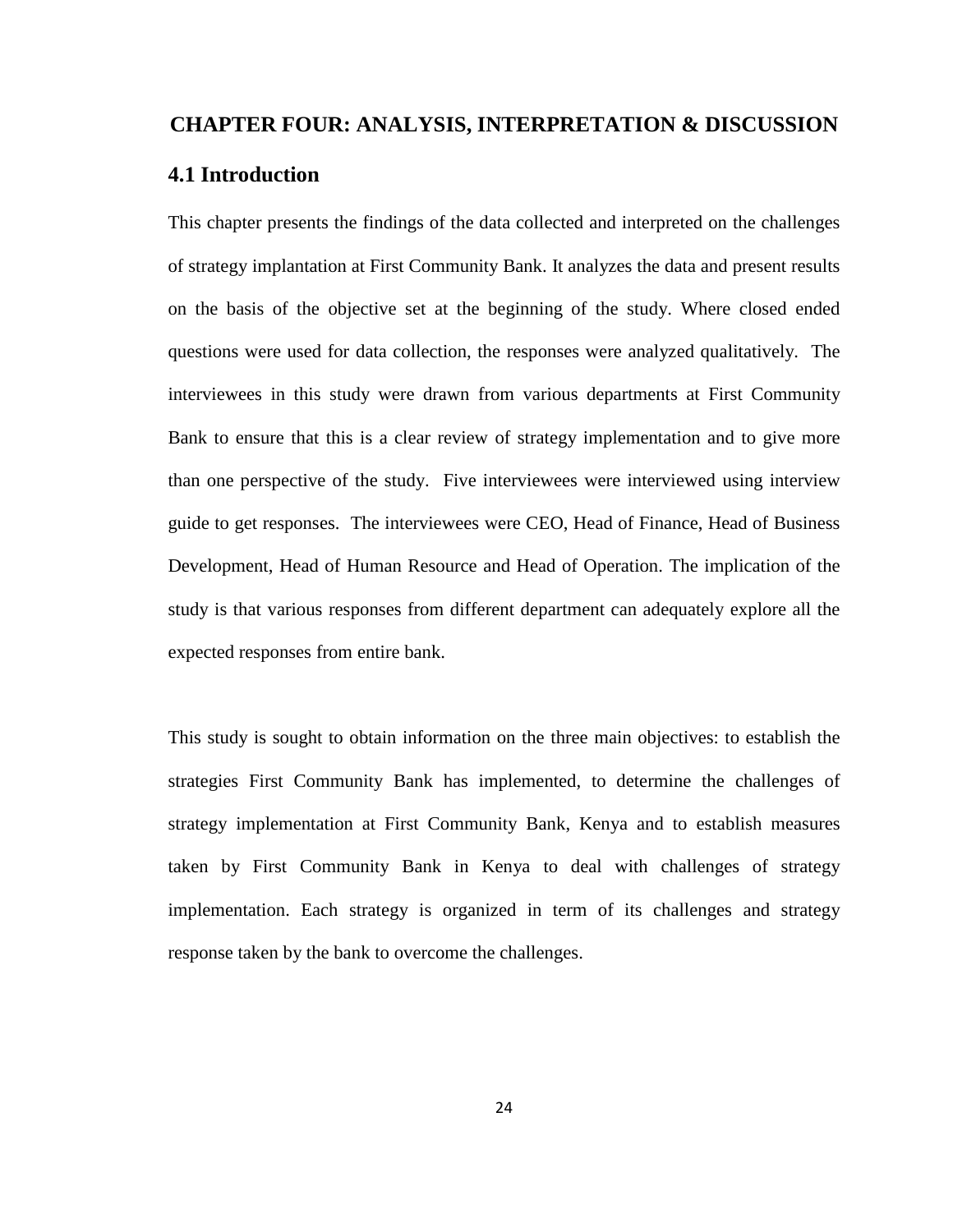# CHAPTER FOUR: ANALYSIS, INTERPRETATION & DISCUSSION

## 4.1 Introduction

This chapter presents the findings of the data collected and interpreted on the challenges of strategy implantation at First Community Bank. It analyzes the data and present results on the basis of the objective set at the beginning of the study. Where closed ended questions were used for data collection, the responses were analyzed qualitatively. The interviewees in this study were drawn from various departments at First Community Bank to ensure that this is a clear review of strategy implementation and to give more than one perspective of the study. Five interviewees were interviewed using interview guide to get responses. The interviewees were CEO, Head of Finance, Head of Business Development, Head of Human Resource and Head of Operation. The implication of the study is that various responses from different department can adequately explore all the expected responses from entire bank.

This study is sought to obtain information on the three main objectives: to establish the strategies First Community Bank has implemented, to determine the challenges of strategy implementation at First Community Bank, Kenya and to establish measures taken by First Community Bank in Kenya to deal with challenges of strategy implementation. Each strategy is organized in term of its challenges and strategy response taken by the bank to overcome the challenges.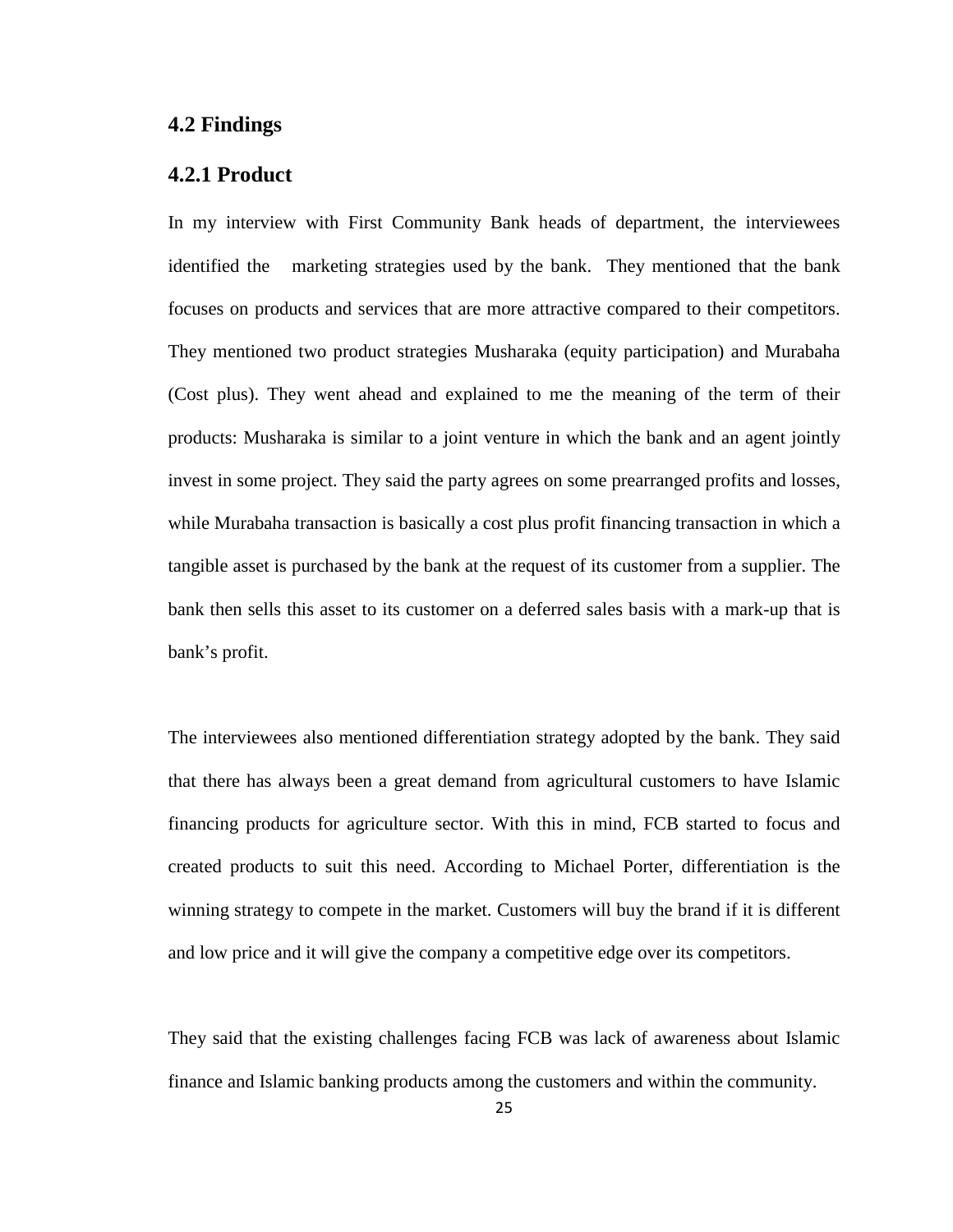## 4.2 Findings

### 4.2.1 Product

In my interview with First Community Bank heads of department, the interviewees identified the marketing strategies used by the bank. They mentioned that the bank focuses on products and services that are more attractive compared to their competitors. They mentioned two product strategies Musharaka (equity participation) and Murabaha (Cost plus). They went ahead and explained to me the meaning of the term of their products: Musharaka is similar to a joint venture in which the bank and an agent jointly invest in some project. They said the party agrees on some prearranged profits and losses, while Murabaha transaction is basically a cost plus profit financing transaction in which a tangible asset is purchased by the bank at the request of its customer from a supplier. The bank then sells this asset to its customer on a deferred sales basis with a mark-up that is bank's profit.

The interviewees also mentioned differentiation strategy adopted by the bank. They said that there has always been a great demand from agricultural customers to have Islamic financing products for agriculture sector. With this in mind, FCB started to focus and created products to suit this need. According to Michael Porter, differentiation is the winning strategy to compete in the market. Customers will buy the brand if it is different and low price and it will give the company a competitive edge over its competitors.

They said that the existing challenges facing FCB was lack of awareness about Islamic finance and Islamic banking products among the customers and within the community.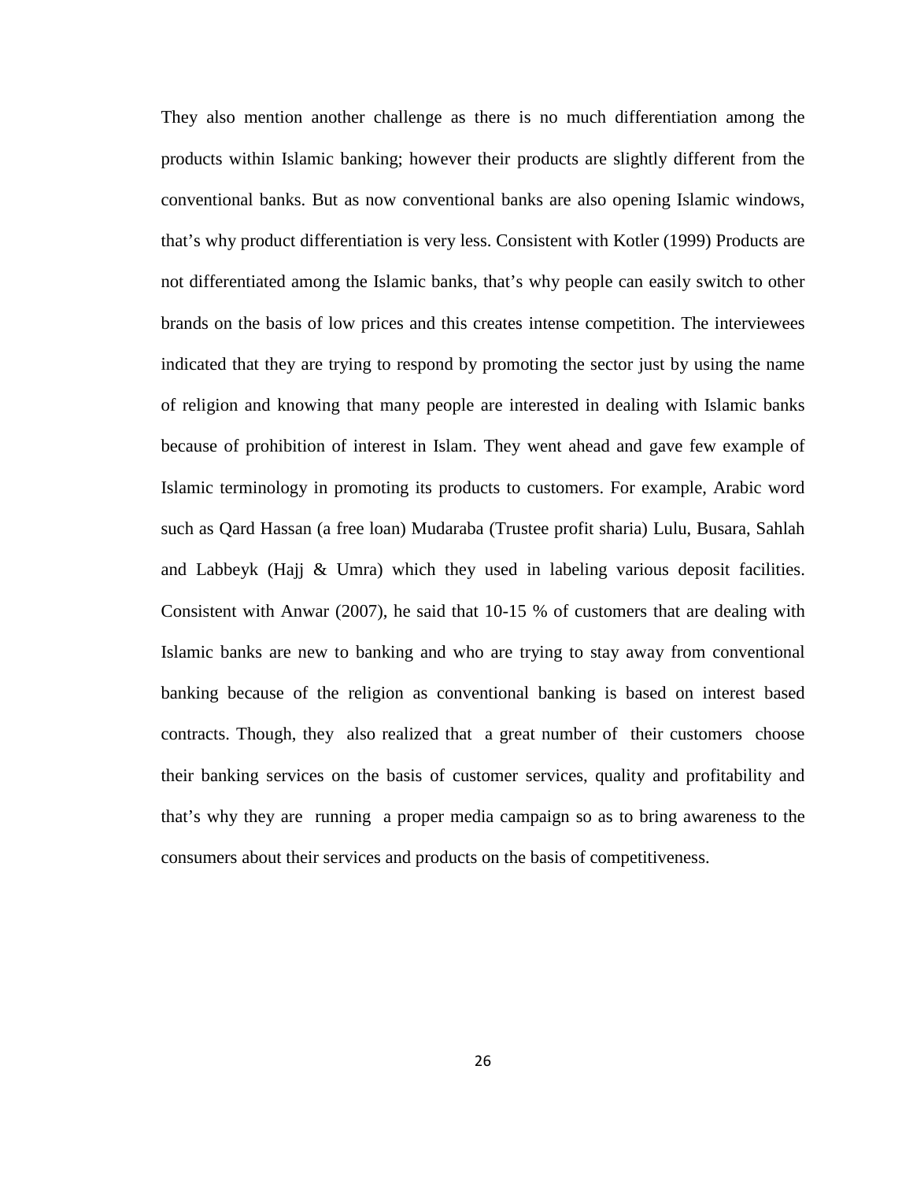They also mention another challenge as there is no much differentiation among the products within Islamic banking; however their products are slightly different from the conventional banks. But as now conventional banks are also opening Islamic windows, that's why product differentiation is very less. Consistent with Kotler (1999) Products are not differentiated among the Islamic banks, that's why people can easily switch to other brands on the basis of low prices and this creates intense competition. The interviewees indicated that they are trying to respond by promoting the sector just by using the name of religion and knowing that many people are interested in dealing with Islamic banks because of prohibition of interest in Islam. They went ahead and gave few example of Islamic terminology in promoting its products to customers. For example, Arabic word such as Qard Hassan (a free loan) Mudaraba (Trustee profit sharia) Lulu, Busara, Sahlah and Labbeyk (Hajj & Umra) which they used in labeling various deposit facilities. Consistent with Anwar (2007), he said that 10-15 % of customers that are dealing with Islamic banks are new to banking and who are trying to stay away from conventional banking because of the religion as conventional banking is based on interest based contracts. Though, they also realized that a great number of their customers choose their banking services on the basis of customer services, quality and profitability and that's why they are running a proper media campaign so as to bring awareness to the consumers about their services and products on the basis of competitiveness.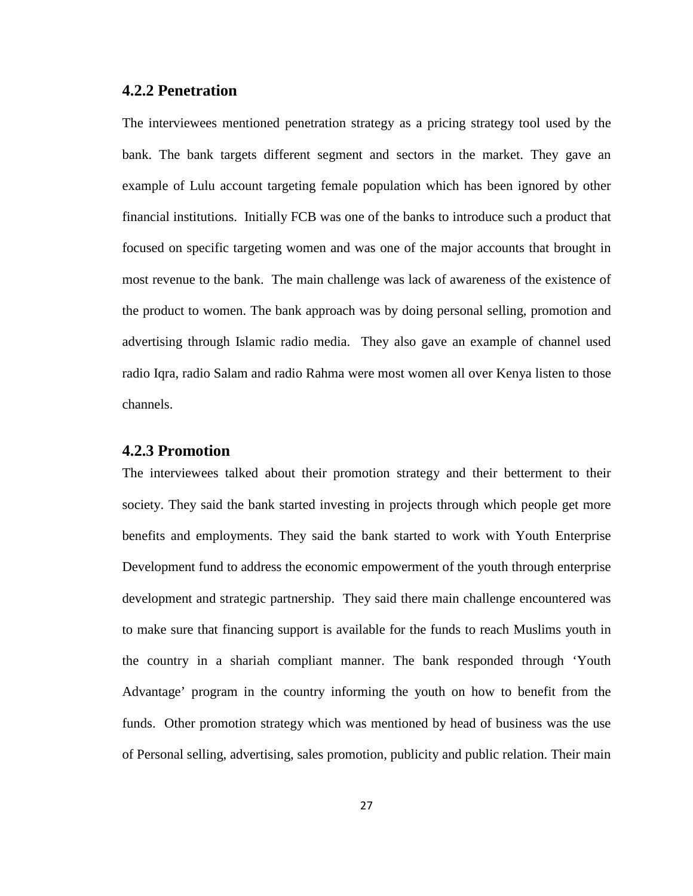### 4.2.2 Penetration

The interviewees mentioned penetration strategy as a pricing strategy tool used by the bank. The bank targets different segment and sectors in the market. They gave an example of Lulu account targeting female population which has been ignored by other financial institutions. Initially FCB was one of the banks to introduce such a product that focused on specific targeting women and was one of the major accounts that brought in most revenue to the bank. The main challenge was lack of awareness of the existence of the product to women. The bank approach was by doing personal selling, promotion and advertising through Islamic radio media. They also gave an example of channel used radio Iqra, radio Salam and radio Rahma were most women all over Kenya listen to those channels.

### 4.2.3 Promotion

The interviewees talked about their promotion strategy and their betterment to their society. They said the bank started investing in projects through which people get more benefits and employments. They said the bank started to work with Youth Enterprise Development fund to address the economic empowerment of the youth through enterprise development and strategic partnership. They said there main challenge encountered was to make sure that financing support is available for the funds to reach Muslims youth in the country in a shariah compliant manner. The bank responded through 'Youth Advantage' program in the country informing the youth on how to benefit from the funds. Other promotion strategy which was mentioned by head of business was the use of Personal selling, advertising, sales promotion, publicity and public relation. Their main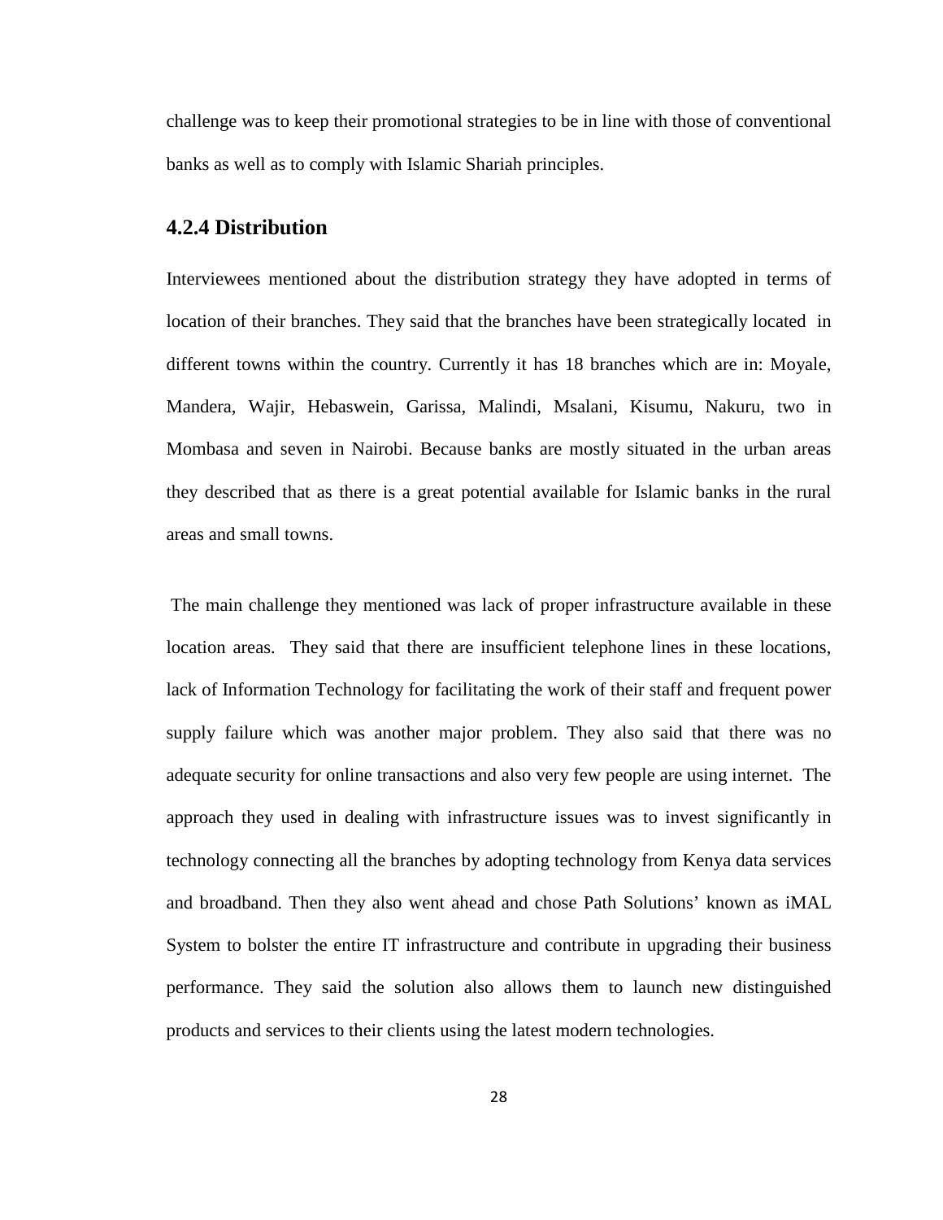challenge was to keep their promotional strategies to be in line with those of conventional banks as well as to comply with Islamic Shariah principles.

### 4.2.4 Distribution

Interviewees mentioned about the distribution strategy they have adopted in terms of location of their branches. They said that the branches have been strategically located in different towns within the country. Currently it has 18 branches which are in: Moyale, Mandera, Wajir, Hebaswein, Garissa, Malindi, Msalani, Kisumu, Nakuru, two in Mombasa and seven in Nairobi. Because banks are mostly situated in the urban areas they described that as there is a great potential available for Islamic banks in the rural areas and small towns.

The main challenge they mentioned was lack of proper infrastructure available in these location areas. They said that there are insufficient telephone lines in these locations, lack of Information Technology for facilitating the work of their staff and frequent power supply failure which was another major problem. They also said that there was no adequate security for online transactions and also very few people are using internet. The approach they used in dealing with infrastructure issues was to invest significantly in technology connecting all the branches by adopting technology from Kenya data services and broadband. Then they also went ahead and chose Path Solutions' known as iMAL System to bolster the entire IT infrastructure and contribute in upgrading their business performance. They said the solution also allows them to launch new distinguished products and services to their clients using the latest modern technologies.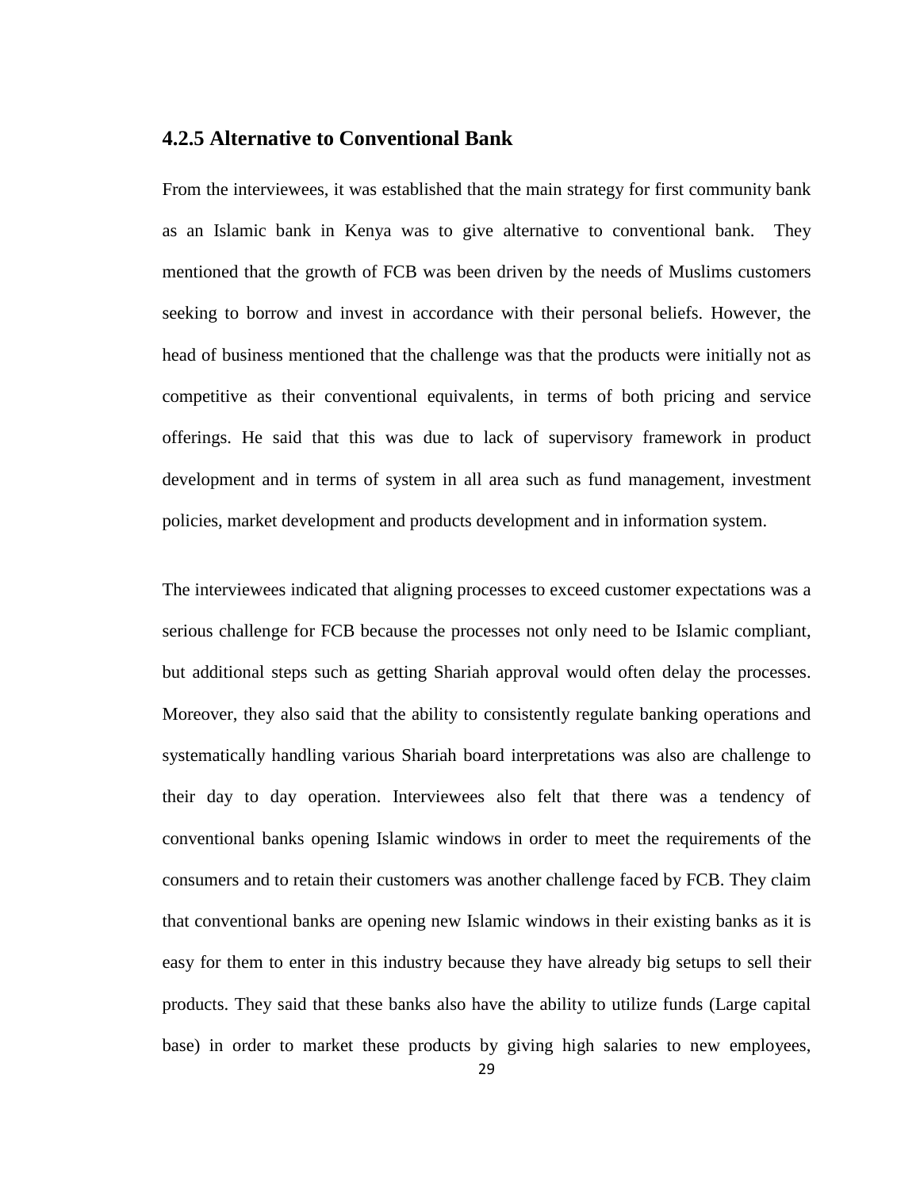### 4.2.5 Alternative to Conventional Bank

From the interviewees, it was established that the main strategy for first community bank as an Islamic bank in Kenya was to give alternative to conventional bank. They mentioned that the growth of FCB was been driven by the needs of Muslims customers seeking to borrow and invest in accordance with their personal beliefs. However, the head of business mentioned that the challenge was that the products were initially not as competitive as their conventional equivalents, in terms of both pricing and service offerings. He said that this was due to lack of supervisory framework in product development and in terms of system in all area such as fund management, investment policies, market development and products development and in information system.

The interviewees indicated that aligning processes to exceed customer expectations was a serious challenge for FCB because the processes not only need to be Islamic compliant, but additional steps such as getting Shariah approval would often delay the processes. Moreover, they also said that the ability to consistently regulate banking operations and systematically handling various Shariah board interpretations was also are challenge to their day to day operation. Interviewees also felt that there was a tendency of conventional banks opening Islamic windows in order to meet the requirements of the consumers and to retain their customers was another challenge faced by FCB. They claim that conventional banks are opening new Islamic windows in their existing banks as it is easy for them to enter in this industry because they have already big setups to sell their products. They said that these banks also have the ability to utilize funds (Large capital base) in order to market these products by giving high salaries to new employees,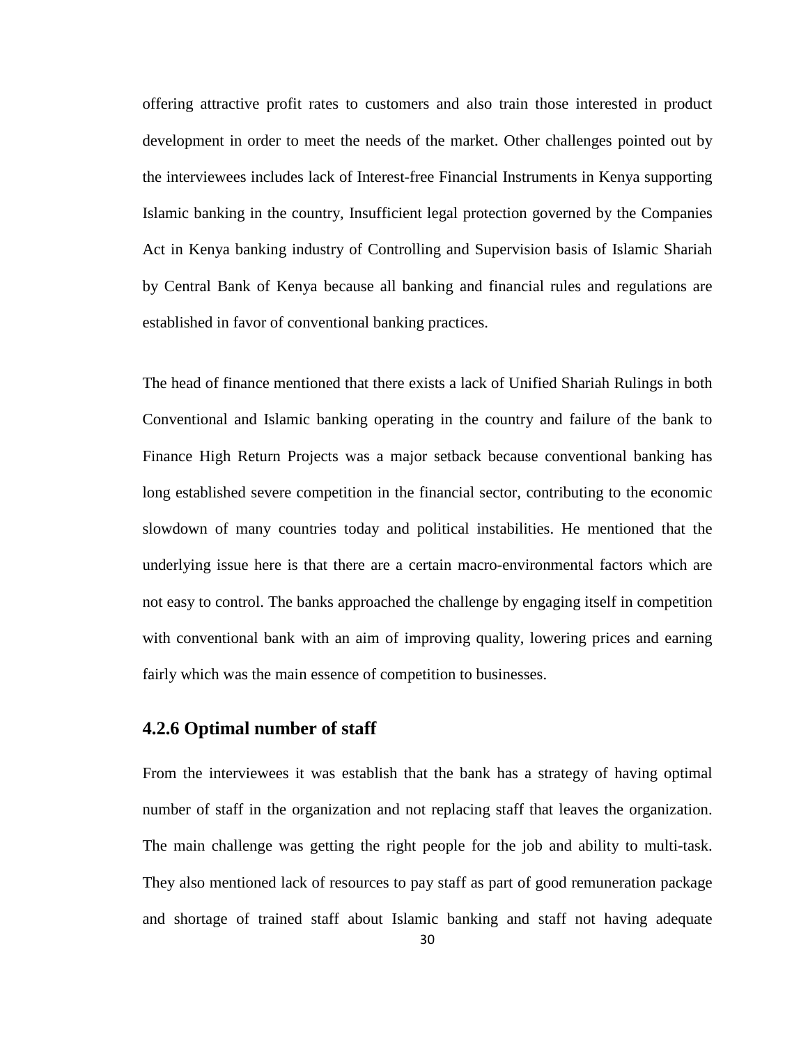offering attractive profit rates to customers and also train those interested in product development in order to meet the needs of the market. Other challenges pointed out by the interviewees includes lack of Interest-free Financial Instruments in Kenya supporting Islamic banking in the country, Insufficient legal protection governed by the Companies Act in Kenya banking industry of Controlling and Supervision basis of Islamic Shariah by Central Bank of Kenya because all banking and financial rules and regulations are established in favor of conventional banking practices.

The head of finance mentioned that there exists a lack of Unified Shariah Rulings in both Conventional and Islamic banking operating in the country and failure of the bank to Finance High Return Projects was a major setback because conventional banking has long established severe competition in the financial sector, contributing to the economic slowdown of many countries today and political instabilities. He mentioned that the underlying issue here is that there are a certain macro-environmental factors which are not easy to control. The banks approached the challenge by engaging itself in competition with conventional bank with an aim of improving quality, lowering prices and earning fairly which was the main essence of competition to businesses.

### 4.2.6 Optimal number of staff

From the interviewees it was establish that the bank has a strategy of having optimal number of staff in the organization and not replacing staff that leaves the organization. The main challenge was getting the right people for the job and ability to multi-task. They also mentioned lack of resources to pay staff as part of good remuneration package and shortage of trained staff about Islamic banking and staff not having adequate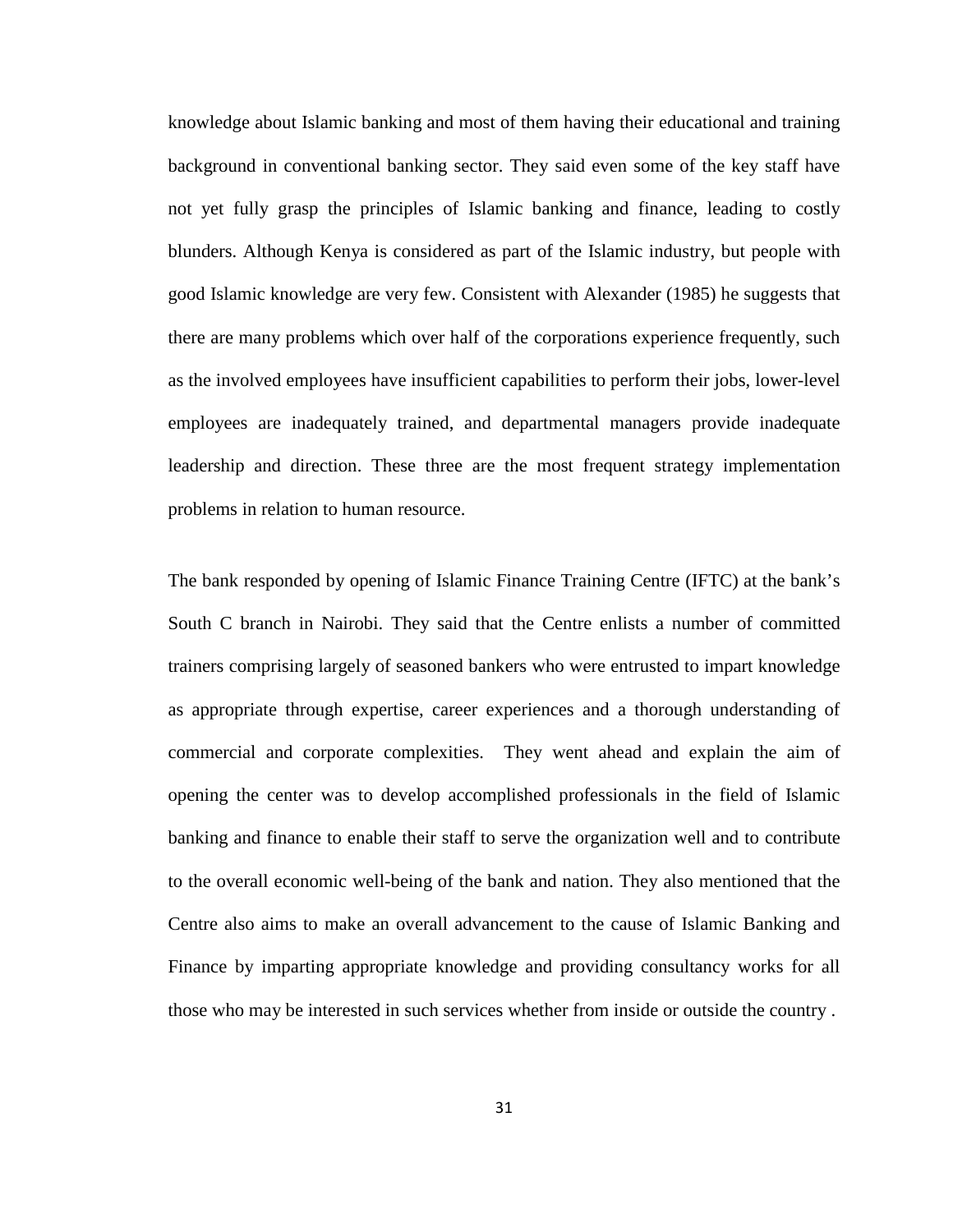knowledge about Islamic banking and most of them having their educational and training background in conventional banking sector. They said even some of the key staff have not yet fully grasp the principles of Islamic banking and finance, leading to costly blunders. Although Kenya is considered as part of the Islamic industry, but people with good Islamic knowledge are very few. Consistent with Alexander (1985) he suggests that there are many problems which over half of the corporations experience frequently, such as the involved employees have insufficient capabilities to perform their jobs, lower-level employees are inadequately trained, and departmental managers provide inadequate leadership and direction. These three are the most frequent strategy implementation problems in relation to human resource.

The bank responded by opening of Islamic Finance Training Centre (IFTC) at the bank's South C branch in Nairobi. They said that the Centre enlists a number of committed trainers comprising largely of seasoned bankers who were entrusted to impart knowledge as appropriate through expertise, career experiences and a thorough understanding of commercial and corporate complexities. They went ahead and explain the aim of opening the center was to develop accomplished professionals in the field of Islamic banking and finance to enable their staff to serve the organization well and to contribute to the overall economic well-being of the bank and nation. They also mentioned that the Centre also aims to make an overall advancement to the cause of Islamic Banking and Finance by imparting appropriate knowledge and providing consultancy works for all those who may be interested in such services whether from inside or outside the country .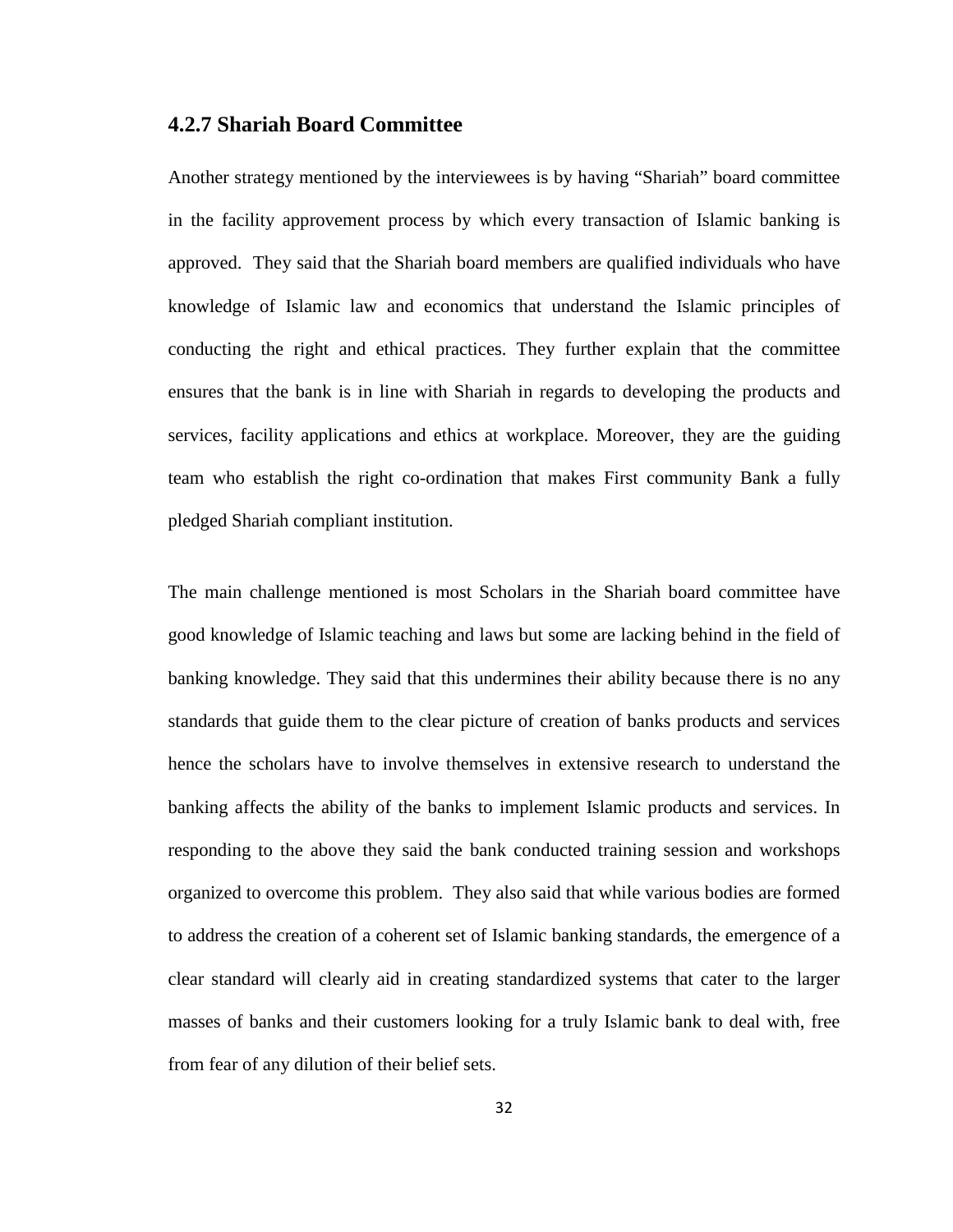### 4.2.7 Shariah Board Committee

Another strategy mentioned by the interviewees is by having "Shariah" board committee in the facility approvement process by which every transaction of Islamic banking is approved. They said that the Shariah board members are qualified individuals who have knowledge of Islamic law and economics that understand the Islamic principles of conducting the right and ethical practices. They further explain that the committee ensures that the bank is in line with Shariah in regards to developing the products and services, facility applications and ethics at workplace. Moreover, they are the guiding team who establish the right co-ordination that makes First community Bank a fully pledged Shariah compliant institution.

The main challenge mentioned is most Scholars in the Shariah board committee have good knowledge of Islamic teaching and laws but some are lacking behind in the field of banking knowledge. They said that this undermines their ability because there is no any standards that guide them to the clear picture of creation of banks products and services hence the scholars have to involve themselves in extensive research to understand the banking affects the ability of the banks to implement Islamic products and services. In responding to the above they said the bank conducted training session and workshops organized to overcome this problem. They also said that while various bodies are formed to address the creation of a coherent set of Islamic banking standards, the emergence of a clear standard will clearly aid in creating standardized systems that cater to the larger masses of banks and their customers looking for a truly Islamic bank to deal with, free from fear of any dilution of their belief sets.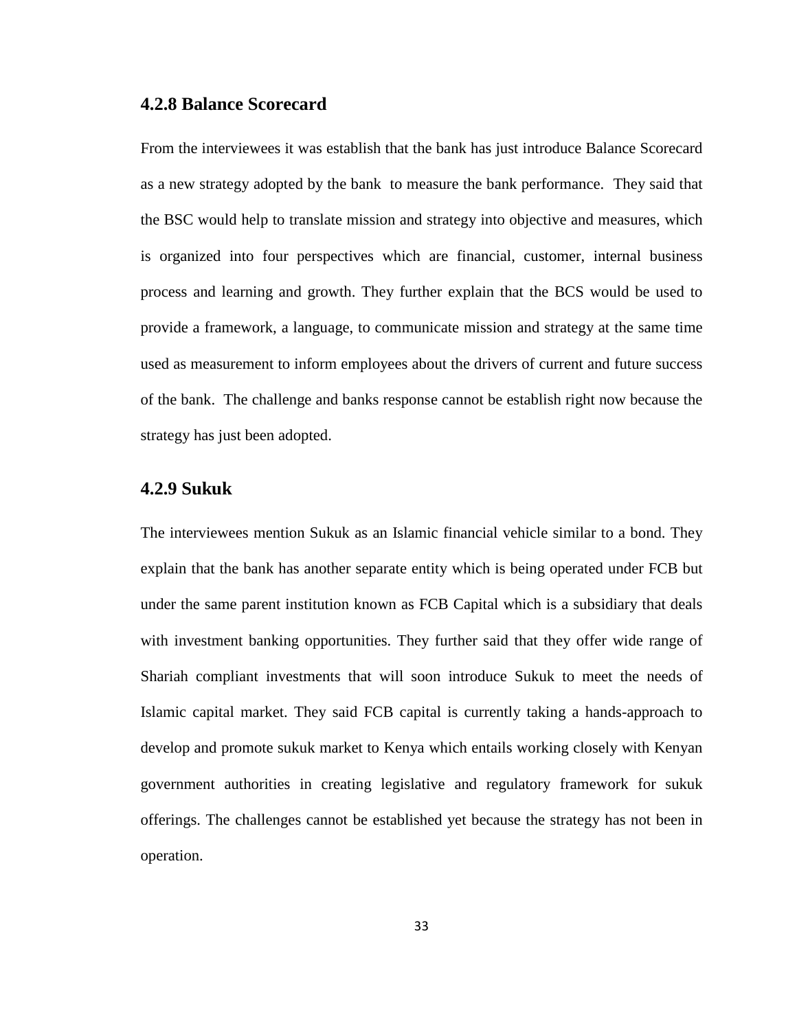### 4.2.8 Balance Scorecard

From the interviewees it was establish that the bank has just introduce Balance Scorecard as a new strategy adopted by the bank to measure the bank performance. They said that the BSC would help to translate mission and strategy into objective and measures, which is organized into four perspectives which are financial, customer, internal business process and learning and growth. They further explain that the BCS would be used to provide a framework, a language, to communicate mission and strategy at the same time used as measurement to inform employees about the drivers of current and future success of the bank. The challenge and banks response cannot be establish right now because the strategy has just been adopted.

### 4.2.9 Sukuk

The interviewees mention Sukuk as an Islamic financial vehicle similar to a bond. They explain that the bank has another separate entity which is being operated under FCB but under the same parent institution known as FCB Capital which is a subsidiary that deals with investment banking opportunities. They further said that they offer wide range of Shariah compliant investments that will soon introduce Sukuk to meet the needs of Islamic capital market. They said FCB capital is currently taking a hands-approach to develop and promote sukuk market to Kenya which entails working closely with Kenyan government authorities in creating legislative and regulatory framework for sukuk offerings. The challenges cannot be established yet because the strategy has not been in operation.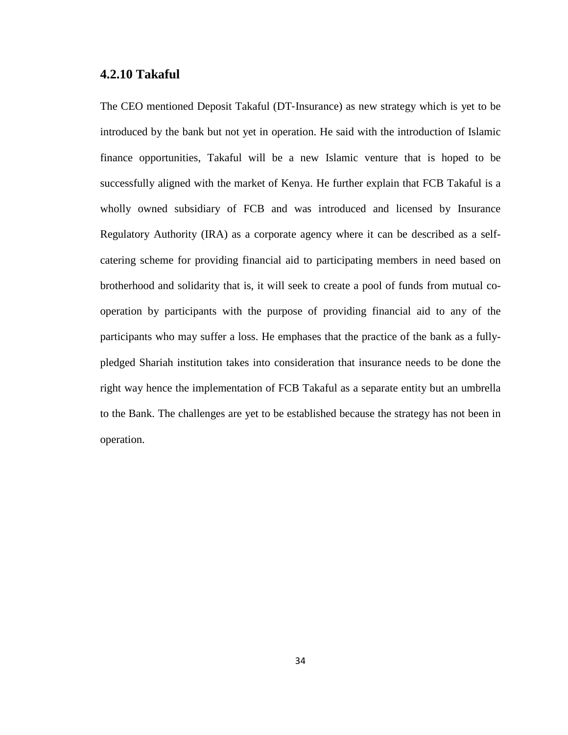### 4.2.10 Takaful

The CEO mentioned Deposit Takaful (DT-Insurance) as new strategy which is yet to be introduced by the bank but not yet in operation. He said with the introduction of Islamic finance opportunities, Takaful will be a new Islamic venture that is hoped to be successfully aligned with the market of Kenya. He further explain that FCB Takaful is a wholly owned subsidiary of FCB and was introduced and licensed by Insurance Regulatory Authority (IRA) as a corporate agency where it can be described as a self-catering scheme for providing financial aid to participating members in need based on brotherhood and solidarity that is, it will seek to create a pool of funds from mutual co-operation by participants with the purpose of providing financial aid to any of the participants who may suffer a loss. He emphases that the practice of the bank as a fully-pledged Shariah institution takes into consideration that insurance needs to be done the right way hence the implementation of FCB Takaful as a separate entity but an umbrella to the Bank. The challenges are yet to be established because the strategy has not been in operation.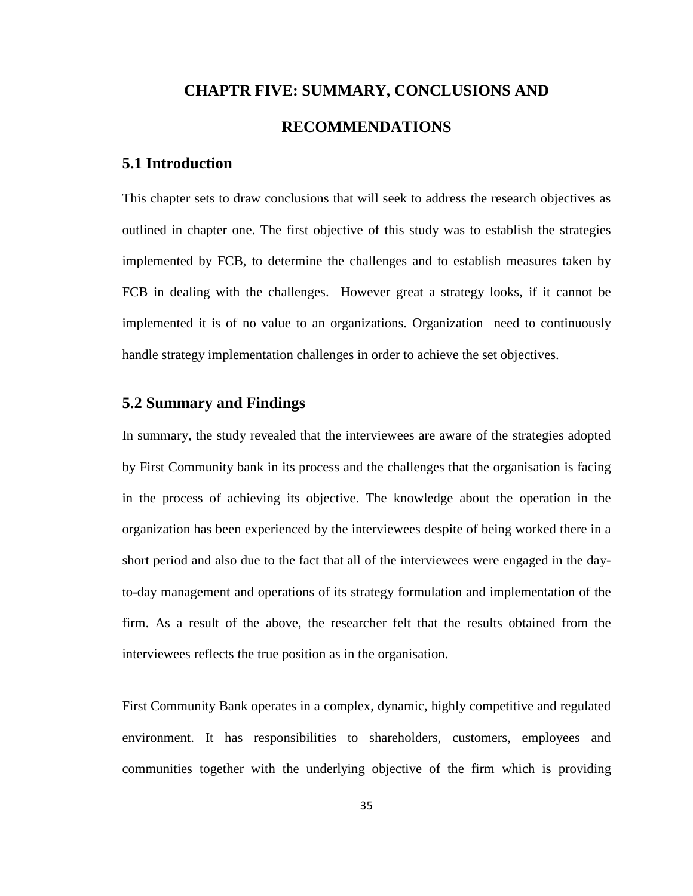# CHAPTR FIVE: SUMMARY, CONCLUSIONS AND RECOMMENDATIONS

## 5.1 Introduction

This chapter sets to draw conclusions that will seek to address the research objectives as outlined in chapter one. The first objective of this study was to establish the strategies implemented by FCB, to determine the challenges and to establish measures taken by FCB in dealing with the challenges. However great a strategy looks, if it cannot be implemented it is of no value to an organizations. Organization need to continuously handle strategy implementation challenges in order to achieve the set objectives.

## 5.2 Summary and Findings

In summary, the study revealed that the interviewees are aware of the strategies adopted by First Community bank in its process and the challenges that the organisation is facing in the process of achieving its objective. The knowledge about the operation in the organization has been experienced by the interviewees despite of being worked there in a short period and also due to the fact that all of the interviewees were engaged in the day-to-day management and operations of its strategy formulation and implementation of the firm. As a result of the above, the researcher felt that the results obtained from the interviewees reflects the true position as in the organisation.

First Community Bank operates in a complex, dynamic, highly competitive and regulated environment. It has responsibilities to shareholders, customers, employees and communities together with the underlying objective of the firm which is providing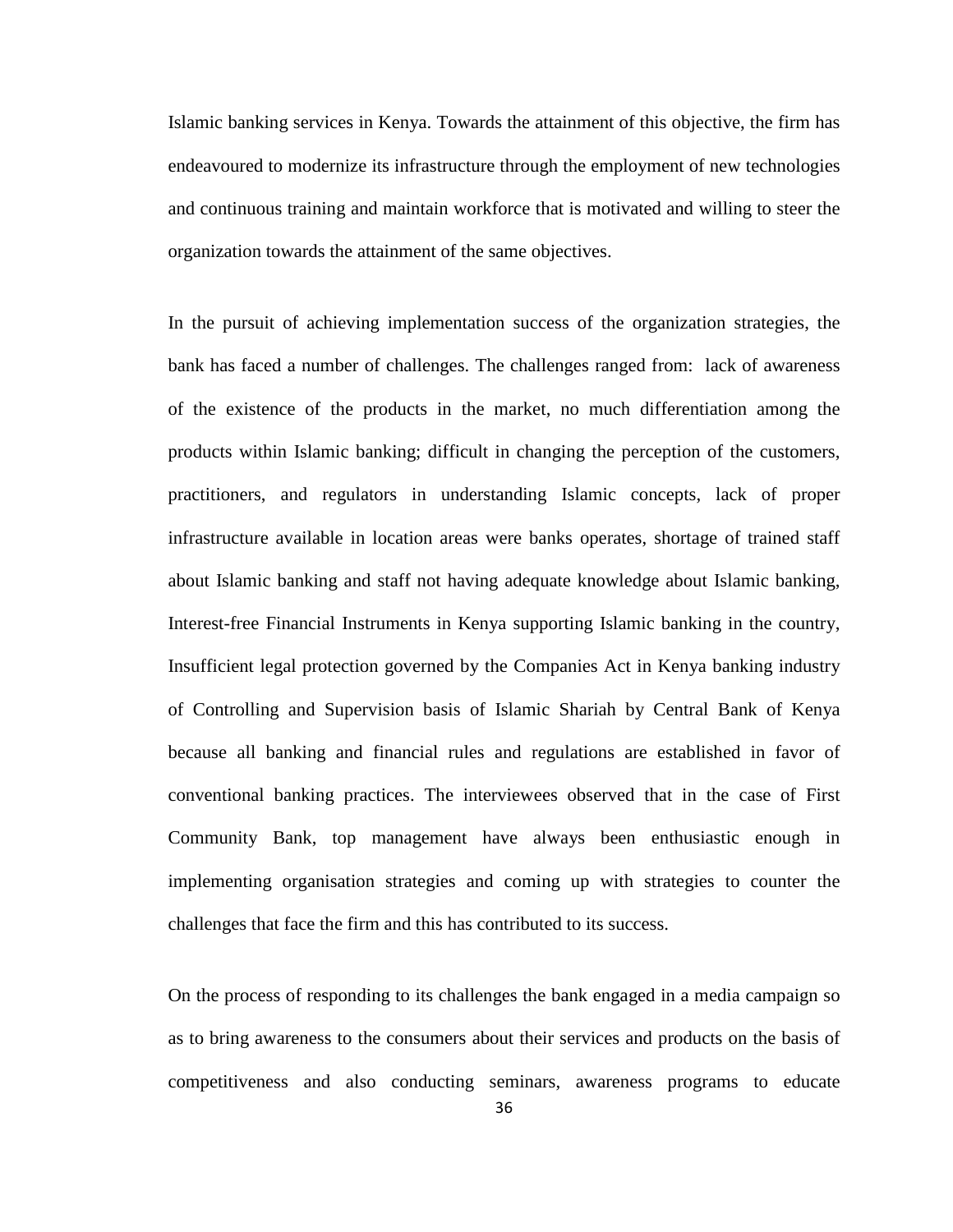Islamic banking services in Kenya. Towards the attainment of this objective, the firm has endeavoured to modernize its infrastructure through the employment of new technologies and continuous training and maintain workforce that is motivated and willing to steer the organization towards the attainment of the same objectives.

In the pursuit of achieving implementation success of the organization strategies, the bank has faced a number of challenges. The challenges ranged from: lack of awareness of the existence of the products in the market, no much differentiation among the products within Islamic banking; difficult in changing the perception of the customers, practitioners, and regulators in understanding Islamic concepts, lack of proper infrastructure available in location areas were banks operates, shortage of trained staff about Islamic banking and staff not having adequate knowledge about Islamic banking, Interest-free Financial Instruments in Kenya supporting Islamic banking in the country, Insufficient legal protection governed by the Companies Act in Kenya banking industry of Controlling and Supervision basis of Islamic Shariah by Central Bank of Kenya because all banking and financial rules and regulations are established in favor of conventional banking practices. The interviewees observed that in the case of First Community Bank, top management have always been enthusiastic enough in implementing organisation strategies and coming up with strategies to counter the challenges that face the firm and this has contributed to its success.

On the process of responding to its challenges the bank engaged in a media campaign so as to bring awareness to the consumers about their services and products on the basis of competitiveness and also conducting seminars, awareness programs to educate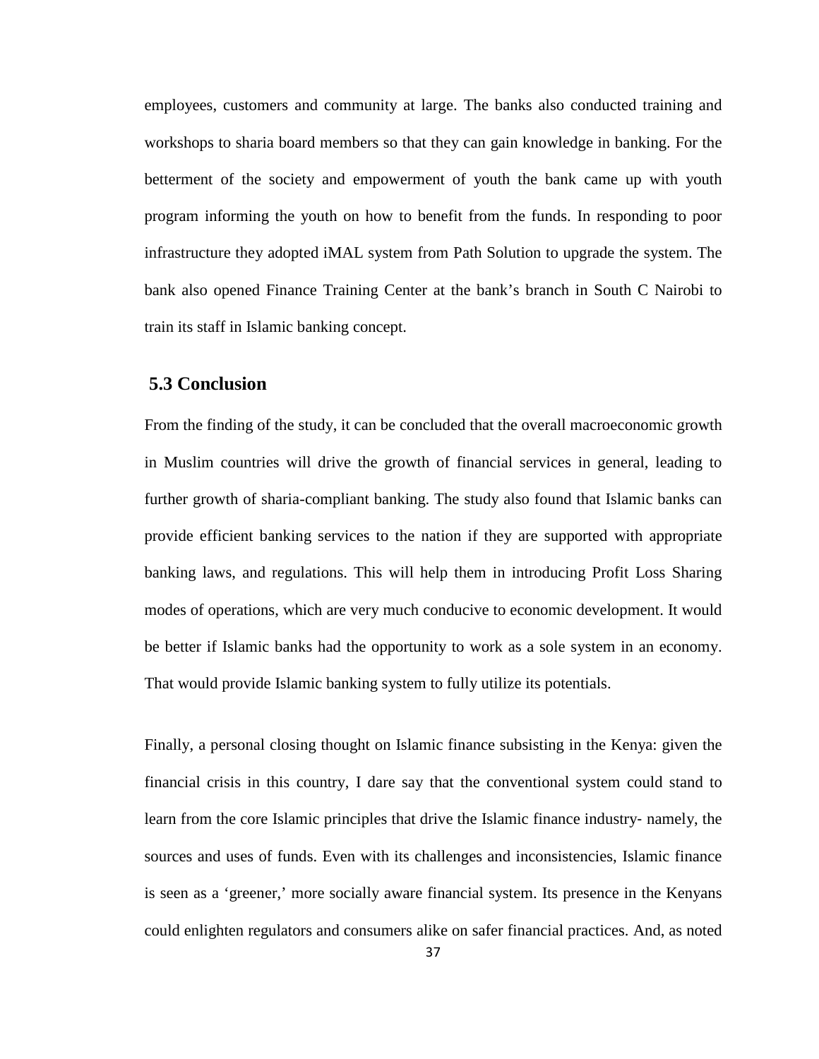employees, customers and community at large. The banks also conducted training and workshops to sharia board members so that they can gain knowledge in banking. For the betterment of the society and empowerment of youth the bank came up with youth program informing the youth on how to benefit from the funds. In responding to poor infrastructure they adopted iMAL system from Path Solution to upgrade the system. The bank also opened Finance Training Center at the bank's branch in South C Nairobi to train its staff in Islamic banking concept.

## 5.3 Conclusion

From the finding of the study, it can be concluded that the overall macroeconomic growth in Muslim countries will drive the growth of financial services in general, leading to further growth of sharia-compliant banking. The study also found that Islamic banks can provide efficient banking services to the nation if they are supported with appropriate banking laws, and regulations. This will help them in introducing Profit Loss Sharing modes of operations, which are very much conducive to economic development. It would be better if Islamic banks had the opportunity to work as a sole system in an economy. That would provide Islamic banking system to fully utilize its potentials.

Finally, a personal closing thought on Islamic finance subsisting in the Kenya: given the financial crisis in this country, I dare say that the conventional system could stand to learn from the core Islamic principles that drive the Islamic finance industry- namely, the sources and uses of funds. Even with its challenges and inconsistencies, Islamic finance is seen as a 'greener,' more socially aware financial system. Its presence in the Kenyans could enlighten regulators and consumers alike on safer financial practices. And, as noted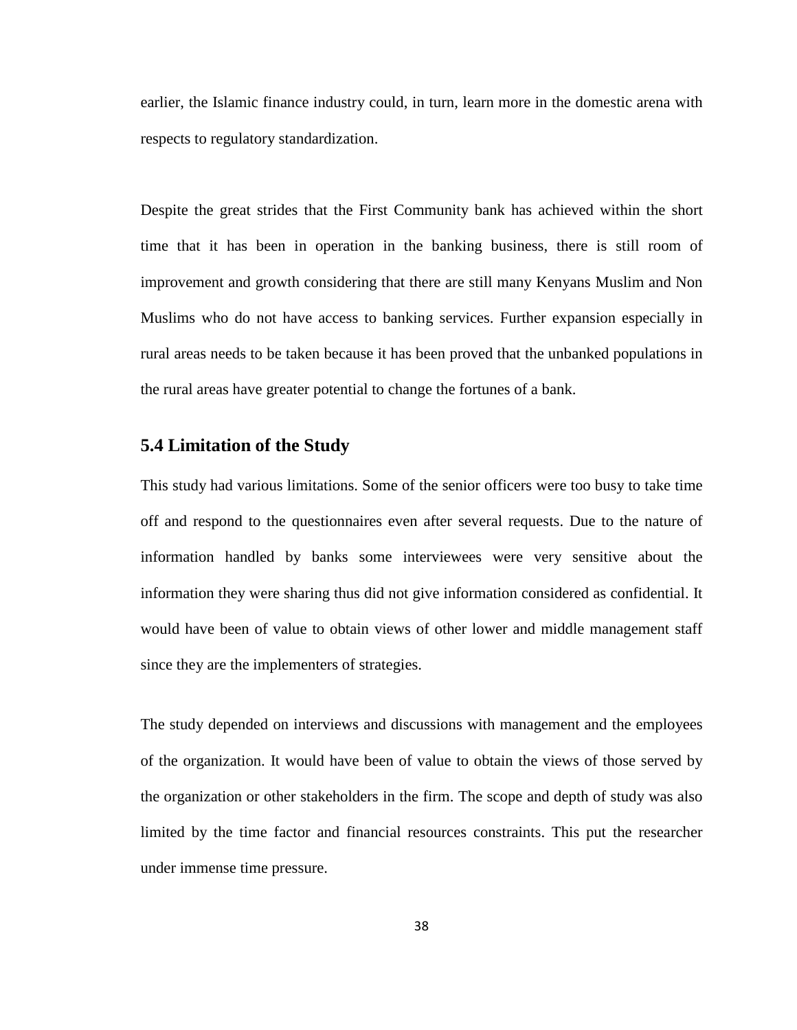earlier, the Islamic finance industry could, in turn, learn more in the domestic arena with respects to regulatory standardization.

Despite the great strides that the First Community bank has achieved within the short time that it has been in operation in the banking business, there is still room of improvement and growth considering that there are still many Kenyans Muslim and Non Muslims who do not have access to banking services. Further expansion especially in rural areas needs to be taken because it has been proved that the unbanked populations in the rural areas have greater potential to change the fortunes of a bank.

## 5.4 Limitation of the Study

This study had various limitations. Some of the senior officers were too busy to take time off and respond to the questionnaires even after several requests. Due to the nature of information handled by banks some interviewees were very sensitive about the information they were sharing thus did not give information considered as confidential. It would have been of value to obtain views of other lower and middle management staff since they are the implementers of strategies.

The study depended on interviews and discussions with management and the employees of the organization. It would have been of value to obtain the views of those served by the organization or other stakeholders in the firm. The scope and depth of study was also limited by the time factor and financial resources constraints. This put the researcher under immense time pressure.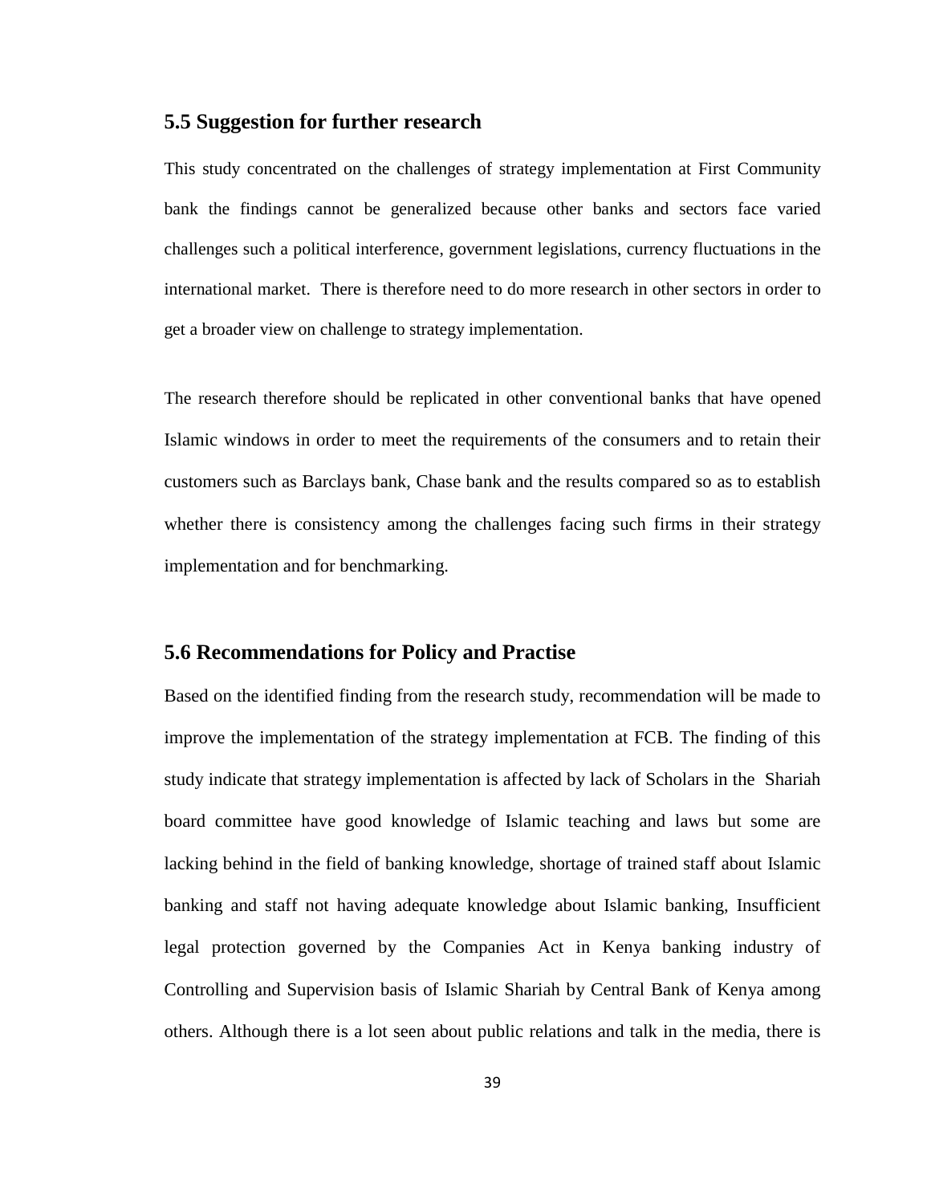## 5.5 Suggestion for further research

This study concentrated on the challenges of strategy implementation at First Community bank the findings cannot be generalized because other banks and sectors face varied challenges such a political interference, government legislations, currency fluctuations in the international market. There is therefore need to do more research in other sectors in order to get a broader view on challenge to strategy implementation.

The research therefore should be replicated in other conventional banks that have opened Islamic windows in order to meet the requirements of the consumers and to retain their customers such as Barclays bank, Chase bank and the results compared so as to establish whether there is consistency among the challenges facing such firms in their strategy implementation and for benchmarking.

## 5.6 Recommendations for Policy and Practise

Based on the identified finding from the research study, recommendation will be made to improve the implementation of the strategy implementation at FCB. The finding of this study indicate that strategy implementation is affected by lack of Scholars in the Shariah board committee have good knowledge of Islamic teaching and laws but some are lacking behind in the field of banking knowledge, shortage of trained staff about Islamic banking and staff not having adequate knowledge about Islamic banking, Insufficient legal protection governed by the Companies Act in Kenya banking industry of Controlling and Supervision basis of Islamic Shariah by Central Bank of Kenya among others. Although there is a lot seen about public relations and talk in the media, there is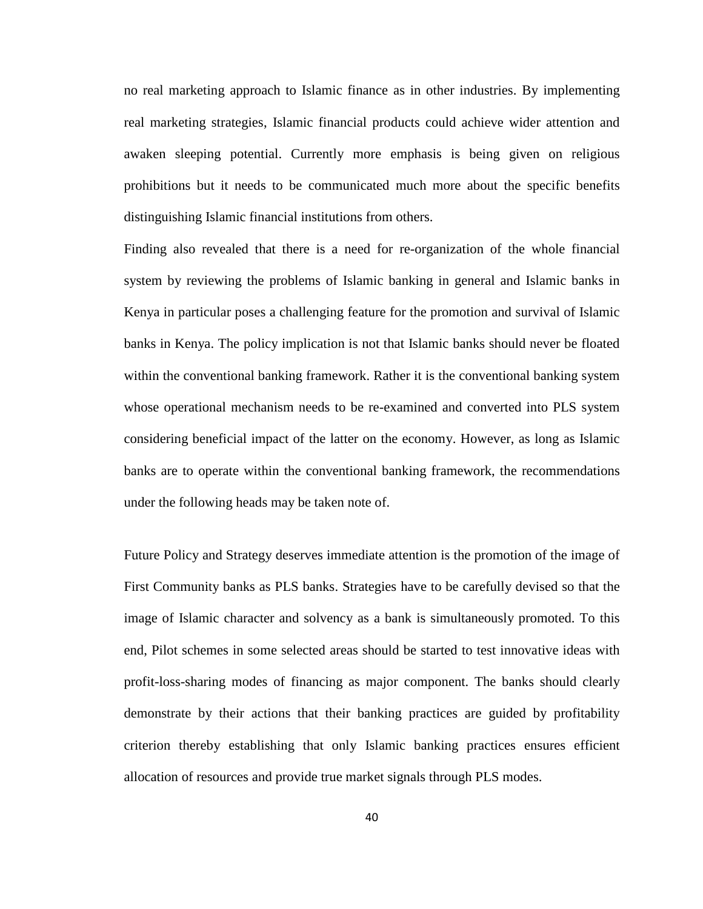no real marketing approach to Islamic finance as in other industries. By implementing real marketing strategies, Islamic financial products could achieve wider attention and awaken sleeping potential. Currently more emphasis is being given on religious prohibitions but it needs to be communicated much more about the specific benefits distinguishing Islamic financial institutions from others.

Finding also revealed that there is a need for re-organization of the whole financial system by reviewing the problems of Islamic banking in general and Islamic banks in Kenya in particular poses a challenging feature for the promotion and survival of Islamic banks in Kenya. The policy implication is not that Islamic banks should never be floated within the conventional banking framework. Rather it is the conventional banking system whose operational mechanism needs to be re-examined and converted into PLS system considering beneficial impact of the latter on the economy. However, as long as Islamic banks are to operate within the conventional banking framework, the recommendations under the following heads may be taken note of.

Future Policy and Strategy deserves immediate attention is the promotion of the image of First Community banks as PLS banks. Strategies have to be carefully devised so that the image of Islamic character and solvency as a bank is simultaneously promoted. To this end, Pilot schemes in some selected areas should be started to test innovative ideas with profit-loss-sharing modes of financing as major component. The banks should clearly demonstrate by their actions that their banking practices are guided by profitability criterion thereby establishing that only Islamic banking practices ensures efficient allocation of resources and provide true market signals through PLS modes.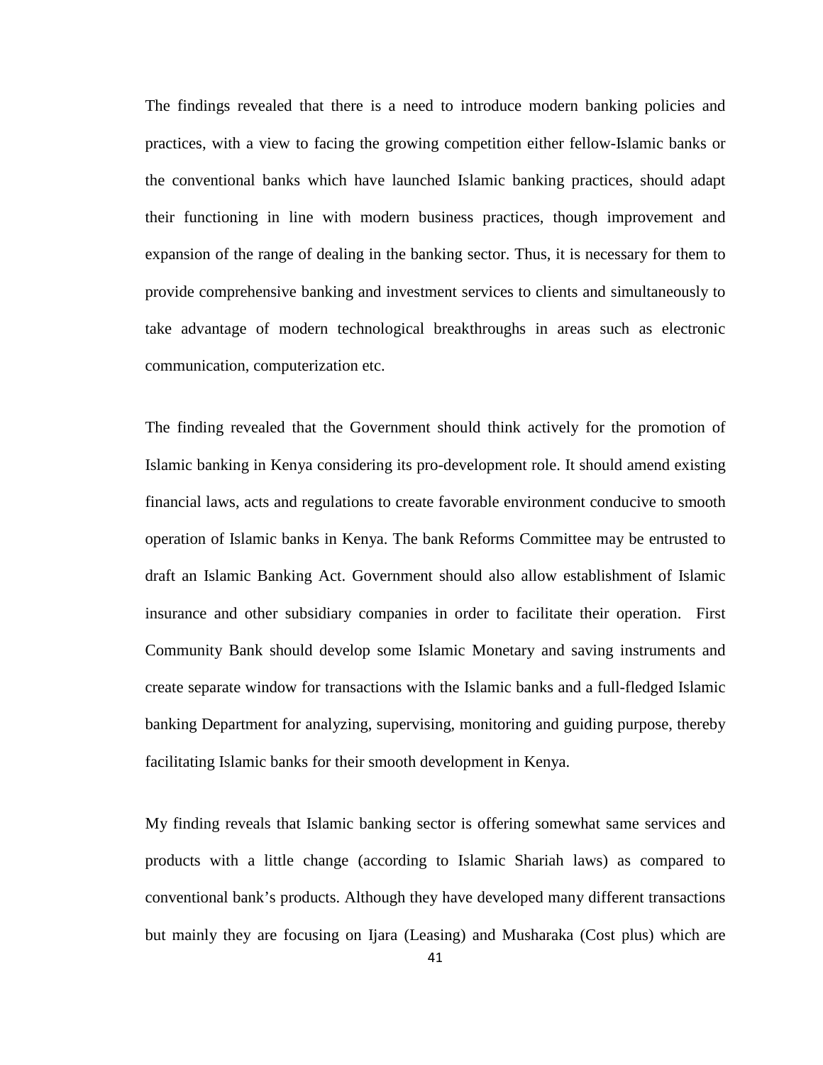The findings revealed that there is a need to introduce modern banking policies and practices, with a view to facing the growing competition either fellow-Islamic banks or the conventional banks which have launched Islamic banking practices, should adapt their functioning in line with modern business practices, though improvement and expansion of the range of dealing in the banking sector. Thus, it is necessary for them to provide comprehensive banking and investment services to clients and simultaneously to take advantage of modern technological breakthroughs in areas such as electronic communication, computerization etc.

The finding revealed that the Government should think actively for the promotion of Islamic banking in Kenya considering its pro-development role. It should amend existing financial laws, acts and regulations to create favorable environment conducive to smooth operation of Islamic banks in Kenya. The bank Reforms Committee may be entrusted to draft an Islamic Banking Act. Government should also allow establishment of Islamic insurance and other subsidiary companies in order to facilitate their operation. First Community Bank should develop some Islamic Monetary and saving instruments and create separate window for transactions with the Islamic banks and a full-fledged Islamic banking Department for analyzing, supervising, monitoring and guiding purpose, thereby facilitating Islamic banks for their smooth development in Kenya.

My finding reveals that Islamic banking sector is offering somewhat same services and products with a little change (according to Islamic Shariah laws) as compared to conventional bank's products. Although they have developed many different transactions but mainly they are focusing on Ijara (Leasing) and Musharaka (Cost plus) which are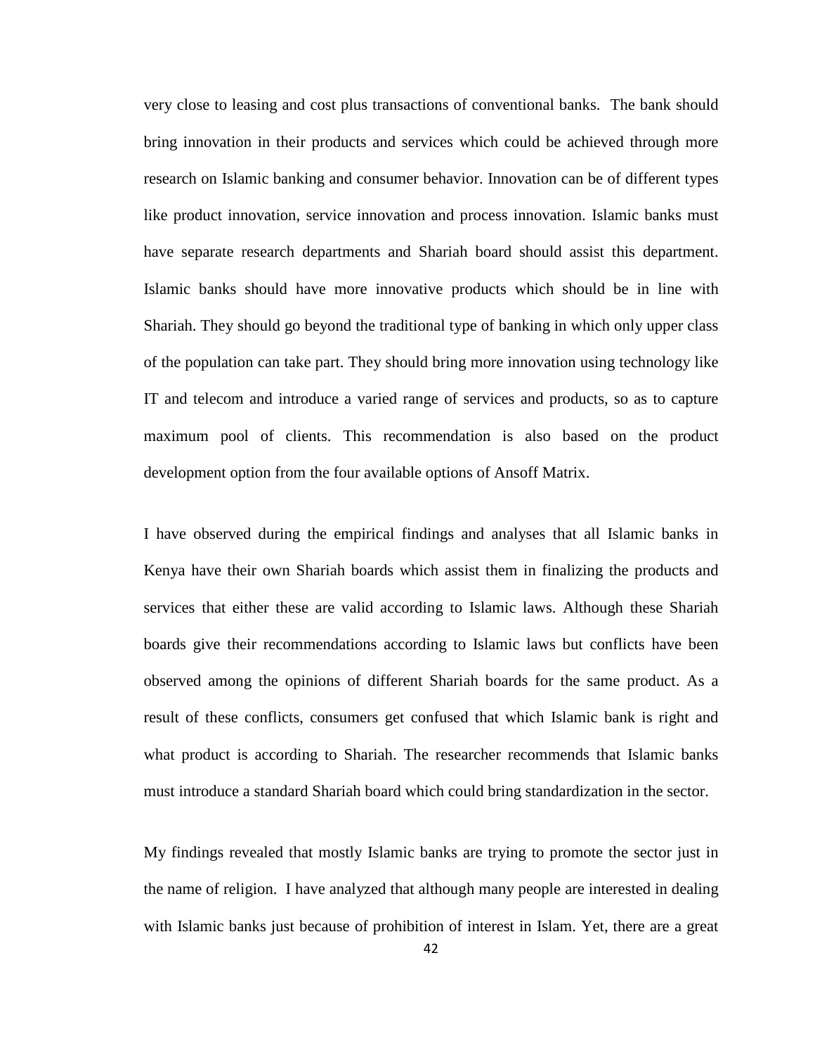very close to leasing and cost plus transactions of conventional banks. The bank should bring innovation in their products and services which could be achieved through more research on Islamic banking and consumer behavior. Innovation can be of different types like product innovation, service innovation and process innovation. Islamic banks must have separate research departments and Shariah board should assist this department. Islamic banks should have more innovative products which should be in line with Shariah. They should go beyond the traditional type of banking in which only upper class of the population can take part. They should bring more innovation using technology like IT and telecom and introduce a varied range of services and products, so as to capture maximum pool of clients. This recommendation is also based on the product development option from the four available options of Ansoff Matrix.

I have observed during the empirical findings and analyses that all Islamic banks in Kenya have their own Shariah boards which assist them in finalizing the products and services that either these are valid according to Islamic laws. Although these Shariah boards give their recommendations according to Islamic laws but conflicts have been observed among the opinions of different Shariah boards for the same product. As a result of these conflicts, consumers get confused that which Islamic bank is right and what product is according to Shariah. The researcher recommends that Islamic banks must introduce a standard Shariah board which could bring standardization in the sector.

My findings revealed that mostly Islamic banks are trying to promote the sector just in the name of religion. I have analyzed that although many people are interested in dealing with Islamic banks just because of prohibition of interest in Islam. Yet, there are a great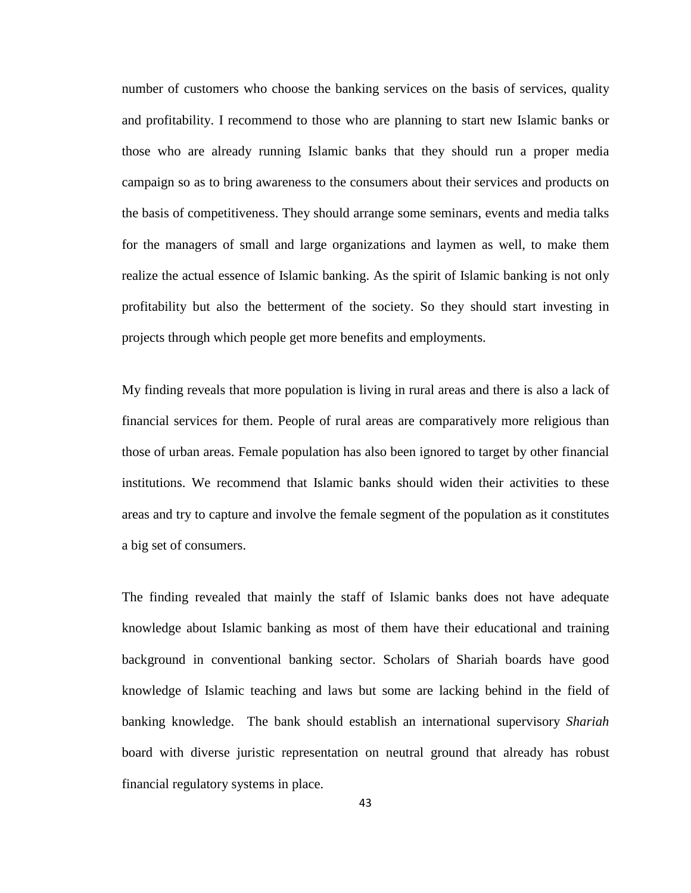number of customers who choose the banking services on the basis of services, quality and profitability. I recommend to those who are planning to start new Islamic banks or those who are already running Islamic banks that they should run a proper media campaign so as to bring awareness to the consumers about their services and products on the basis of competitiveness. They should arrange some seminars, events and media talks for the managers of small and large organizations and laymen as well, to make them realize the actual essence of Islamic banking. As the spirit of Islamic banking is not only profitability but also the betterment of the society. So they should start investing in projects through which people get more benefits and employments.

My finding reveals that more population is living in rural areas and there is also a lack of financial services for them. People of rural areas are comparatively more religious than those of urban areas. Female population has also been ignored to target by other financial institutions. We recommend that Islamic banks should widen their activities to these areas and try to capture and involve the female segment of the population as it constitutes a big set of consumers.

The finding revealed that mainly the staff of Islamic banks does not have adequate knowledge about Islamic banking as most of them have their educational and training background in conventional banking sector. Scholars of Shariah boards have good knowledge of Islamic teaching and laws but some are lacking behind in the field of banking knowledge. The bank should establish an international supervisory *Shariah* board with diverse juristic representation on neutral ground that already has robust financial regulatory systems in place.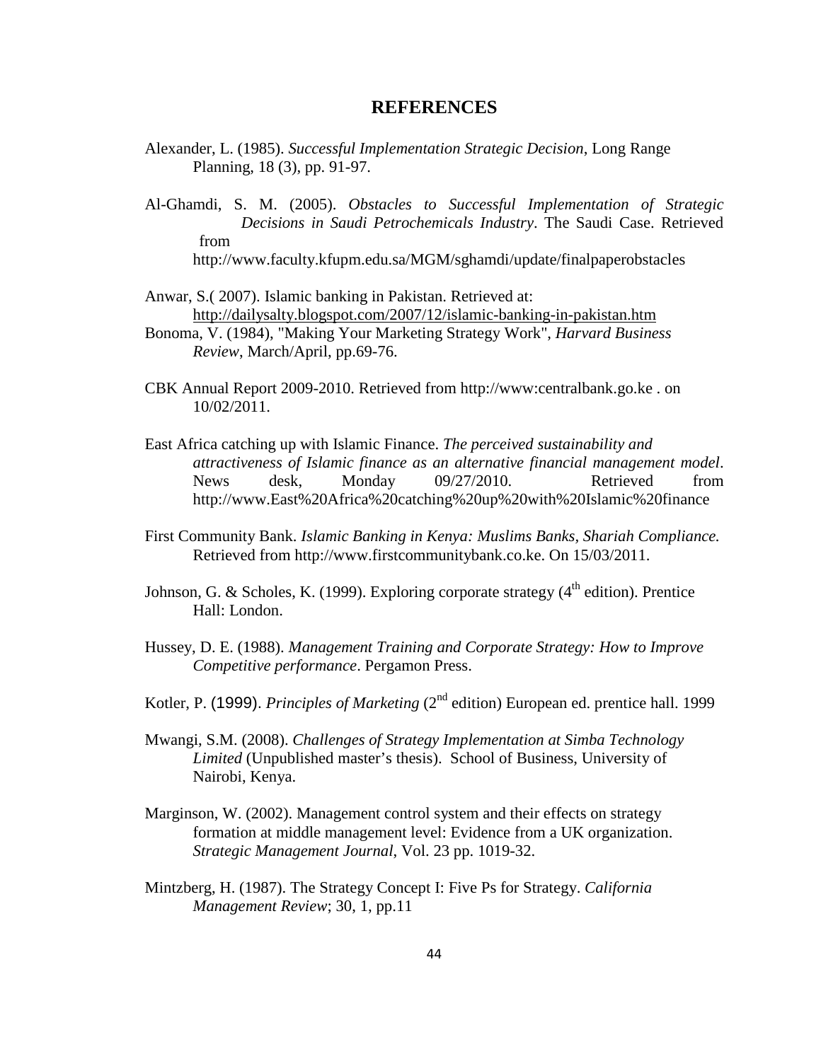# REFERENCES

Alexander, L. (1985). *Successful Implementation Strategic Decision*, Long Range Planning, 18 (3), pp. 91-97.

Al-Ghamdi, S. M. (2005). *Obstacles to Successful Implementation of Strategic Decisions in Saudi Petrochemicals Industry*. The Saudi Case. Retrieved from http://www.faculty.kfupm.edu.sa/MGM/sghamdi/update/finalpaperobstacles

Anwar, S.( 2007). Islamic banking in Pakistan. Retrieved at: http://dailysalty.blogspot.com/2007/12/islamic-banking-in-pakistan.htm

Bonoma, V. (1984), "Making Your Marketing Strategy Work", *Harvard Business Review*, March/April, pp.69-76.

CBK Annual Report 2009-2010. Retrieved from http://www:centralbank.go.ke . on 10/02/2011.

East Africa catching up with Islamic Finance. *The perceived sustainability and attractiveness of Islamic finance as an alternative financial management model*. News desk, Monday 09/27/2010. Retrieved from http://www.East%20Africa%20catching%20up%20with%20Islamic%20finance

First Community Bank. *Islamic Banking in Kenya: Muslims Banks, Shariah Compliance.* Retrieved from http://www.firstcommunitybank.co.ke. On 15/03/2011.

Johnson, G. & Scholes, K. (1999). Exploring corporate strategy (4th edition). Prentice Hall: London.

Hussey, D. E. (1988). *Management Training and Corporate Strategy: How to Improve Competitive performance*. Pergamon Press.

Kotler, P. (1999). *Principles of Marketing* (2nd edition) European ed. prentice hall. 1999

Mwangi, S.M. (2008). *Challenges of Strategy Implementation at Simba Technology Limited* (Unpublished master's thesis). School of Business, University of Nairobi, Kenya.

Marginson, W. (2002). Management control system and their effects on strategy formation at middle management level: Evidence from a UK organization. *Strategic Management Journal*, Vol. 23 pp. 1019-32.

Mintzberg, H. (1987). The Strategy Concept I: Five Ps for Strategy. *California Management Review*; 30, 1, pp.11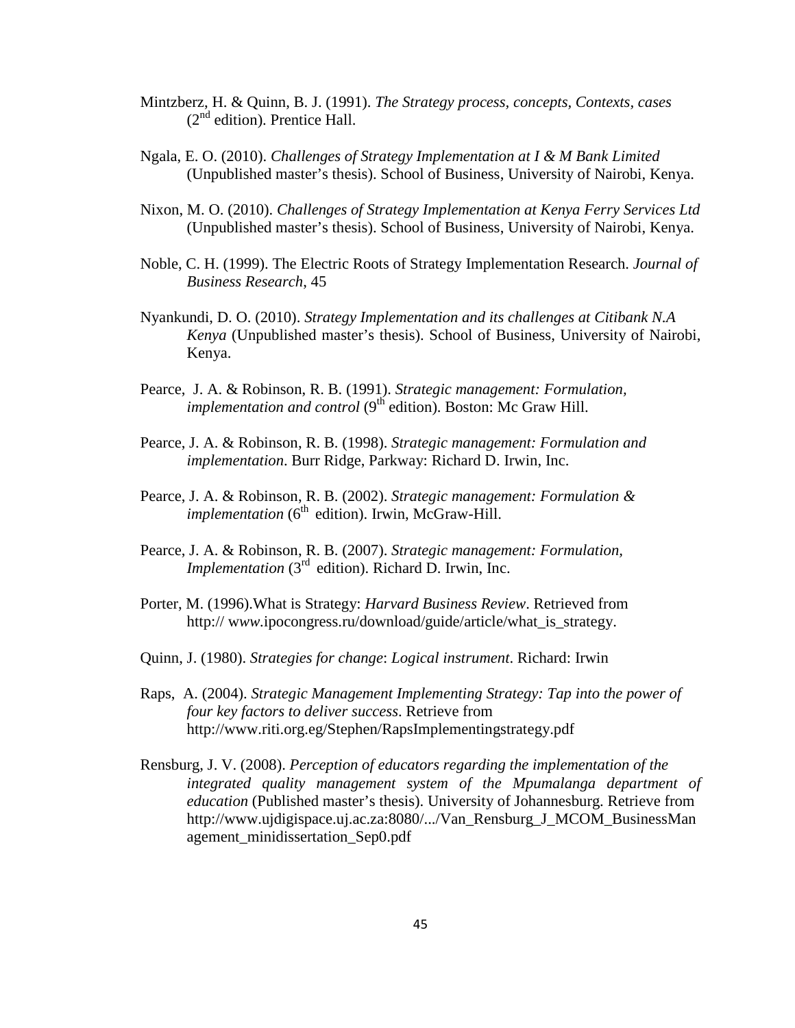Mintzberz, H. & Quinn, B. J. (1991). *The Strategy process, concepts, Contexts, cases* (2nd edition). Prentice Hall.

Ngala, E. O. (2010). *Challenges of Strategy Implementation at I & M Bank Limited* (Unpublished master's thesis). School of Business, University of Nairobi, Kenya.

Nixon, M. O. (2010). *Challenges of Strategy Implementation at Kenya Ferry Services Ltd* (Unpublished master's thesis). School of Business, University of Nairobi, Kenya.

Noble, C. H. (1999). The Electric Roots of Strategy Implementation Research. *Journal of Business Research*, 45

Nyankundi, D. O. (2010). *Strategy Implementation and its challenges at Citibank N.A Kenya* (Unpublished master's thesis). School of Business, University of Nairobi, Kenya.

Pearce, J. A. & Robinson, R. B. (1991). *Strategic management: Formulation, implementation and control* (9th edition). Boston: Mc Graw Hill.

Pearce, J. A. & Robinson, R. B. (1998). *Strategic management: Formulation and implementation*. Burr Ridge, Parkway: Richard D. Irwin, Inc.

Pearce, J. A. & Robinson, R. B. (2002). *Strategic management: Formulation & implementation* (6th edition). Irwin, McGraw-Hill.

Pearce, J. A. & Robinson, R. B. (2007). *Strategic management: Formulation, Implementation* (3rd edition). Richard D. Irwin, Inc.

Porter, M. (1996).What is Strategy: *Harvard Business Review*. Retrieved from http:// www.ipocongress.ru/download/guide/article/what_is_strategy.

Quinn, J. (1980). *Strategies for change*: *Logical instrument*. Richard: Irwin

Raps, A. (2004). *Strategic Management Implementing Strategy: Tap into the power of four key factors to deliver success*. Retrieve from http://www.riti.org.eg/Stephen/RapsImplementingstrategy.pdf

Rensburg, J. V. (2008). *Perception of educators regarding the implementation of the integrated quality management system of the Mpumalanga department of education* (Published master's thesis). University of Johannesburg. Retrieve from http://www.ujdigispace.uj.ac.za:8080/.../Van_Rensburg_J_MCOM_BusinessManagement_minidissertation_Sep0.pdf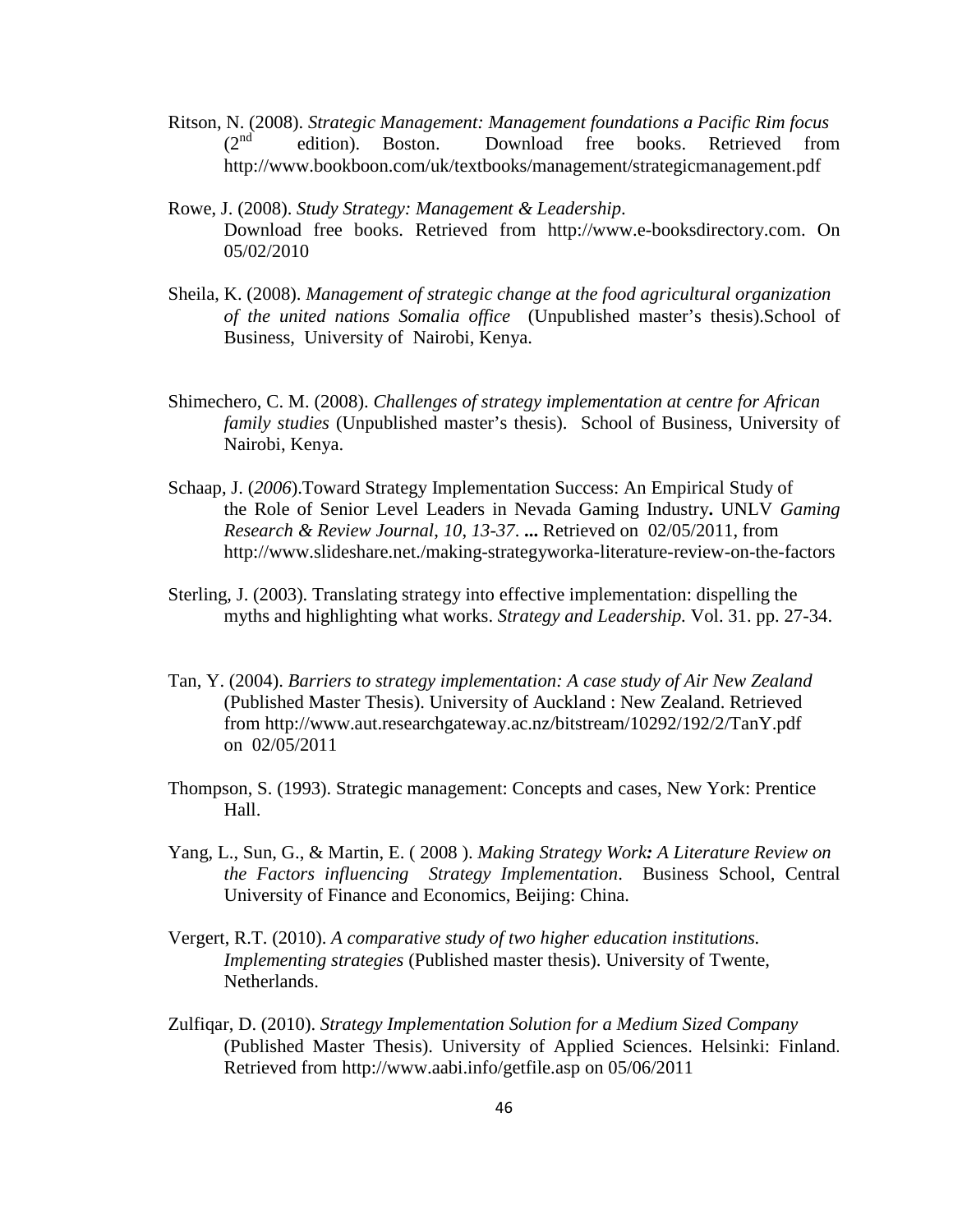Ritson, N. (2008). *Strategic Management: Management foundations a Pacific Rim focus* (2nd edition). Boston. Download free books. Retrieved from http://www.bookboon.com/uk/textbooks/management/strategicmanagement.pdf

Rowe, J. (2008). *Study Strategy: Management & Leadership*. Download free books. Retrieved from http://www.e-booksdirectory.com. On 05/02/2010

Sheila, K. (2008). *Management of strategic change at the food agricultural organization of the united nations Somalia office* (Unpublished master's thesis).School of Business, University of Nairobi, Kenya.

Shimechero, C. M. (2008). *Challenges of strategy implementation at centre for African family studies* (Unpublished master's thesis). School of Business, University of Nairobi, Kenya.

Schaap, J. (*2006*).Toward Strategy Implementation Success: An Empirical Study of the Role of Senior Level Leaders in Nevada Gaming Industry**.** UNLV *Gaming Research & Review Journal*, *10*, *13-37*. **...** Retrieved on 02/05/2011, from http://www.slideshare.net./making-strategyworka-literature-review-on-the-factors

Sterling, J. (2003). Translating strategy into effective implementation: dispelling the myths and highlighting what works. *Strategy and Leadership.* Vol. 31. pp. 27-34.

Tan, Y. (2004). *Barriers to strategy implementation: A case study of Air New Zealand* (Published Master Thesis). University of Auckland : New Zealand. Retrieved from http://www.aut.researchgateway.ac.nz/bitstream/10292/192/2/TanY.pdf on 02/05/2011

Thompson, S. (1993). Strategic management: Concepts and cases, New York: Prentice Hall.

Yang, L., Sun, G., & Martin, E. ( 2008 ). *Making Strategy Work**:** A Literature Review on the Factors influencing Strategy Implementation*. Business School, Central University of Finance and Economics, Beijing: China.

Vergert, R.T. (2010). *A comparative study of two higher education institutions. Implementing strategies* (Published master thesis). University of Twente, Netherlands.

Zulfiqar, D. (2010). *Strategy Implementation Solution for a Medium Sized Company* (Published Master Thesis). University of Applied Sciences. Helsinki: Finland. Retrieved from http://www.aabi.info/getfile.asp on 05/06/2011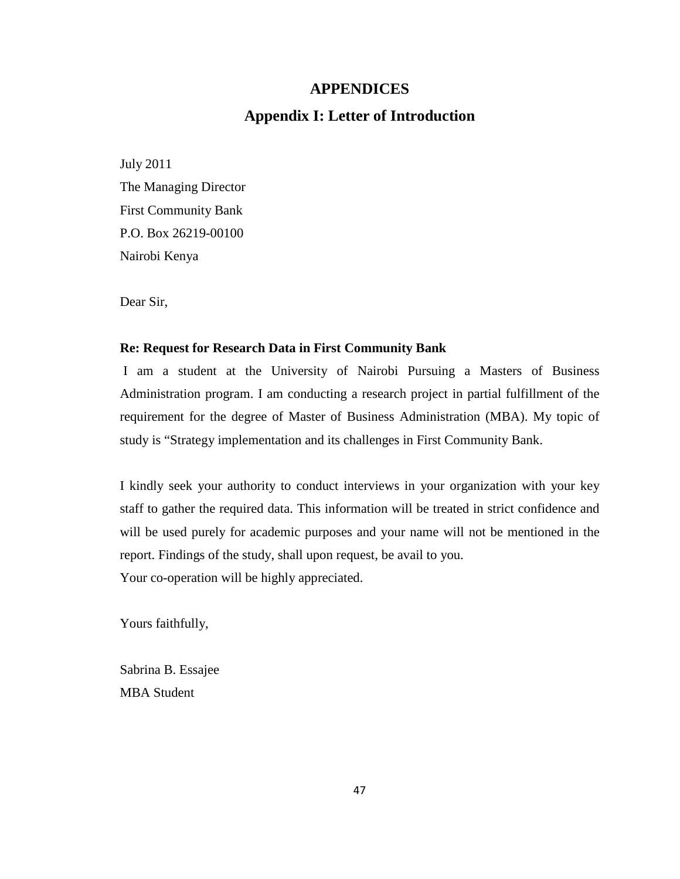# APPENDICES

## Appendix I: Letter of Introduction

July 2011
The Managing Director
First Community Bank
P.O. Box 26219-00100
Nairobi Kenya

Dear Sir,

**Re: Request for Research Data in First Community Bank**

I am a student at the University of Nairobi Pursuing a Masters of Business Administration program. I am conducting a research project in partial fulfillment of the requirement for the degree of Master of Business Administration (MBA). My topic of study is "Strategy implementation and its challenges in First Community Bank.

I kindly seek your authority to conduct interviews in your organization with your key staff to gather the required data. This information will be treated in strict confidence and will be used purely for academic purposes and your name will not be mentioned in the report. Findings of the study, shall upon request, be avail to you.
Your co-operation will be highly appreciated.

Yours faithfully,

Sabrina B. Essajee
MBA Student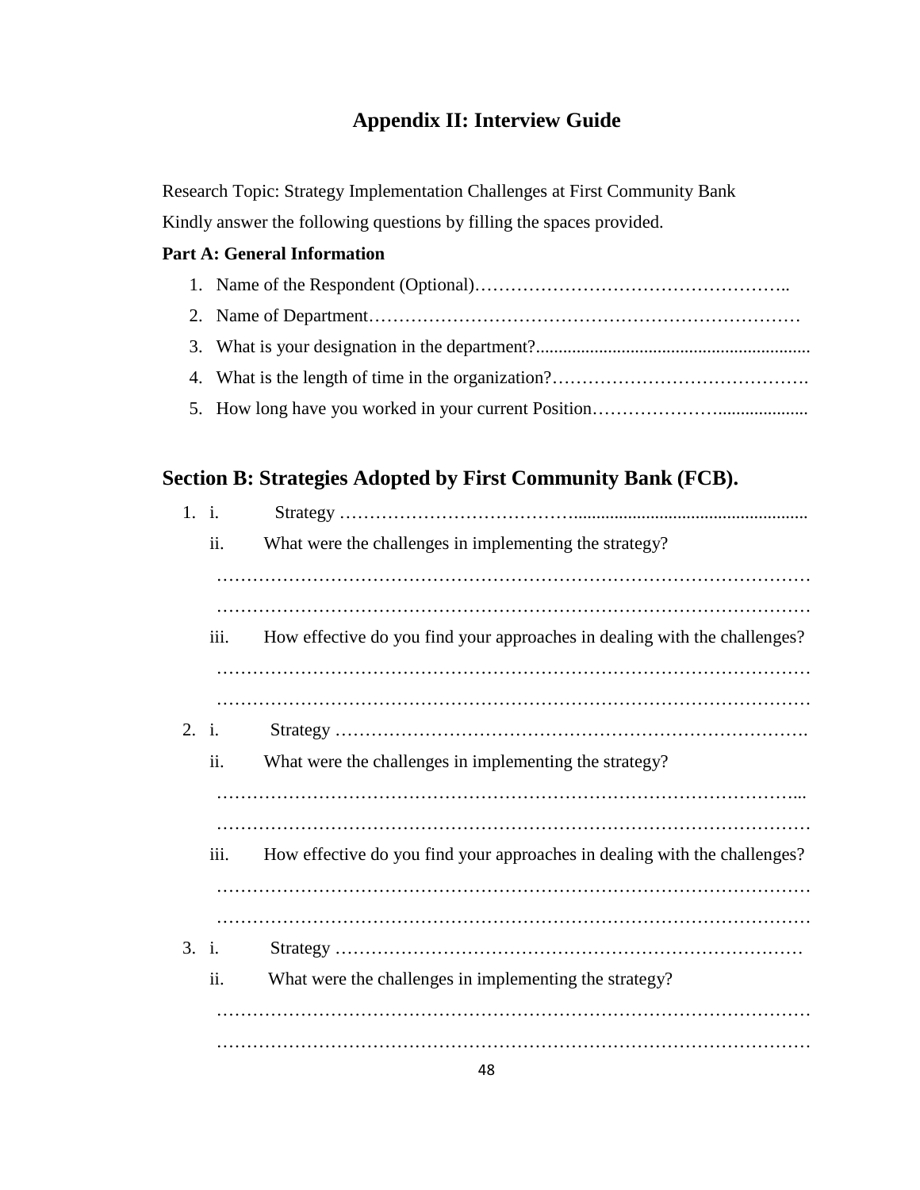## Appendix II: Interview Guide

Research Topic: Strategy Implementation Challenges at First Community Bank

Kindly answer the following questions by filling the spaces provided.

**Part A: General Information**

1. Name of the Respondent (Optional)……………………………………………..
2. Name of Department………………………………………………………………
3. What is your designation in the department?............................................................
4. What is the length of time in the organization?…………………………………….
5. How long have you worked in your current Position…………………....................

## Section B: Strategies Adopted by First Community Bank (FCB).

1. i. Strategy ……………………………….....................................................
   ii. What were the challenges in implementing the strategy?
   ………………………………………………………………………………………
   ………………………………………………………………………………………
   iii. How effective do you find your approaches in dealing with the challenges?
   ………………………………………………………………………………………
   ………………………………………………………………………………………
2. i. Strategy …………………………………………………………………….
   ii. What were the challenges in implementing the strategy?
   ……………………………………………………………………………………...
   ………………………………………………………………………………………
   iii. How effective do you find your approaches in dealing with the challenges?
   ………………………………………………………………………………………
   ………………………………………………………………………………………
3. i. Strategy ……………………………………………………………………
   ii. What were the challenges in implementing the strategy?
   ………………………………………………………………………………………
   ………………………………………………………………………………………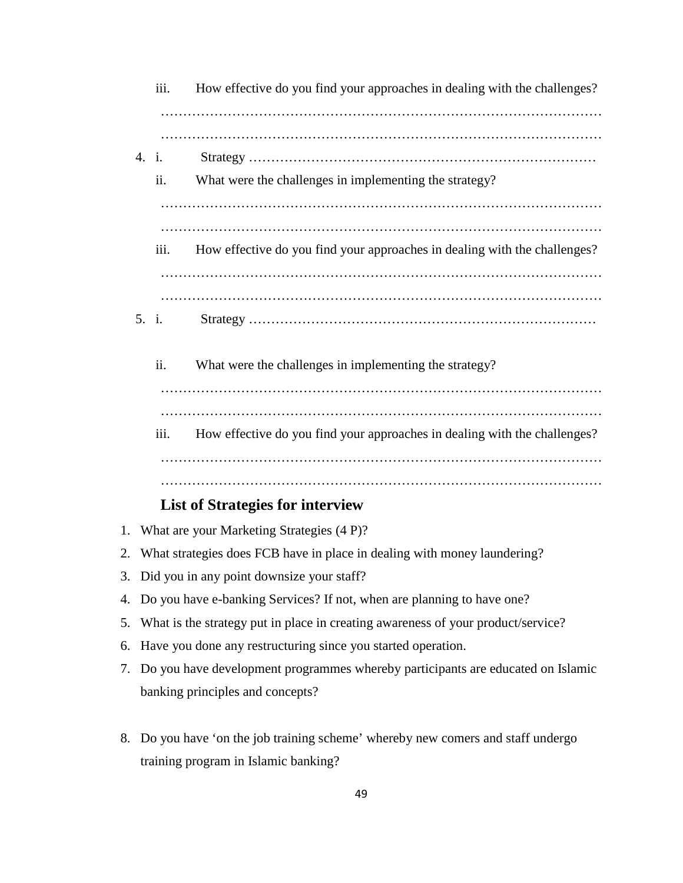iii. How effective do you find your approaches in dealing with the challenges?

…………………………………………………………………………………………

…………………………………………………………………………………………

4. i. Strategy ……………………………………………………………………

   ii. What were the challenges in implementing the strategy?

   …………………………………………………………………………………………

   …………………………………………………………………………………………

   iii. How effective do you find your approaches in dealing with the challenges?

   …………………………………………………………………………………………

   …………………………………………………………………………………………

5. i. Strategy ……………………………………………………………………

   ii. What were the challenges in implementing the strategy?

   …………………………………………………………………………………………

   …………………………………………………………………………………………

   iii. How effective do you find your approaches in dealing with the challenges?

   …………………………………………………………………………………………

   …………………………………………………………………………………………

### List of Strategies for interview

1. What are your Marketing Strategies (4 P)?
2. What strategies does FCB have in place in dealing with money laundering?
3. Did you in any point downsize your staff?
4. Do you have e-banking Services? If not, when are planning to have one?
5. What is the strategy put in place in creating awareness of your product/service?
6. Have you done any restructuring since you started operation.
7. Do you have development programmes whereby participants are educated on Islamic banking principles and concepts?
8. Do you have 'on the job training scheme' whereby new comers and staff undergo training program in Islamic banking?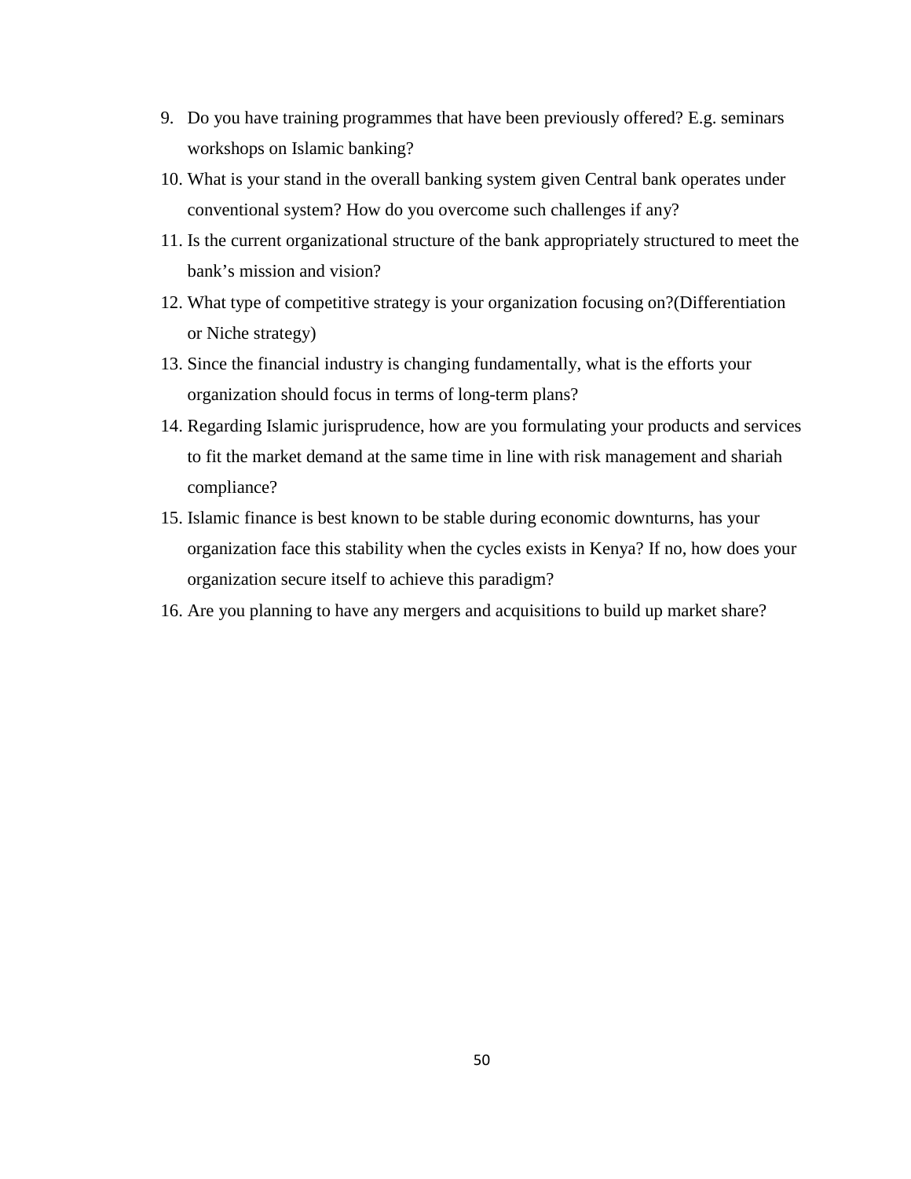9. Do you have training programmes that have been previously offered? E.g. seminars workshops on Islamic banking?
10. What is your stand in the overall banking system given Central bank operates under conventional system? How do you overcome such challenges if any?
11. Is the current organizational structure of the bank appropriately structured to meet the bank's mission and vision?
12. What type of competitive strategy is your organization focusing on?(Differentiation or Niche strategy)
13. Since the financial industry is changing fundamentally, what is the efforts your organization should focus in terms of long-term plans?
14. Regarding Islamic jurisprudence, how are you formulating your products and services to fit the market demand at the same time in line with risk management and shariah compliance?
15. Islamic finance is best known to be stable during economic downturns, has your organization face this stability when the cycles exists in Kenya? If no, how does your organization secure itself to achieve this paradigm?
16. Are you planning to have any mergers and acquisitions to build up market share?